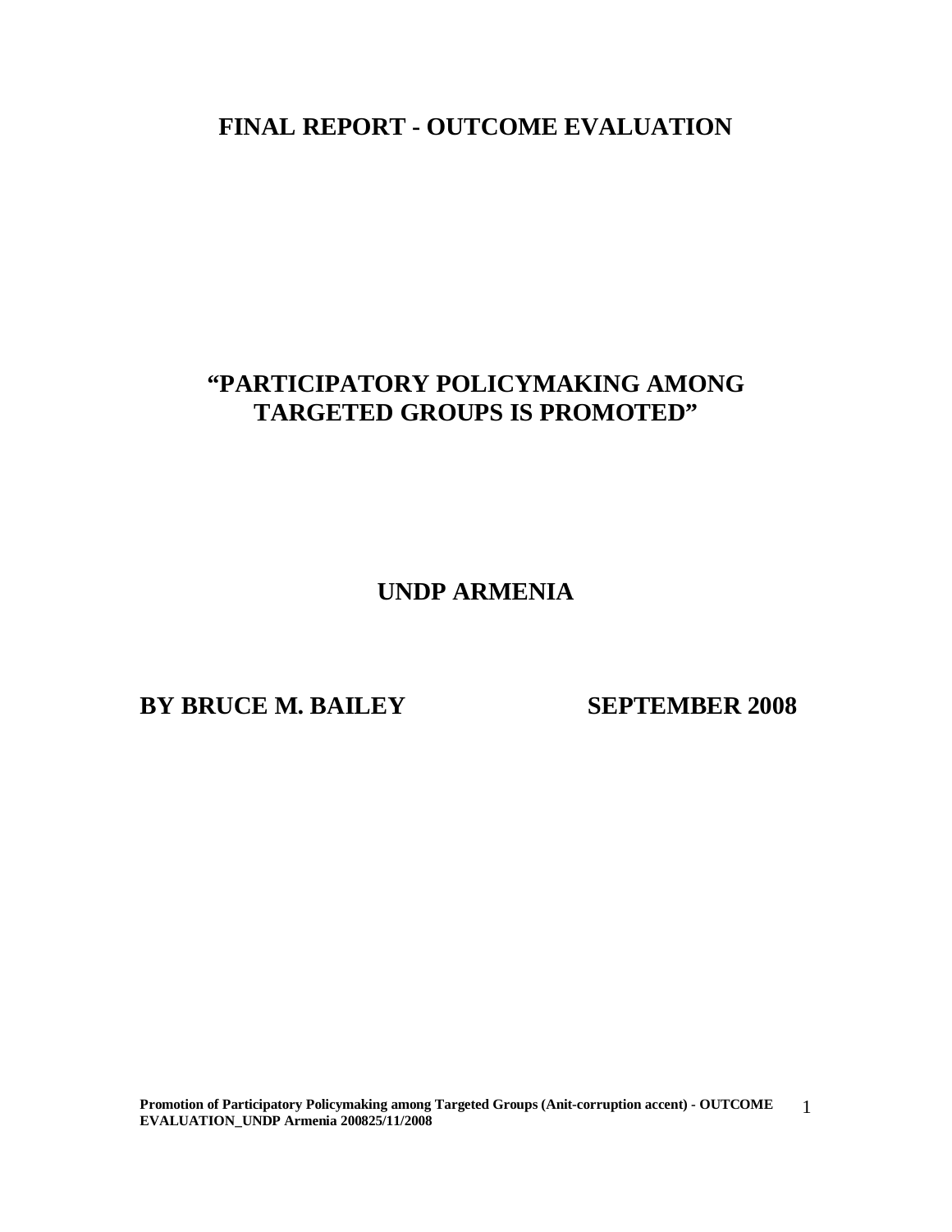# FINAL REPORT - OUTCOME EVALUATION

## "PARTICIPATORY POLICYMAKING AMONG TARGETED GROUPS IS PROMOTED"

## UNDP ARMENIA

**BY BRUCE M. BAILEY** **SEPTEMBER 2008**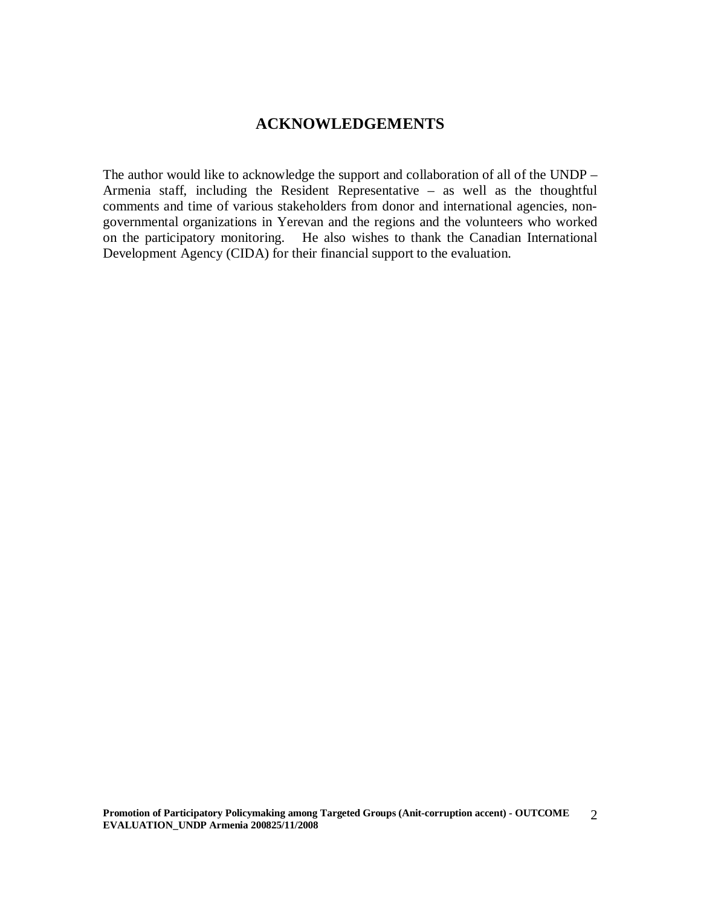## ACKNOWLEDGEMENTS

The author would like to acknowledge the support and collaboration of all of the UNDP – Armenia staff, including the Resident Representative – as well as the thoughtful comments and time of various stakeholders from donor and international agencies, non-governmental organizations in Yerevan and the regions and the volunteers who worked on the participatory monitoring. He also wishes to thank the Canadian International Development Agency (CIDA) for their financial support to the evaluation.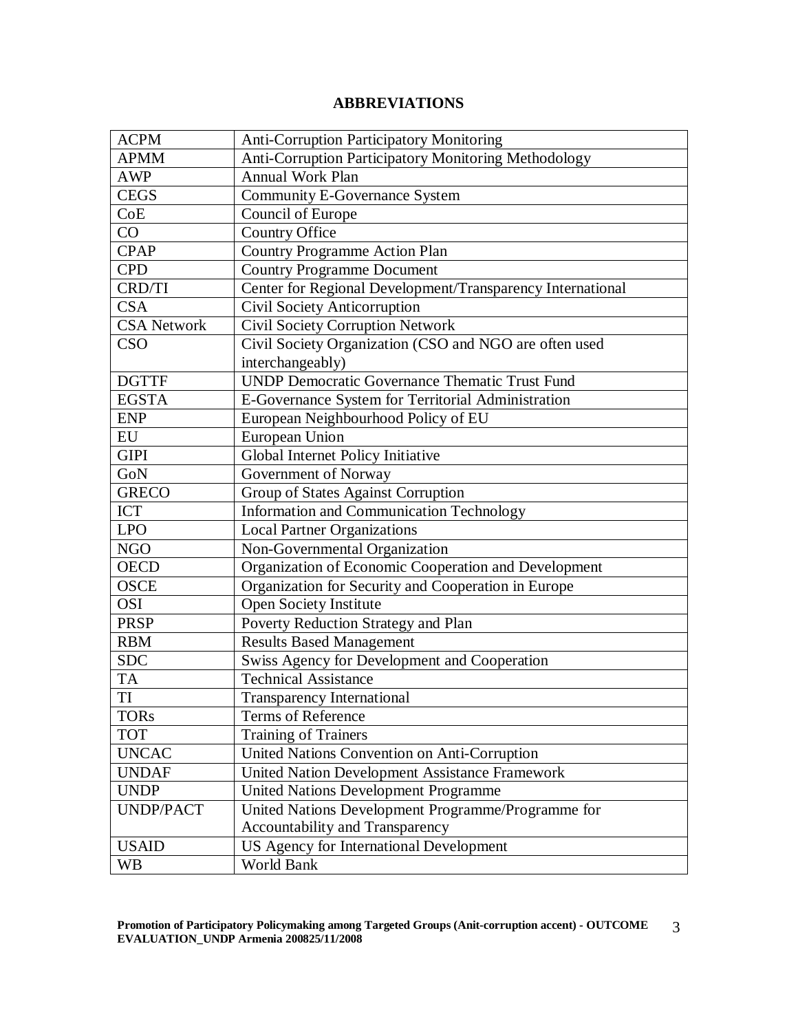# ABBREVIATIONS

| | |
|---|---|
| ACPM | Anti-Corruption Participatory Monitoring |
| APMM | Anti-Corruption Participatory Monitoring Methodology |
| AWP | Annual Work Plan |
| CEGS | Community E-Governance System |
| CoE | Council of Europe |
| CO | Country Office |
| CPAP | Country Programme Action Plan |
| CPD | Country Programme Document |
| CRD/TI | Center for Regional Development/Transparency International |
| CSA | Civil Society Anticorruption |
| CSA Network | Civil Society Corruption Network |
| CSO | Civil Society Organization (CSO and NGO are often used interchangeably) |
| DGTTF | UNDP Democratic Governance Thematic Trust Fund |
| EGSTA | E-Governance System for Territorial Administration |
| ENP | European Neighbourhood Policy of EU |
| EU | European Union |
| GIPI | Global Internet Policy Initiative |
| GoN | Government of Norway |
| GRECO | Group of States Against Corruption |
| ICT | Information and Communication Technology |
| LPO | Local Partner Organizations |
| NGO | Non-Governmental Organization |
| OECD | Organization of Economic Cooperation and Development |
| OSCE | Organization for Security and Cooperation in Europe |
| OSI | Open Society Institute |
| PRSP | Poverty Reduction Strategy and Plan |
| RBM | Results Based Management |
| SDC | Swiss Agency for Development and Cooperation |
| TA | Technical Assistance |
| TI | Transparency International |
| TORs | Terms of Reference |
| TOT | Training of Trainers |
| UNCAC | United Nations Convention on Anti-Corruption |
| UNDAF | United Nation Development Assistance Framework |
| UNDP | United Nations Development Programme |
| UNDP/PACT | United Nations Development Programme/Programme for Accountability and Transparency |
| USAID | US Agency for International Development |
| WB | World Bank |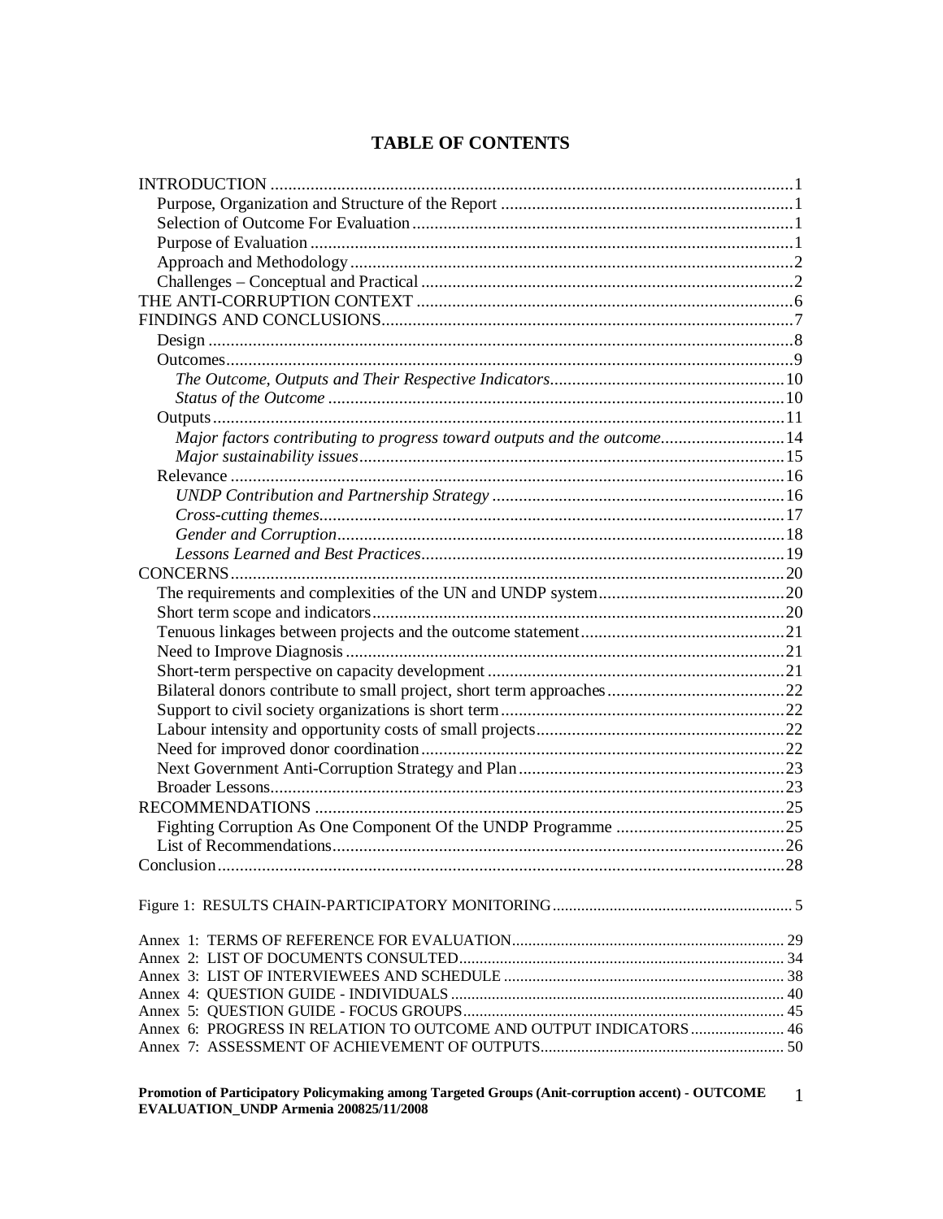## TABLE OF CONTENTS

INTRODUCTION ........................................................................ 1
- Purpose, Organization and Structure of the Report ........................................ 1
- Selection of Outcome For Evaluation ........................................ 1
- Purpose of Evaluation ........................................ 1
- Approach and Methodology ........................................ 2
- Challenges – Conceptual and Practical ........................................ 2

THE ANTI-CORRUPTION CONTEXT ........................................ 6

FINDINGS AND CONCLUSIONS ........................................ 7
- Design ........................................ 8
- Outcomes ........................................ 9
  - *The Outcome, Outputs and Their Respective Indicators* ........................................ 10
  - *Status of the Outcome* ........................................ 10
- Outputs ........................................ 11
  - *Major factors contributing to progress toward outputs and the outcome* ........................................ 14
  - *Major sustainability issues* ........................................ 15
- Relevance ........................................ 16
  - *UNDP Contribution and Partnership Strategy* ........................................ 16
  - *Cross-cutting themes* ........................................ 17
  - *Gender and Corruption* ........................................ 18
  - *Lessons Learned and Best Practices* ........................................ 19

CONCERNS ........................................ 20
- The requirements and complexities of the UN and UNDP system ........................................ 20
- Short term scope and indicators ........................................ 20
- Tenuous linkages between projects and the outcome statement ........................................ 21
- Need to Improve Diagnosis ........................................ 21
- Short-term perspective on capacity development ........................................ 21
- Bilateral donors contribute to small project, short term approaches ........................................ 22
- Support to civil society organizations is short term ........................................ 22
- Labour intensity and opportunity costs of small projects ........................................ 22
- Need for improved donor coordination ........................................ 22
- Next Government Anti-Corruption Strategy and Plan ........................................ 23
- Broader Lessons ........................................ 23

RECOMMENDATIONS ........................................ 25
- Fighting Corruption As One Component Of the UNDP Programme ........................................ 25
- List of Recommendations ........................................ 26

Conclusion ........................................ 28

Figure 1: RESULTS CHAIN-PARTICIPATORY MONITORING ........................................ 5

Annex 1: TERMS OF REFERENCE FOR EVALUATION ........................................ 29
Annex 2: LIST OF DOCUMENTS CONSULTED ........................................ 34
Annex 3: LIST OF INTERVIEWEES AND SCHEDULE ........................................ 38
Annex 4: QUESTION GUIDE - INDIVIDUALS ........................................ 40
Annex 5: QUESTION GUIDE - FOCUS GROUPS ........................................ 45
Annex 6: PROGRESS IN RELATION TO OUTCOME AND OUTPUT INDICATORS ........................................ 46
Annex 7: ASSESSMENT OF ACHIEVEMENT OF OUTPUTS ........................................ 50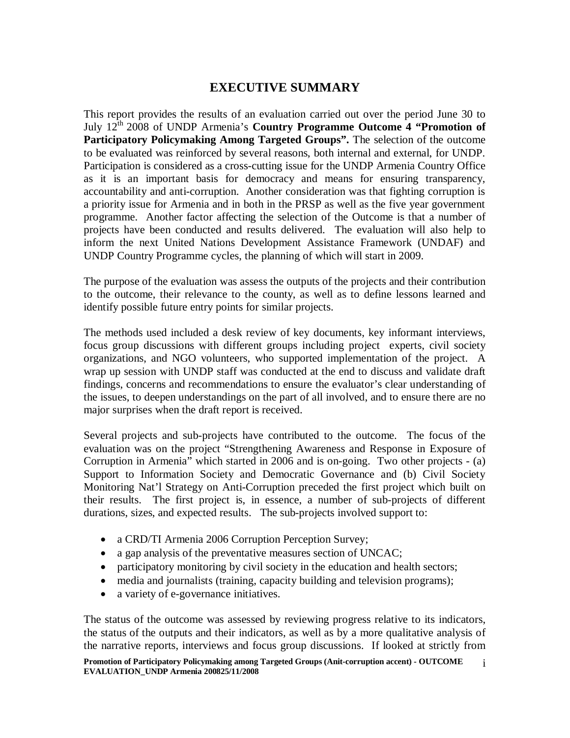# EXECUTIVE SUMMARY

This report provides the results of an evaluation carried out over the period June 30 to July 12th 2008 of UNDP Armenia's **Country Programme Outcome 4 "Promotion of Participatory Policymaking Among Targeted Groups".** The selection of the outcome to be evaluated was reinforced by several reasons, both internal and external, for UNDP. Participation is considered as a cross-cutting issue for the UNDP Armenia Country Office as it is an important basis for democracy and means for ensuring transparency, accountability and anti-corruption. Another consideration was that fighting corruption is a priority issue for Armenia and in both in the PRSP as well as the five year government programme. Another factor affecting the selection of the Outcome is that a number of projects have been conducted and results delivered. The evaluation will also help to inform the next United Nations Development Assistance Framework (UNDAF) and UNDP Country Programme cycles, the planning of which will start in 2009.

The purpose of the evaluation was assess the outputs of the projects and their contribution to the outcome, their relevance to the county, as well as to define lessons learned and identify possible future entry points for similar projects.

The methods used included a desk review of key documents, key informant interviews, focus group discussions with different groups including project experts, civil society organizations, and NGO volunteers, who supported implementation of the project. A wrap up session with UNDP staff was conducted at the end to discuss and validate draft findings, concerns and recommendations to ensure the evaluator's clear understanding of the issues, to deepen understandings on the part of all involved, and to ensure there are no major surprises when the draft report is received.

Several projects and sub-projects have contributed to the outcome. The focus of the evaluation was on the project "Strengthening Awareness and Response in Exposure of Corruption in Armenia" which started in 2006 and is on-going. Two other projects - (a) Support to Information Society and Democratic Governance and (b) Civil Society Monitoring Nat'l Strategy on Anti-Corruption preceded the first project which built on their results. The first project is, in essence, a number of sub-projects of different durations, sizes, and expected results. The sub-projects involved support to:

- a CRD/TI Armenia 2006 Corruption Perception Survey;
- a gap analysis of the preventative measures section of UNCAC;
- participatory monitoring by civil society in the education and health sectors;
- media and journalists (training, capacity building and television programs);
- a variety of e-governance initiatives.

The status of the outcome was assessed by reviewing progress relative to its indicators, the status of the outputs and their indicators, as well as by a more qualitative analysis of the narrative reports, interviews and focus group discussions. If looked at strictly from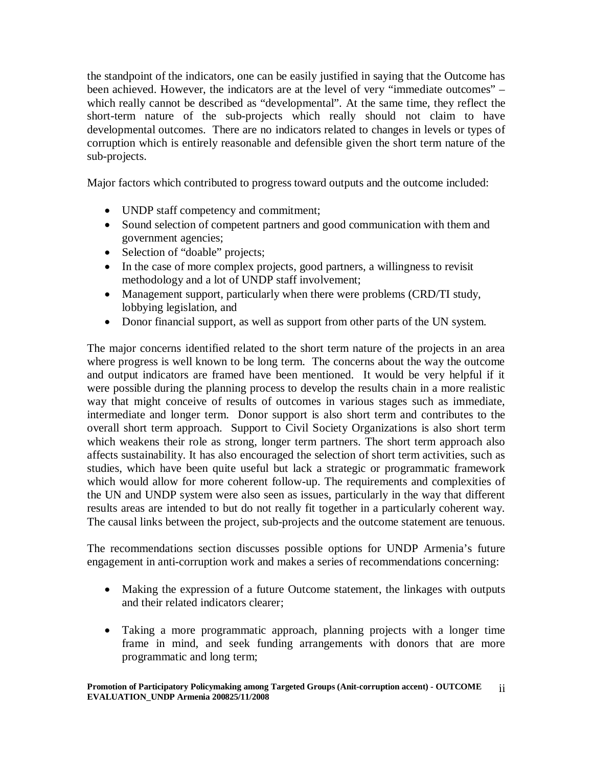the standpoint of the indicators, one can be easily justified in saying that the Outcome has been achieved. However, the indicators are at the level of very "immediate outcomes" – which really cannot be described as "developmental". At the same time, they reflect the short-term nature of the sub-projects which really should not claim to have developmental outcomes. There are no indicators related to changes in levels or types of corruption which is entirely reasonable and defensible given the short term nature of the sub-projects.

Major factors which contributed to progress toward outputs and the outcome included:

- UNDP staff competency and commitment;
- Sound selection of competent partners and good communication with them and government agencies;
- Selection of "doable" projects;
- In the case of more complex projects, good partners, a willingness to revisit methodology and a lot of UNDP staff involvement;
- Management support, particularly when there were problems (CRD/TI study, lobbying legislation, and
- Donor financial support, as well as support from other parts of the UN system.

The major concerns identified related to the short term nature of the projects in an area where progress is well known to be long term. The concerns about the way the outcome and output indicators are framed have been mentioned. It would be very helpful if it were possible during the planning process to develop the results chain in a more realistic way that might conceive of results of outcomes in various stages such as immediate, intermediate and longer term. Donor support is also short term and contributes to the overall short term approach. Support to Civil Society Organizations is also short term which weakens their role as strong, longer term partners. The short term approach also affects sustainability. It has also encouraged the selection of short term activities, such as studies, which have been quite useful but lack a strategic or programmatic framework which would allow for more coherent follow-up. The requirements and complexities of the UN and UNDP system were also seen as issues, particularly in the way that different results areas are intended to but do not really fit together in a particularly coherent way. The causal links between the project, sub-projects and the outcome statement are tenuous.

The recommendations section discusses possible options for UNDP Armenia's future engagement in anti-corruption work and makes a series of recommendations concerning:

- Making the expression of a future Outcome statement, the linkages with outputs and their related indicators clearer;
- Taking a more programmatic approach, planning projects with a longer time frame in mind, and seek funding arrangements with donors that are more programmatic and long term;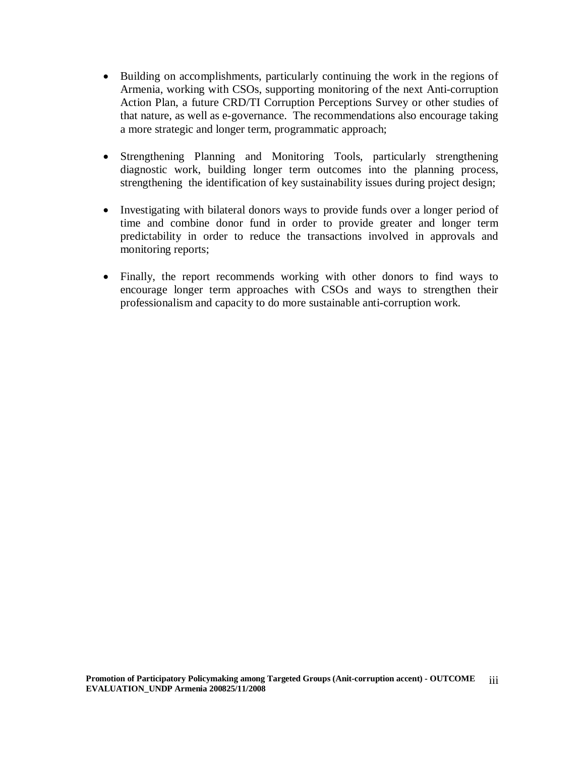- Building on accomplishments, particularly continuing the work in the regions of Armenia, working with CSOs, supporting monitoring of the next Anti-corruption Action Plan, a future CRD/TI Corruption Perceptions Survey or other studies of that nature, as well as e-governance. The recommendations also encourage taking a more strategic and longer term, programmatic approach;

- Strengthening Planning and Monitoring Tools, particularly strengthening diagnostic work, building longer term outcomes into the planning process, strengthening the identification of key sustainability issues during project design;

- Investigating with bilateral donors ways to provide funds over a longer period of time and combine donor fund in order to provide greater and longer term predictability in order to reduce the transactions involved in approvals and monitoring reports;

- Finally, the report recommends working with other donors to find ways to encourage longer term approaches with CSOs and ways to strengthen their professionalism and capacity to do more sustainable anti-corruption work.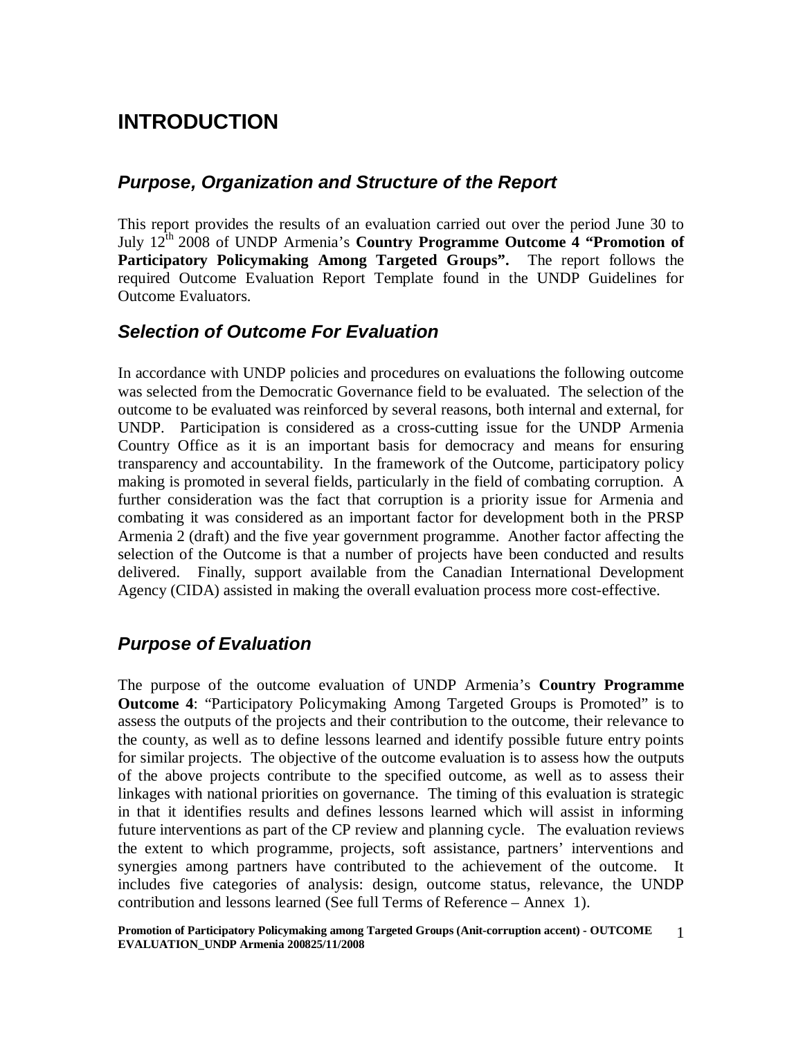# INTRODUCTION

## *Purpose, Organization and Structure of the Report*

This report provides the results of an evaluation carried out over the period June 30 to July 12th 2008 of UNDP Armenia's **Country Programme Outcome 4 "Promotion of Participatory Policymaking Among Targeted Groups".** The report follows the required Outcome Evaluation Report Template found in the UNDP Guidelines for Outcome Evaluators.

## *Selection of Outcome For Evaluation*

In accordance with UNDP policies and procedures on evaluations the following outcome was selected from the Democratic Governance field to be evaluated. The selection of the outcome to be evaluated was reinforced by several reasons, both internal and external, for UNDP. Participation is considered as a cross-cutting issue for the UNDP Armenia Country Office as it is an important basis for democracy and means for ensuring transparency and accountability. In the framework of the Outcome, participatory policy making is promoted in several fields, particularly in the field of combating corruption. A further consideration was the fact that corruption is a priority issue for Armenia and combating it was considered as an important factor for development both in the PRSP Armenia 2 (draft) and the five year government programme. Another factor affecting the selection of the Outcome is that a number of projects have been conducted and results delivered. Finally, support available from the Canadian International Development Agency (CIDA) assisted in making the overall evaluation process more cost-effective.

## *Purpose of Evaluation*

The purpose of the outcome evaluation of UNDP Armenia's **Country Programme Outcome 4**: "Participatory Policymaking Among Targeted Groups is Promoted" is to assess the outputs of the projects and their contribution to the outcome, their relevance to the county, as well as to define lessons learned and identify possible future entry points for similar projects. The objective of the outcome evaluation is to assess how the outputs of the above projects contribute to the specified outcome, as well as to assess their linkages with national priorities on governance. The timing of this evaluation is strategic in that it identifies results and defines lessons learned which will assist in informing future interventions as part of the CP review and planning cycle. The evaluation reviews the extent to which programme, projects, soft assistance, partners' interventions and synergies among partners have contributed to the achievement of the outcome. It includes five categories of analysis: design, outcome status, relevance, the UNDP contribution and lessons learned (See full Terms of Reference – Annex 1).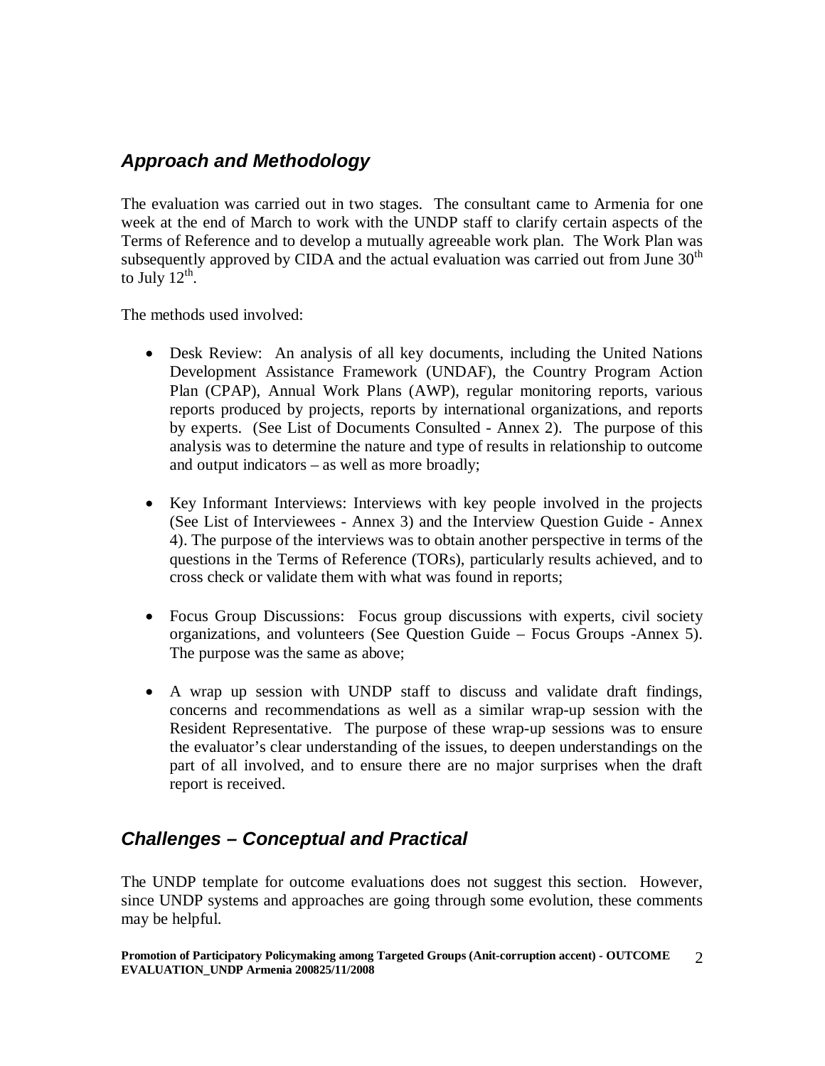## *Approach and Methodology*

The evaluation was carried out in two stages. The consultant came to Armenia for one week at the end of March to work with the UNDP staff to clarify certain aspects of the Terms of Reference and to develop a mutually agreeable work plan. The Work Plan was subsequently approved by CIDA and the actual evaluation was carried out from June 30th to July 12th.

The methods used involved:

- Desk Review: An analysis of all key documents, including the United Nations Development Assistance Framework (UNDAF), the Country Program Action Plan (CPAP), Annual Work Plans (AWP), regular monitoring reports, various reports produced by projects, reports by international organizations, and reports by experts. (See List of Documents Consulted - Annex 2). The purpose of this analysis was to determine the nature and type of results in relationship to outcome and output indicators – as well as more broadly;

- Key Informant Interviews: Interviews with key people involved in the projects (See List of Interviewees - Annex 3) and the Interview Question Guide - Annex 4). The purpose of the interviews was to obtain another perspective in terms of the questions in the Terms of Reference (TORs), particularly results achieved, and to cross check or validate them with what was found in reports;

- Focus Group Discussions: Focus group discussions with experts, civil society organizations, and volunteers (See Question Guide – Focus Groups -Annex 5). The purpose was the same as above;

- A wrap up session with UNDP staff to discuss and validate draft findings, concerns and recommendations as well as a similar wrap-up session with the Resident Representative. The purpose of these wrap-up sessions was to ensure the evaluator's clear understanding of the issues, to deepen understandings on the part of all involved, and to ensure there are no major surprises when the draft report is received.

## *Challenges – Conceptual and Practical*

The UNDP template for outcome evaluations does not suggest this section. However, since UNDP systems and approaches are going through some evolution, these comments may be helpful.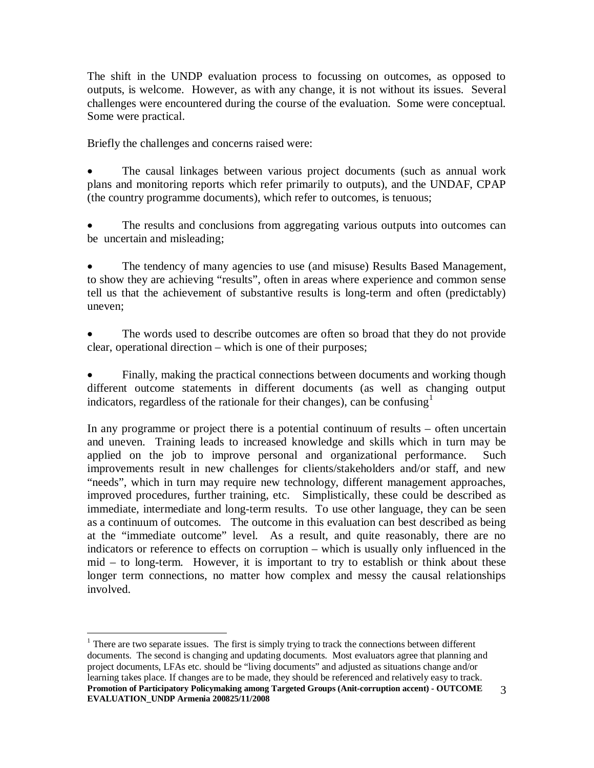The shift in the UNDP evaluation process to focussing on outcomes, as opposed to outputs, is welcome. However, as with any change, it is not without its issues. Several challenges were encountered during the course of the evaluation. Some were conceptual. Some were practical.

Briefly the challenges and concerns raised were:

- The causal linkages between various project documents (such as annual work plans and monitoring reports which refer primarily to outputs), and the UNDAF, CPAP (the country programme documents), which refer to outcomes, is tenuous;

- The results and conclusions from aggregating various outputs into outcomes can be uncertain and misleading;

- The tendency of many agencies to use (and misuse) Results Based Management, to show they are achieving "results", often in areas where experience and common sense tell us that the achievement of substantive results is long-term and often (predictably) uneven;

- The words used to describe outcomes are often so broad that they do not provide clear, operational direction – which is one of their purposes;

- Finally, making the practical connections between documents and working though different outcome statements in different documents (as well as changing output indicators, regardless of the rationale for their changes), can be confusing[1]

In any programme or project there is a potential continuum of results – often uncertain and uneven. Training leads to increased knowledge and skills which in turn may be applied on the job to improve personal and organizational performance. Such improvements result in new challenges for clients/stakeholders and/or staff, and new "needs", which in turn may require new technology, different management approaches, improved procedures, further training, etc. Simplistically, these could be described as immediate, intermediate and long-term results. To use other language, they can be seen as a continuum of outcomes. The outcome in this evaluation can best described as being at the "immediate outcome" level. As a result, and quite reasonably, there are no indicators or reference to effects on corruption – which is usually only influenced in the mid – to long-term. However, it is important to try to establish or think about these longer term connections, no matter how complex and messy the causal relationships involved.

[1] There are two separate issues. The first is simply trying to track the connections between different documents. The second is changing and updating documents. Most evaluators agree that planning and project documents, LFAs etc. should be "living documents" and adjusted as situations change and/or learning takes place. If changes are to be made, they should be referenced and relatively easy to track.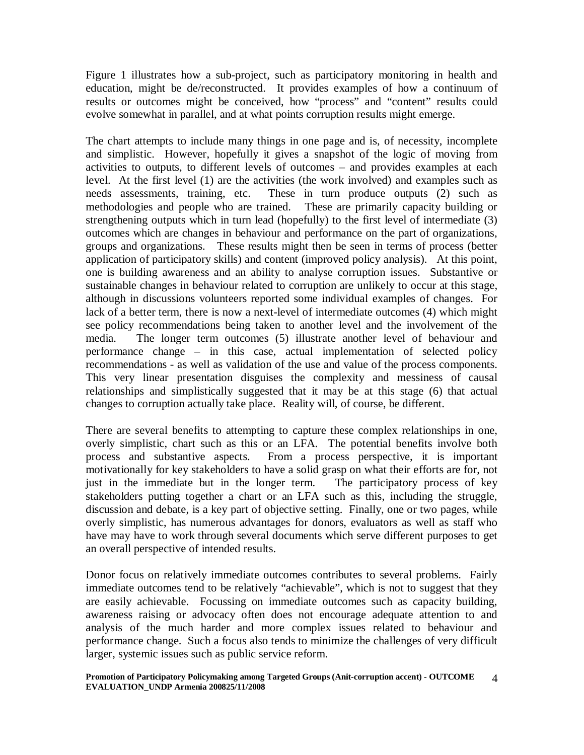Figure 1 illustrates how a sub-project, such as participatory monitoring in health and education, might be de/reconstructed. It provides examples of how a continuum of results or outcomes might be conceived, how "process" and "content" results could evolve somewhat in parallel, and at what points corruption results might emerge.

The chart attempts to include many things in one page and is, of necessity, incomplete and simplistic. However, hopefully it gives a snapshot of the logic of moving from activities to outputs, to different levels of outcomes – and provides examples at each level. At the first level (1) are the activities (the work involved) and examples such as needs assessments, training, etc. These in turn produce outputs (2) such as methodologies and people who are trained. These are primarily capacity building or strengthening outputs which in turn lead (hopefully) to the first level of intermediate (3) outcomes which are changes in behaviour and performance on the part of organizations, groups and organizations. These results might then be seen in terms of process (better application of participatory skills) and content (improved policy analysis). At this point, one is building awareness and an ability to analyse corruption issues. Substantive or sustainable changes in behaviour related to corruption are unlikely to occur at this stage, although in discussions volunteers reported some individual examples of changes. For lack of a better term, there is now a next-level of intermediate outcomes (4) which might see policy recommendations being taken to another level and the involvement of the media. The longer term outcomes (5) illustrate another level of behaviour and performance change – in this case, actual implementation of selected policy recommendations - as well as validation of the use and value of the process components. This very linear presentation disguises the complexity and messiness of causal relationships and simplistically suggested that it may be at this stage (6) that actual changes to corruption actually take place. Reality will, of course, be different.

There are several benefits to attempting to capture these complex relationships in one, overly simplistic, chart such as this or an LFA. The potential benefits involve both process and substantive aspects. From a process perspective, it is important motivationally for key stakeholders to have a solid grasp on what their efforts are for, not just in the immediate but in the longer term. The participatory process of key stakeholders putting together a chart or an LFA such as this, including the struggle, discussion and debate, is a key part of objective setting. Finally, one or two pages, while overly simplistic, has numerous advantages for donors, evaluators as well as staff who have may have to work through several documents which serve different purposes to get an overall perspective of intended results.

Donor focus on relatively immediate outcomes contributes to several problems. Fairly immediate outcomes tend to be relatively "achievable", which is not to suggest that they are easily achievable. Focussing on immediate outcomes such as capacity building, awareness raising or advocacy often does not encourage adequate attention to and analysis of the much harder and more complex issues related to behaviour and performance change. Such a focus also tends to minimize the challenges of very difficult larger, systemic issues such as public service reform.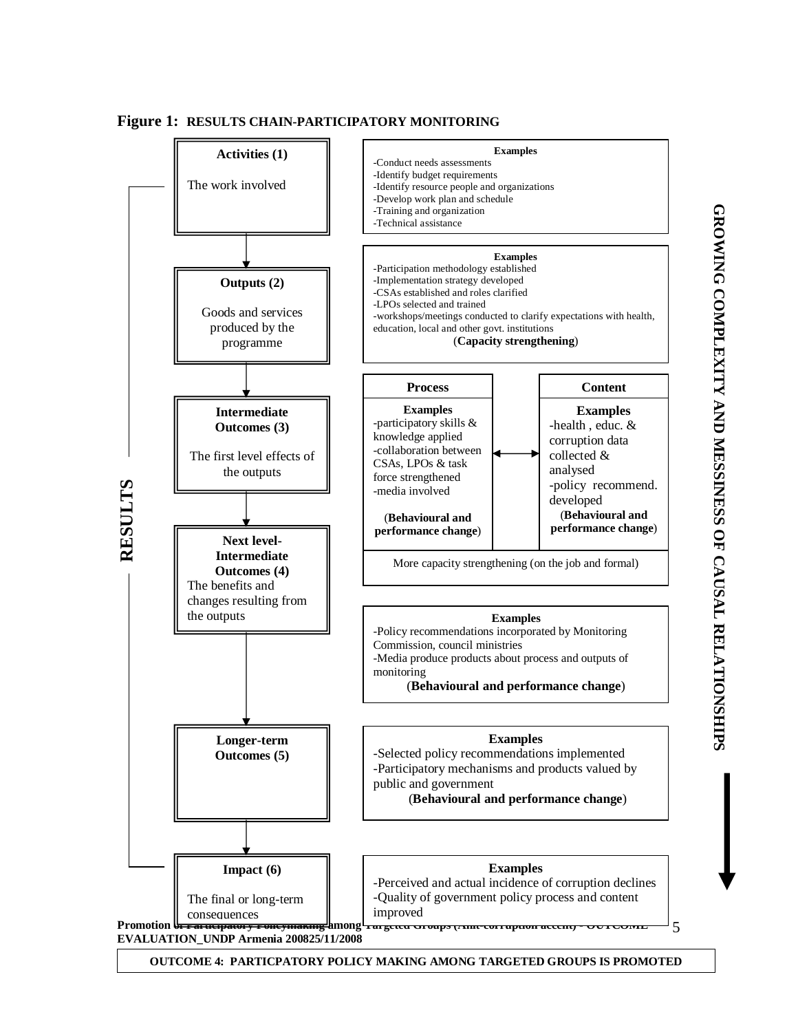**Figure 1: RESULTS CHAIN-PARTICIPATORY MONITORING**

**RESULTS** | **GROWING COMPLEXITY AND MESSINESS OF CAUSAL RELATIONSHIPS**

**Activities (1)**

The work involved

**Examples**
- Conduct needs assessments
- Identify budget requirements
- Identify resource people and organizations
- Develop work plan and schedule
- Training and organization
- Technical assistance

**Outputs (2)**

Goods and services produced by the programme

**Examples**
- Participation methodology established
- Implementation strategy developed
- CSAs established and roles clarified
- LPOs selected and trained
- workshops/meetings conducted to clarify expectations with health, education, local and other govt. institutions

(**Capacity strengthening**)

**Intermediate Outcomes (3)**

The first level effects of the outputs

| Process | Content |
|---|---|
| **Examples**<br>-participatory skills & knowledge applied<br>-collaboration between CSAs, LPOs & task force strengthened<br>-media involved<br><br>(**Behavioural and performance change**) | **Examples**<br>-health , educ. & corruption data collected & analysed<br>-policy recommend. developed<br>(**Behavioural and performance change**) |

More capacity strengthening (on the job and formal)

**Next level-Intermediate Outcomes (4)**

The benefits and changes resulting from the outputs

**Examples**
- Policy recommendations incorporated by Monitoring Commission, council ministries
- Media produce products about process and outputs of monitoring

(**Behavioural and performance change**)

**Longer-term Outcomes (5)**

**Examples**
- Selected policy recommendations implemented
- Participatory mechanisms and products valued by public and government

(**Behavioural and performance change**)

**Impact (6)**

The final or long-term consequences

**Examples**
- Perceived and actual incidence of corruption declines
- Quality of government policy process and content improved

**OUTCOME 4: PARTICPATORY POLICY MAKING AMONG TARGETED GROUPS IS PROMOTED**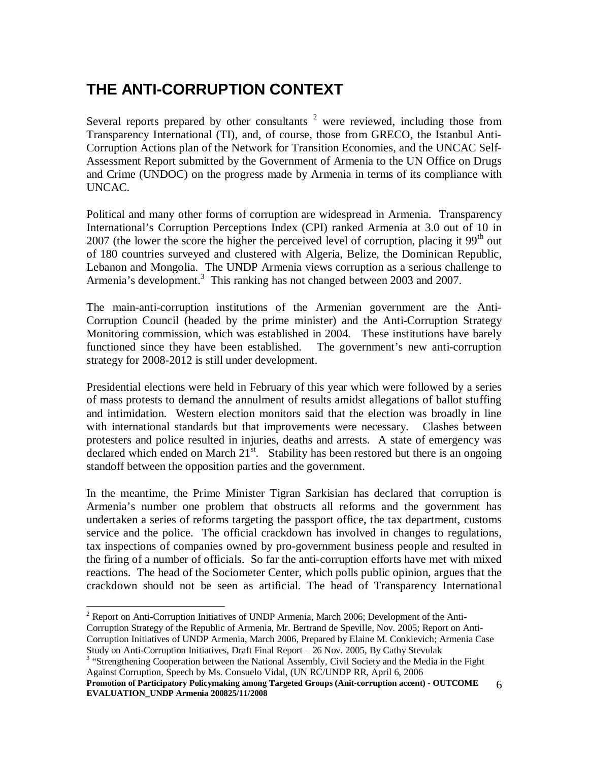# THE ANTI-CORRUPTION CONTEXT

Several reports prepared by other consultants [2] were reviewed, including those from Transparency International (TI), and, of course, those from GRECO, the Istanbul Anti-Corruption Actions plan of the Network for Transition Economies, and the UNCAC Self-Assessment Report submitted by the Government of Armenia to the UN Office on Drugs and Crime (UNDOC) on the progress made by Armenia in terms of its compliance with UNCAC.

Political and many other forms of corruption are widespread in Armenia. Transparency International's Corruption Perceptions Index (CPI) ranked Armenia at 3.0 out of 10 in 2007 (the lower the score the higher the perceived level of corruption, placing it 99th out of 180 countries surveyed and clustered with Algeria, Belize, the Dominican Republic, Lebanon and Mongolia. The UNDP Armenia views corruption as a serious challenge to Armenia's development.[3] This ranking has not changed between 2003 and 2007.

The main-anti-corruption institutions of the Armenian government are the Anti-Corruption Council (headed by the prime minister) and the Anti-Corruption Strategy Monitoring commission, which was established in 2004. These institutions have barely functioned since they have been established. The government's new anti-corruption strategy for 2008-2012 is still under development.

Presidential elections were held in February of this year which were followed by a series of mass protests to demand the annulment of results amidst allegations of ballot stuffing and intimidation. Western election monitors said that the election was broadly in line with international standards but that improvements were necessary. Clashes between protesters and police resulted in injuries, deaths and arrests. A state of emergency was declared which ended on March 21st. Stability has been restored but there is an ongoing standoff between the opposition parties and the government.

In the meantime, the Prime Minister Tigran Sarkisian has declared that corruption is Armenia's number one problem that obstructs all reforms and the government has undertaken a series of reforms targeting the passport office, the tax department, customs service and the police. The official crackdown has involved in changes to regulations, tax inspections of companies owned by pro-government business people and resulted in the firing of a number of officials. So far the anti-corruption efforts have met with mixed reactions. The head of the Sociometer Center, which polls public opinion, argues that the crackdown should not be seen as artificial. The head of Transparency International

---

[2] Report on Anti-Corruption Initiatives of UNDP Armenia, March 2006; Development of the Anti-Corruption Strategy of the Republic of Armenia, Mr. Bertrand de Speville, Nov. 2005; Report on Anti-Corruption Initiatives of UNDP Armenia, March 2006, Prepared by Elaine M. Conkievich; Armenia Case Study on Anti-Corruption Initiatives, Draft Final Report – 26 Nov. 2005, By Cathy Stevulak

[3] "Strengthening Cooperation between the National Assembly, Civil Society and the Media in the Fight Against Corruption, Speech by Ms. Consuelo Vidal, (UN RC/UNDP RR, April 6, 2006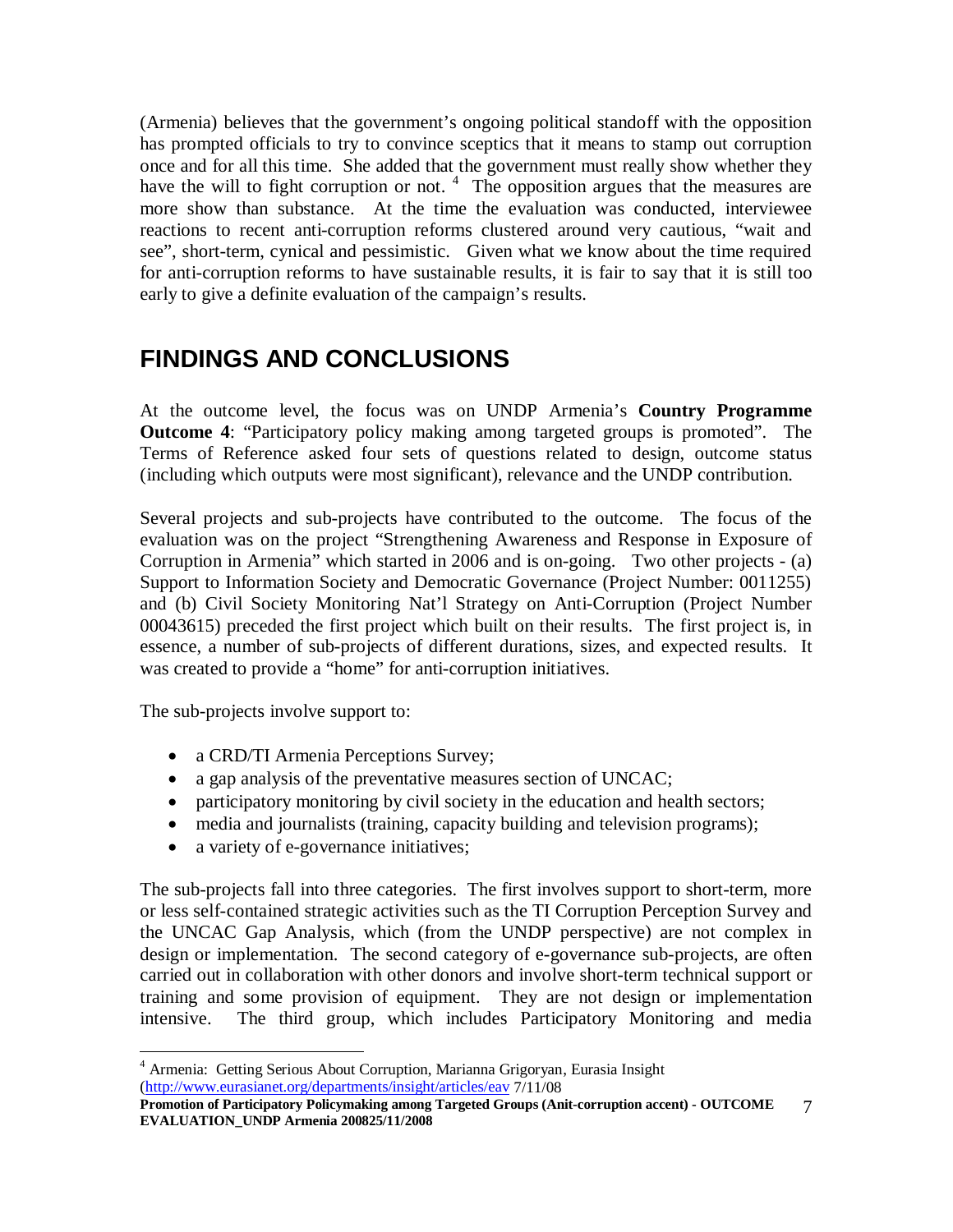(Armenia) believes that the government's ongoing political standoff with the opposition has prompted officials to try to convince sceptics that it means to stamp out corruption once and for all this time. She added that the government must really show whether they have the will to fight corruption or not. [4] The opposition argues that the measures are more show than substance. At the time the evaluation was conducted, interviewee reactions to recent anti-corruption reforms clustered around very cautious, "wait and see", short-term, cynical and pessimistic. Given what we know about the time required for anti-corruption reforms to have sustainable results, it is fair to say that it is still too early to give a definite evaluation of the campaign's results.

# FINDINGS AND CONCLUSIONS

At the outcome level, the focus was on UNDP Armenia's **Country Programme Outcome 4**: "Participatory policy making among targeted groups is promoted". The Terms of Reference asked four sets of questions related to design, outcome status (including which outputs were most significant), relevance and the UNDP contribution.

Several projects and sub-projects have contributed to the outcome. The focus of the evaluation was on the project "Strengthening Awareness and Response in Exposure of Corruption in Armenia" which started in 2006 and is on-going. Two other projects - (a) Support to Information Society and Democratic Governance (Project Number: 0011255) and (b) Civil Society Monitoring Nat'l Strategy on Anti-Corruption (Project Number 00043615) preceded the first project which built on their results. The first project is, in essence, a number of sub-projects of different durations, sizes, and expected results. It was created to provide a "home" for anti-corruption initiatives.

The sub-projects involve support to:

- a CRD/TI Armenia Perceptions Survey;
- a gap analysis of the preventative measures section of UNCAC;
- participatory monitoring by civil society in the education and health sectors;
- media and journalists (training, capacity building and television programs);
- a variety of e-governance initiatives;

The sub-projects fall into three categories. The first involves support to short-term, more or less self-contained strategic activities such as the TI Corruption Perception Survey and the UNCAC Gap Analysis, which (from the UNDP perspective) are not complex in design or implementation. The second category of e-governance sub-projects, are often carried out in collaboration with other donors and involve short-term technical support or training and some provision of equipment. They are not design or implementation intensive. The third group, which includes Participatory Monitoring and media

[4] Armenia: Getting Serious About Corruption, Marianna Grigoryan, Eurasia Insight (http://www.eurasianet.org/departments/insight/articles/eav 7/11/08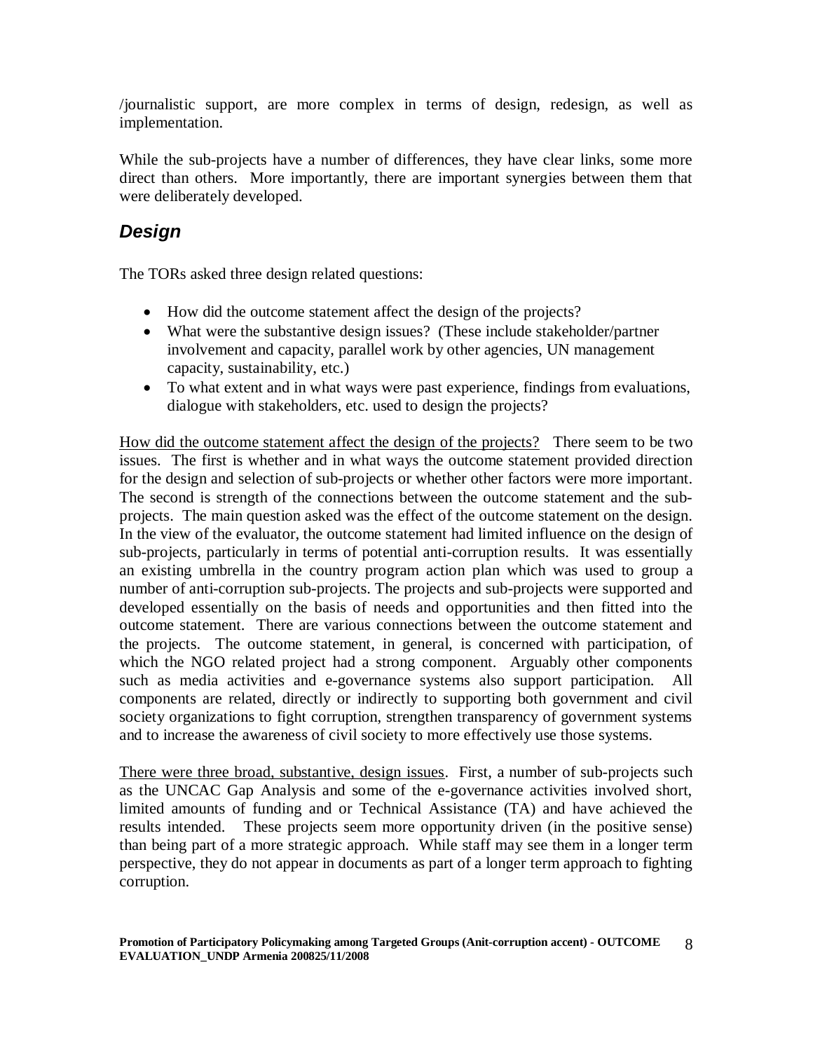/journalistic support, are more complex in terms of design, redesign, as well as implementation.

While the sub-projects have a number of differences, they have clear links, some more direct than others. More importantly, there are important synergies between them that were deliberately developed.

## *Design*

The TORs asked three design related questions:

- How did the outcome statement affect the design of the projects?
- What were the substantive design issues? (These include stakeholder/partner involvement and capacity, parallel work by other agencies, UN management capacity, sustainability, etc.)
- To what extent and in what ways were past experience, findings from evaluations, dialogue with stakeholders, etc. used to design the projects?

<u>How did the outcome statement affect the design of the projects?</u> There seem to be two issues. The first is whether and in what ways the outcome statement provided direction for the design and selection of sub-projects or whether other factors were more important. The second is strength of the connections between the outcome statement and the sub-projects. The main question asked was the effect of the outcome statement on the design. In the view of the evaluator, the outcome statement had limited influence on the design of sub-projects, particularly in terms of potential anti-corruption results. It was essentially an existing umbrella in the country program action plan which was used to group a number of anti-corruption sub-projects. The projects and sub-projects were supported and developed essentially on the basis of needs and opportunities and then fitted into the outcome statement. There are various connections between the outcome statement and the projects. The outcome statement, in general, is concerned with participation, of which the NGO related project had a strong component. Arguably other components such as media activities and e-governance systems also support participation. All components are related, directly or indirectly to supporting both government and civil society organizations to fight corruption, strengthen transparency of government systems and to increase the awareness of civil society to more effectively use those systems.

<u>There were three broad, substantive, design issues</u>. First, a number of sub-projects such as the UNCAC Gap Analysis and some of the e-governance activities involved short, limited amounts of funding and or Technical Assistance (TA) and have achieved the results intended. These projects seem more opportunity driven (in the positive sense) than being part of a more strategic approach. While staff may see them in a longer term perspective, they do not appear in documents as part of a longer term approach to fighting corruption.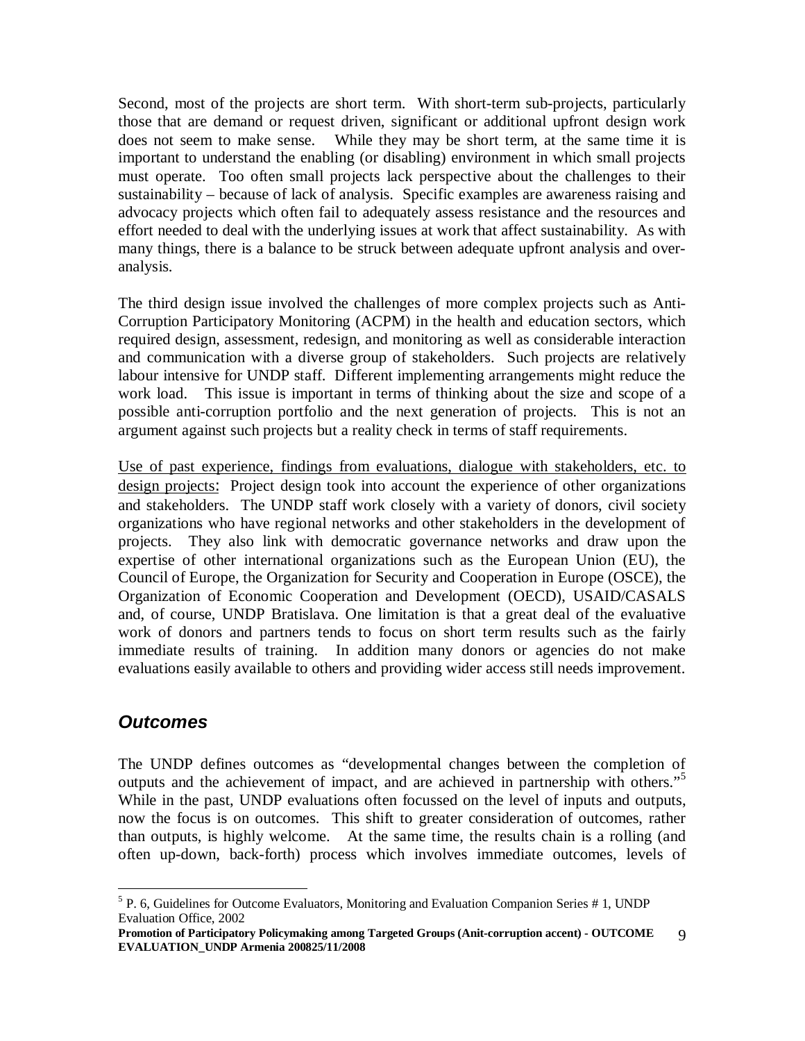Second, most of the projects are short term. With short-term sub-projects, particularly those that are demand or request driven, significant or additional upfront design work does not seem to make sense. While they may be short term, at the same time it is important to understand the enabling (or disabling) environment in which small projects must operate. Too often small projects lack perspective about the challenges to their sustainability – because of lack of analysis. Specific examples are awareness raising and advocacy projects which often fail to adequately assess resistance and the resources and effort needed to deal with the underlying issues at work that affect sustainability. As with many things, there is a balance to be struck between adequate upfront analysis and over-analysis.

The third design issue involved the challenges of more complex projects such as Anti-Corruption Participatory Monitoring (ACPM) in the health and education sectors, which required design, assessment, redesign, and monitoring as well as considerable interaction and communication with a diverse group of stakeholders. Such projects are relatively labour intensive for UNDP staff. Different implementing arrangements might reduce the work load. This issue is important in terms of thinking about the size and scope of a possible anti-corruption portfolio and the next generation of projects. This is not an argument against such projects but a reality check in terms of staff requirements.

<u>Use of past experience, findings from evaluations, dialogue with stakeholders, etc. to design projects</u>: Project design took into account the experience of other organizations and stakeholders. The UNDP staff work closely with a variety of donors, civil society organizations who have regional networks and other stakeholders in the development of projects. They also link with democratic governance networks and draw upon the expertise of other international organizations such as the European Union (EU), the Council of Europe, the Organization for Security and Cooperation in Europe (OSCE), the Organization of Economic Cooperation and Development (OECD), USAID/CASALS and, of course, UNDP Bratislava. One limitation is that a great deal of the evaluative work of donors and partners tends to focus on short term results such as the fairly immediate results of training. In addition many donors or agencies do not make evaluations easily available to others and providing wider access still needs improvement.

## *Outcomes*

The UNDP defines outcomes as "developmental changes between the completion of outputs and the achievement of impact, and are achieved in partnership with others."[5] While in the past, UNDP evaluations often focussed on the level of inputs and outputs, now the focus is on outcomes. This shift to greater consideration of outcomes, rather than outputs, is highly welcome. At the same time, the results chain is a rolling (and often up-down, back-forth) process which involves immediate outcomes, levels of

[5] P. 6, Guidelines for Outcome Evaluators, Monitoring and Evaluation Companion Series # 1, UNDP Evaluation Office, 2002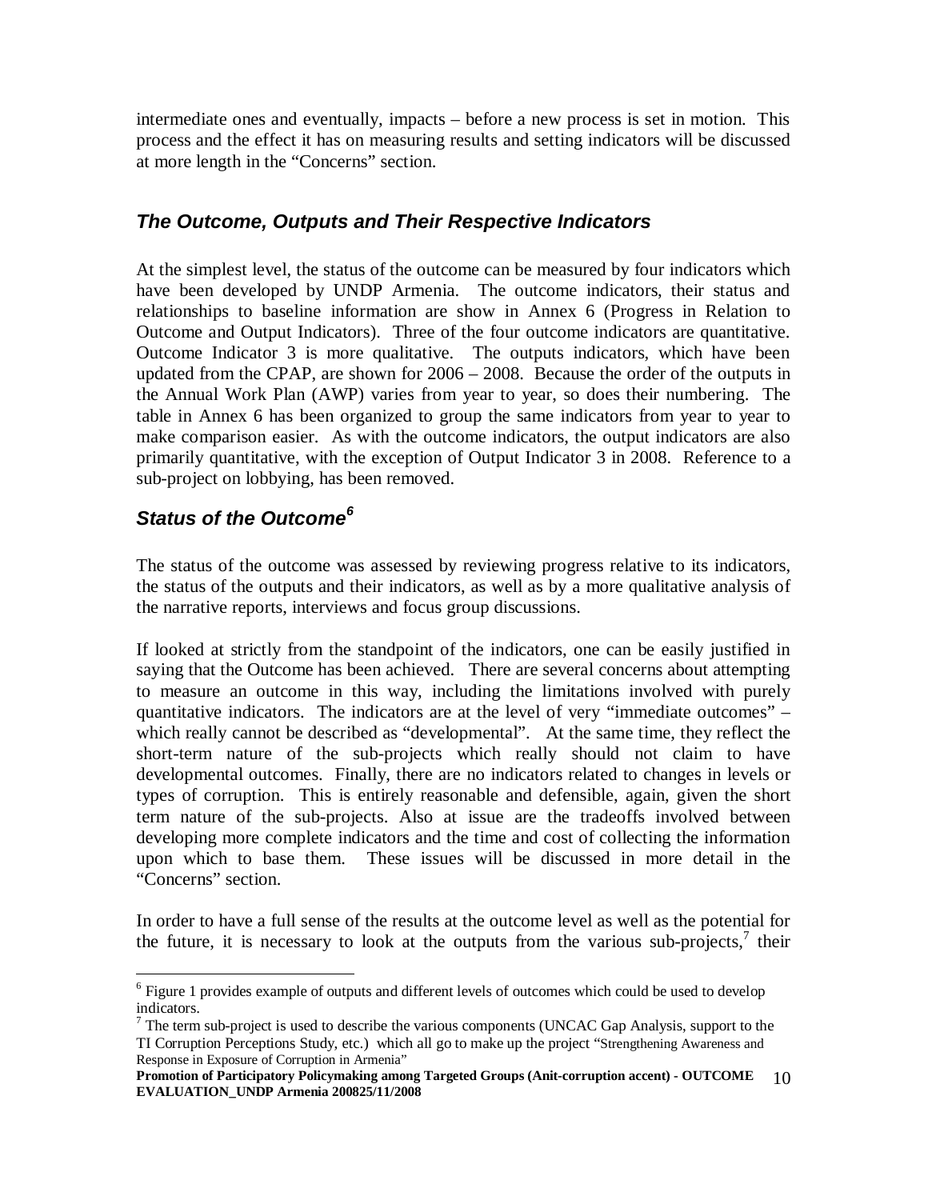intermediate ones and eventually, impacts – before a new process is set in motion. This process and the effect it has on measuring results and setting indicators will be discussed at more length in the "Concerns" section.

## *The Outcome, Outputs and Their Respective Indicators*

At the simplest level, the status of the outcome can be measured by four indicators which have been developed by UNDP Armenia. The outcome indicators, their status and relationships to baseline information are show in Annex 6 (Progress in Relation to Outcome and Output Indicators). Three of the four outcome indicators are quantitative. Outcome Indicator 3 is more qualitative. The outputs indicators, which have been updated from the CPAP, are shown for 2006 – 2008. Because the order of the outputs in the Annual Work Plan (AWP) varies from year to year, so does their numbering. The table in Annex 6 has been organized to group the same indicators from year to year to make comparison easier. As with the outcome indicators, the output indicators are also primarily quantitative, with the exception of Output Indicator 3 in 2008. Reference to a sub-project on lobbying, has been removed.

## *Status of the Outcome*[6]

The status of the outcome was assessed by reviewing progress relative to its indicators, the status of the outputs and their indicators, as well as by a more qualitative analysis of the narrative reports, interviews and focus group discussions.

If looked at strictly from the standpoint of the indicators, one can be easily justified in saying that the Outcome has been achieved. There are several concerns about attempting to measure an outcome in this way, including the limitations involved with purely quantitative indicators. The indicators are at the level of very "immediate outcomes" – which really cannot be described as "developmental". At the same time, they reflect the short-term nature of the sub-projects which really should not claim to have developmental outcomes. Finally, there are no indicators related to changes in levels or types of corruption. This is entirely reasonable and defensible, again, given the short term nature of the sub-projects. Also at issue are the tradeoffs involved between developing more complete indicators and the time and cost of collecting the information upon which to base them. These issues will be discussed in more detail in the "Concerns" section.

In order to have a full sense of the results at the outcome level as well as the potential for the future, it is necessary to look at the outputs from the various sub-projects,[7] their

---

[6] Figure 1 provides example of outputs and different levels of outcomes which could be used to develop indicators.

[7] The term sub-project is used to describe the various components (UNCAC Gap Analysis, support to the TI Corruption Perceptions Study, etc.) which all go to make up the project "Strengthening Awareness and Response in Exposure of Corruption in Armenia"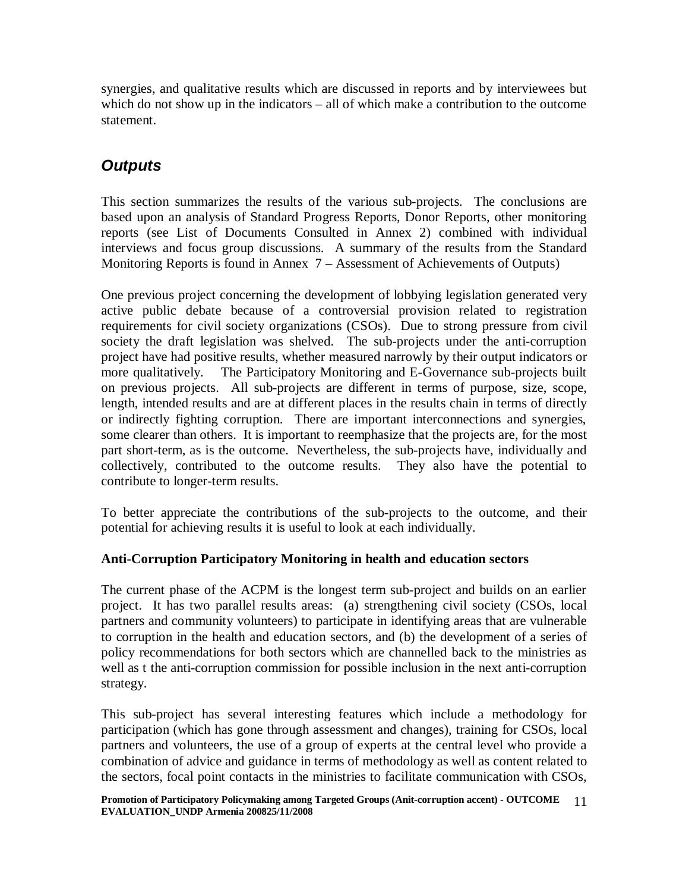synergies, and qualitative results which are discussed in reports and by interviewees but which do not show up in the indicators – all of which make a contribution to the outcome statement.

## *Outputs*

This section summarizes the results of the various sub-projects. The conclusions are based upon an analysis of Standard Progress Reports, Donor Reports, other monitoring reports (see List of Documents Consulted in Annex 2) combined with individual interviews and focus group discussions. A summary of the results from the Standard Monitoring Reports is found in Annex 7 – Assessment of Achievements of Outputs)

One previous project concerning the development of lobbying legislation generated very active public debate because of a controversial provision related to registration requirements for civil society organizations (CSOs). Due to strong pressure from civil society the draft legislation was shelved. The sub-projects under the anti-corruption project have had positive results, whether measured narrowly by their output indicators or more qualitatively. The Participatory Monitoring and E-Governance sub-projects built on previous projects. All sub-projects are different in terms of purpose, size, scope, length, intended results and are at different places in the results chain in terms of directly or indirectly fighting corruption. There are important interconnections and synergies, some clearer than others. It is important to reemphasize that the projects are, for the most part short-term, as is the outcome. Nevertheless, the sub-projects have, individually and collectively, contributed to the outcome results. They also have the potential to contribute to longer-term results.

To better appreciate the contributions of the sub-projects to the outcome, and their potential for achieving results it is useful to look at each individually.

**Anti-Corruption Participatory Monitoring in health and education sectors**

The current phase of the ACPM is the longest term sub-project and builds on an earlier project. It has two parallel results areas: (a) strengthening civil society (CSOs, local partners and community volunteers) to participate in identifying areas that are vulnerable to corruption in the health and education sectors, and (b) the development of a series of policy recommendations for both sectors which are channelled back to the ministries as well as t the anti-corruption commission for possible inclusion in the next anti-corruption strategy.

This sub-project has several interesting features which include a methodology for participation (which has gone through assessment and changes), training for CSOs, local partners and volunteers, the use of a group of experts at the central level who provide a combination of advice and guidance in terms of methodology as well as content related to the sectors, focal point contacts in the ministries to facilitate communication with CSOs,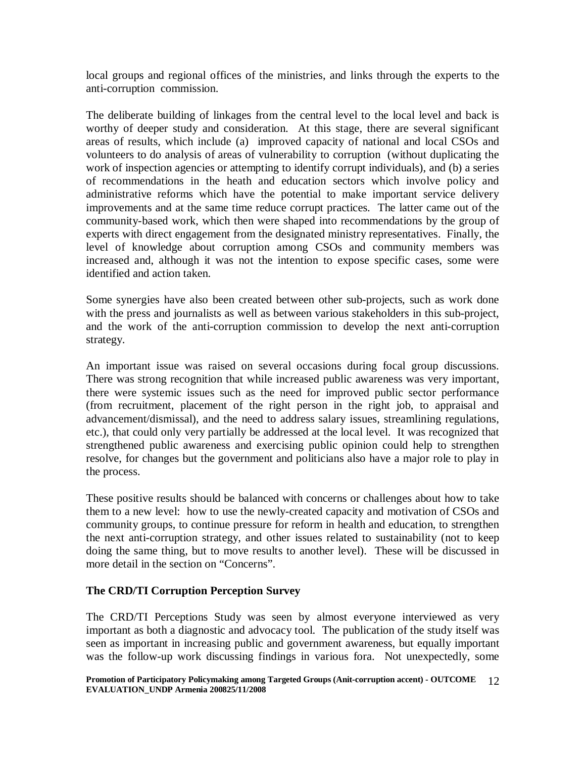local groups and regional offices of the ministries, and links through the experts to the anti-corruption commission.

The deliberate building of linkages from the central level to the local level and back is worthy of deeper study and consideration. At this stage, there are several significant areas of results, which include (a) improved capacity of national and local CSOs and volunteers to do analysis of areas of vulnerability to corruption (without duplicating the work of inspection agencies or attempting to identify corrupt individuals), and (b) a series of recommendations in the heath and education sectors which involve policy and administrative reforms which have the potential to make important service delivery improvements and at the same time reduce corrupt practices. The latter came out of the community-based work, which then were shaped into recommendations by the group of experts with direct engagement from the designated ministry representatives. Finally, the level of knowledge about corruption among CSOs and community members was increased and, although it was not the intention to expose specific cases, some were identified and action taken.

Some synergies have also been created between other sub-projects, such as work done with the press and journalists as well as between various stakeholders in this sub-project, and the work of the anti-corruption commission to develop the next anti-corruption strategy.

An important issue was raised on several occasions during focal group discussions. There was strong recognition that while increased public awareness was very important, there were systemic issues such as the need for improved public sector performance (from recruitment, placement of the right person in the right job, to appraisal and advancement/dismissal), and the need to address salary issues, streamlining regulations, etc.), that could only very partially be addressed at the local level. It was recognized that strengthened public awareness and exercising public opinion could help to strengthen resolve, for changes but the government and politicians also have a major role to play in the process.

These positive results should be balanced with concerns or challenges about how to take them to a new level: how to use the newly-created capacity and motivation of CSOs and community groups, to continue pressure for reform in health and education, to strengthen the next anti-corruption strategy, and other issues related to sustainability (not to keep doing the same thing, but to move results to another level). These will be discussed in more detail in the section on "Concerns".

**The CRD/TI Corruption Perception Survey**

The CRD/TI Perceptions Study was seen by almost everyone interviewed as very important as both a diagnostic and advocacy tool. The publication of the study itself was seen as important in increasing public and government awareness, but equally important was the follow-up work discussing findings in various fora. Not unexpectedly, some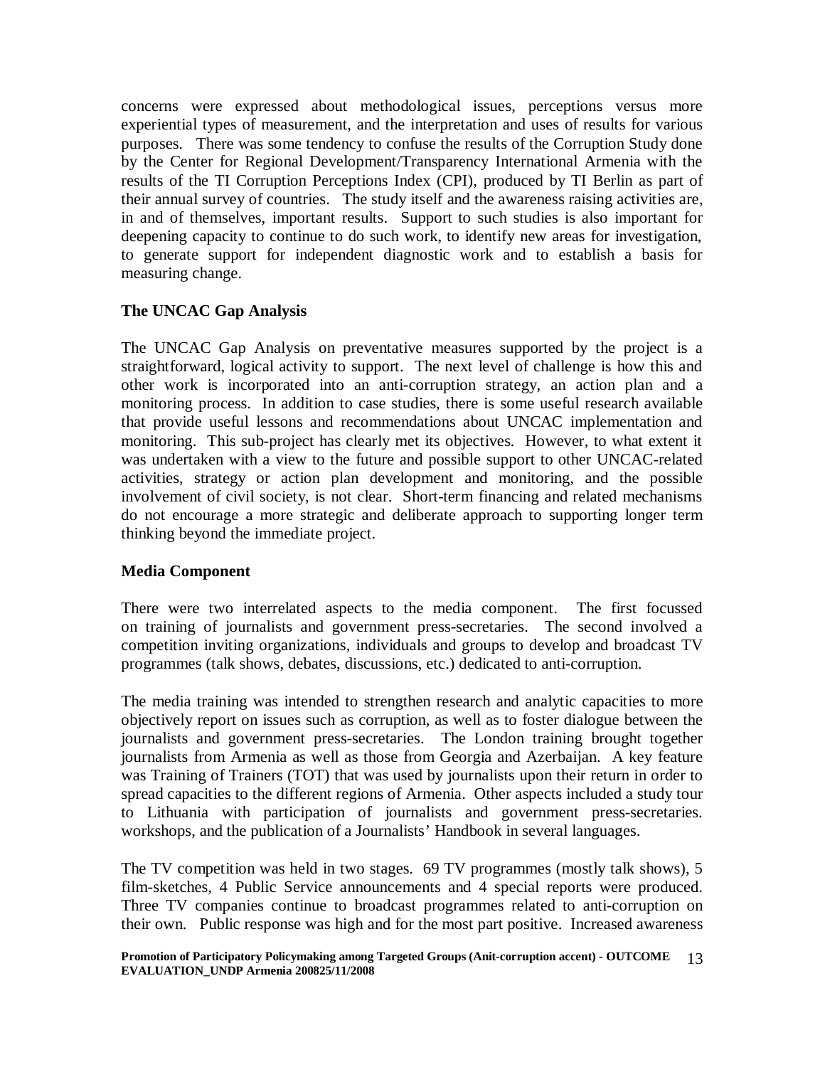concerns were expressed about methodological issues, perceptions versus more experiential types of measurement, and the interpretation and uses of results for various purposes. There was some tendency to confuse the results of the Corruption Study done by the Center for Regional Development/Transparency International Armenia with the results of the TI Corruption Perceptions Index (CPI), produced by TI Berlin as part of their annual survey of countries. The study itself and the awareness raising activities are, in and of themselves, important results. Support to such studies is also important for deepening capacity to continue to do such work, to identify new areas for investigation, to generate support for independent diagnostic work and to establish a basis for measuring change.

**The UNCAC Gap Analysis**

The UNCAC Gap Analysis on preventative measures supported by the project is a straightforward, logical activity to support. The next level of challenge is how this and other work is incorporated into an anti-corruption strategy, an action plan and a monitoring process. In addition to case studies, there is some useful research available that provide useful lessons and recommendations about UNCAC implementation and monitoring. This sub-project has clearly met its objectives. However, to what extent it was undertaken with a view to the future and possible support to other UNCAC-related activities, strategy or action plan development and monitoring, and the possible involvement of civil society, is not clear. Short-term financing and related mechanisms do not encourage a more strategic and deliberate approach to supporting longer term thinking beyond the immediate project.

**Media Component**

There were two interrelated aspects to the media component. The first focussed on training of journalists and government press-secretaries. The second involved a competition inviting organizations, individuals and groups to develop and broadcast TV programmes (talk shows, debates, discussions, etc.) dedicated to anti-corruption.

The media training was intended to strengthen research and analytic capacities to more objectively report on issues such as corruption, as well as to foster dialogue between the journalists and government press-secretaries. The London training brought together journalists from Armenia as well as those from Georgia and Azerbaijan. A key feature was Training of Trainers (TOT) that was used by journalists upon their return in order to spread capacities to the different regions of Armenia. Other aspects included a study tour to Lithuania with participation of journalists and government press-secretaries. workshops, and the publication of a Journalists' Handbook in several languages.

The TV competition was held in two stages. 69 TV programmes (mostly talk shows), 5 film-sketches, 4 Public Service announcements and 4 special reports were produced. Three TV companies continue to broadcast programmes related to anti-corruption on their own. Public response was high and for the most part positive. Increased awareness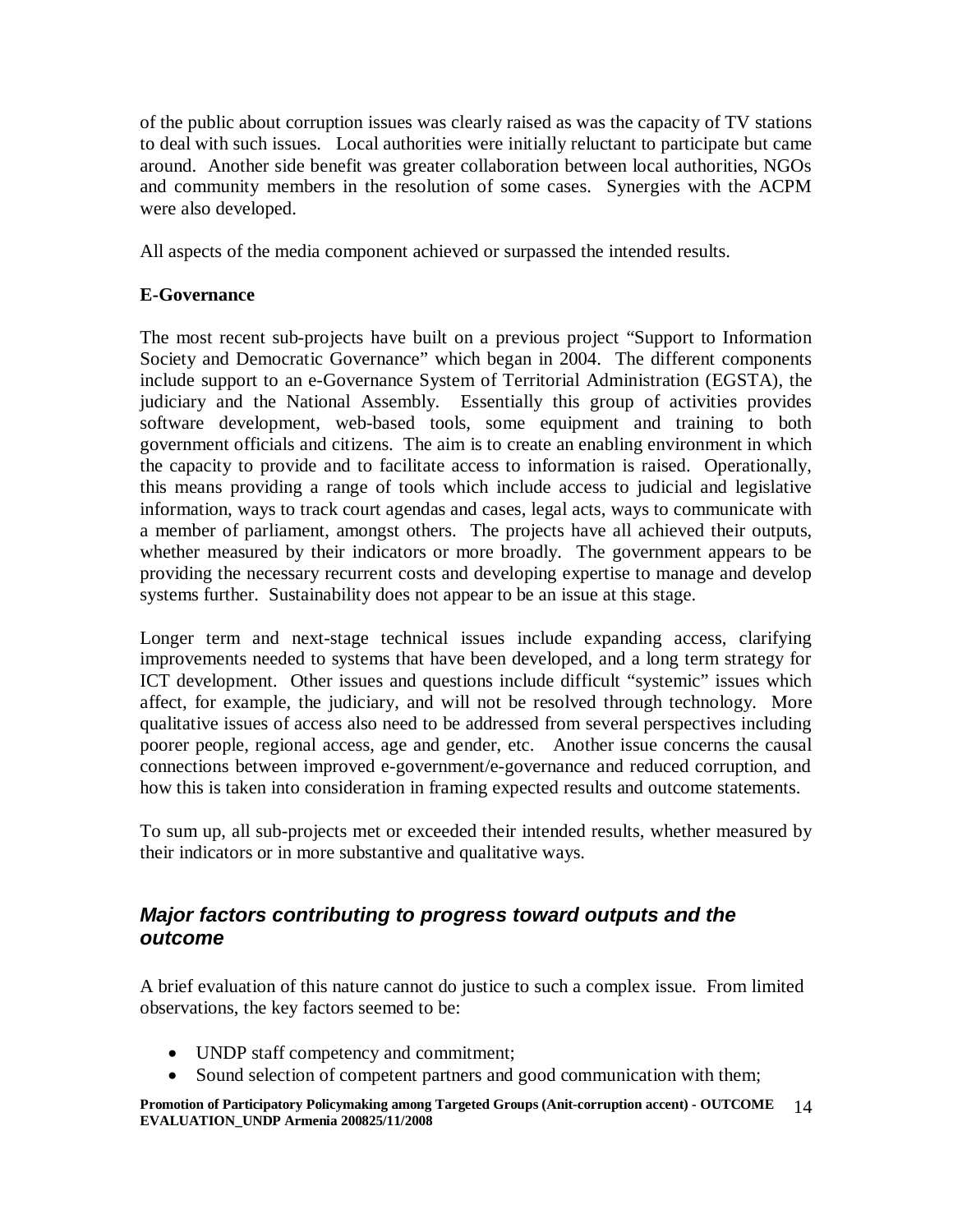of the public about corruption issues was clearly raised as was the capacity of TV stations to deal with such issues. Local authorities were initially reluctant to participate but came around. Another side benefit was greater collaboration between local authorities, NGOs and community members in the resolution of some cases. Synergies with the ACPM were also developed.

All aspects of the media component achieved or surpassed the intended results.

**E-Governance**

The most recent sub-projects have built on a previous project "Support to Information Society and Democratic Governance" which began in 2004. The different components include support to an e-Governance System of Territorial Administration (EGSTA), the judiciary and the National Assembly. Essentially this group of activities provides software development, web-based tools, some equipment and training to both government officials and citizens. The aim is to create an enabling environment in which the capacity to provide and to facilitate access to information is raised. Operationally, this means providing a range of tools which include access to judicial and legislative information, ways to track court agendas and cases, legal acts, ways to communicate with a member of parliament, amongst others. The projects have all achieved their outputs, whether measured by their indicators or more broadly. The government appears to be providing the necessary recurrent costs and developing expertise to manage and develop systems further. Sustainability does not appear to be an issue at this stage.

Longer term and next-stage technical issues include expanding access, clarifying improvements needed to systems that have been developed, and a long term strategy for ICT development. Other issues and questions include difficult "systemic" issues which affect, for example, the judiciary, and will not be resolved through technology. More qualitative issues of access also need to be addressed from several perspectives including poorer people, regional access, age and gender, etc. Another issue concerns the causal connections between improved e-government/e-governance and reduced corruption, and how this is taken into consideration in framing expected results and outcome statements.

To sum up, all sub-projects met or exceeded their intended results, whether measured by their indicators or in more substantive and qualitative ways.

## *Major factors contributing to progress toward outputs and the outcome*

A brief evaluation of this nature cannot do justice to such a complex issue. From limited observations, the key factors seemed to be:

- UNDP staff competency and commitment;
- Sound selection of competent partners and good communication with them;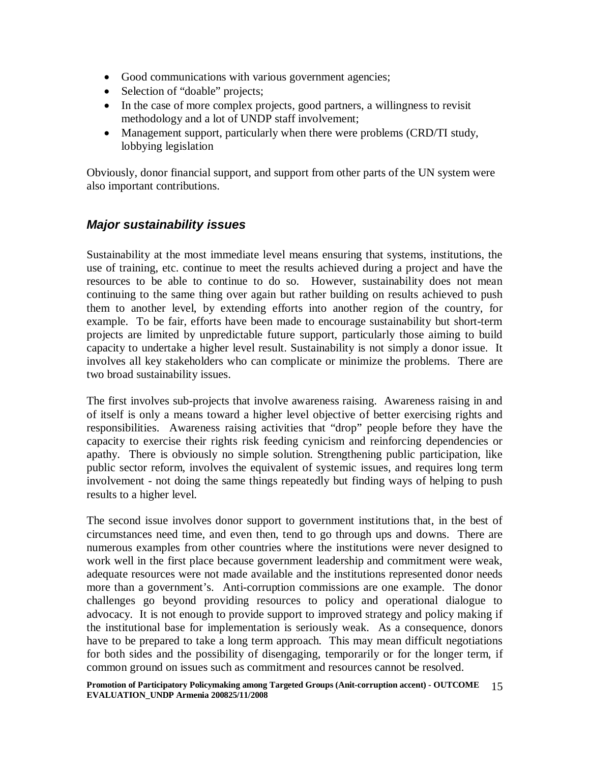- Good communications with various government agencies;
- Selection of "doable" projects;
- In the case of more complex projects, good partners, a willingness to revisit methodology and a lot of UNDP staff involvement;
- Management support, particularly when there were problems (CRD/TI study, lobbying legislation

Obviously, donor financial support, and support from other parts of the UN system were also important contributions.

### *Major sustainability issues*

Sustainability at the most immediate level means ensuring that systems, institutions, the use of training, etc. continue to meet the results achieved during a project and have the resources to be able to continue to do so. However, sustainability does not mean continuing to the same thing over again but rather building on results achieved to push them to another level, by extending efforts into another region of the country, for example. To be fair, efforts have been made to encourage sustainability but short-term projects are limited by unpredictable future support, particularly those aiming to build capacity to undertake a higher level result. Sustainability is not simply a donor issue. It involves all key stakeholders who can complicate or minimize the problems. There are two broad sustainability issues.

The first involves sub-projects that involve awareness raising. Awareness raising in and of itself is only a means toward a higher level objective of better exercising rights and responsibilities. Awareness raising activities that "drop" people before they have the capacity to exercise their rights risk feeding cynicism and reinforcing dependencies or apathy. There is obviously no simple solution. Strengthening public participation, like public sector reform, involves the equivalent of systemic issues, and requires long term involvement - not doing the same things repeatedly but finding ways of helping to push results to a higher level.

The second issue involves donor support to government institutions that, in the best of circumstances need time, and even then, tend to go through ups and downs. There are numerous examples from other countries where the institutions were never designed to work well in the first place because government leadership and commitment were weak, adequate resources were not made available and the institutions represented donor needs more than a government's. Anti-corruption commissions are one example. The donor challenges go beyond providing resources to policy and operational dialogue to advocacy. It is not enough to provide support to improved strategy and policy making if the institutional base for implementation is seriously weak. As a consequence, donors have to be prepared to take a long term approach. This may mean difficult negotiations for both sides and the possibility of disengaging, temporarily or for the longer term, if common ground on issues such as commitment and resources cannot be resolved.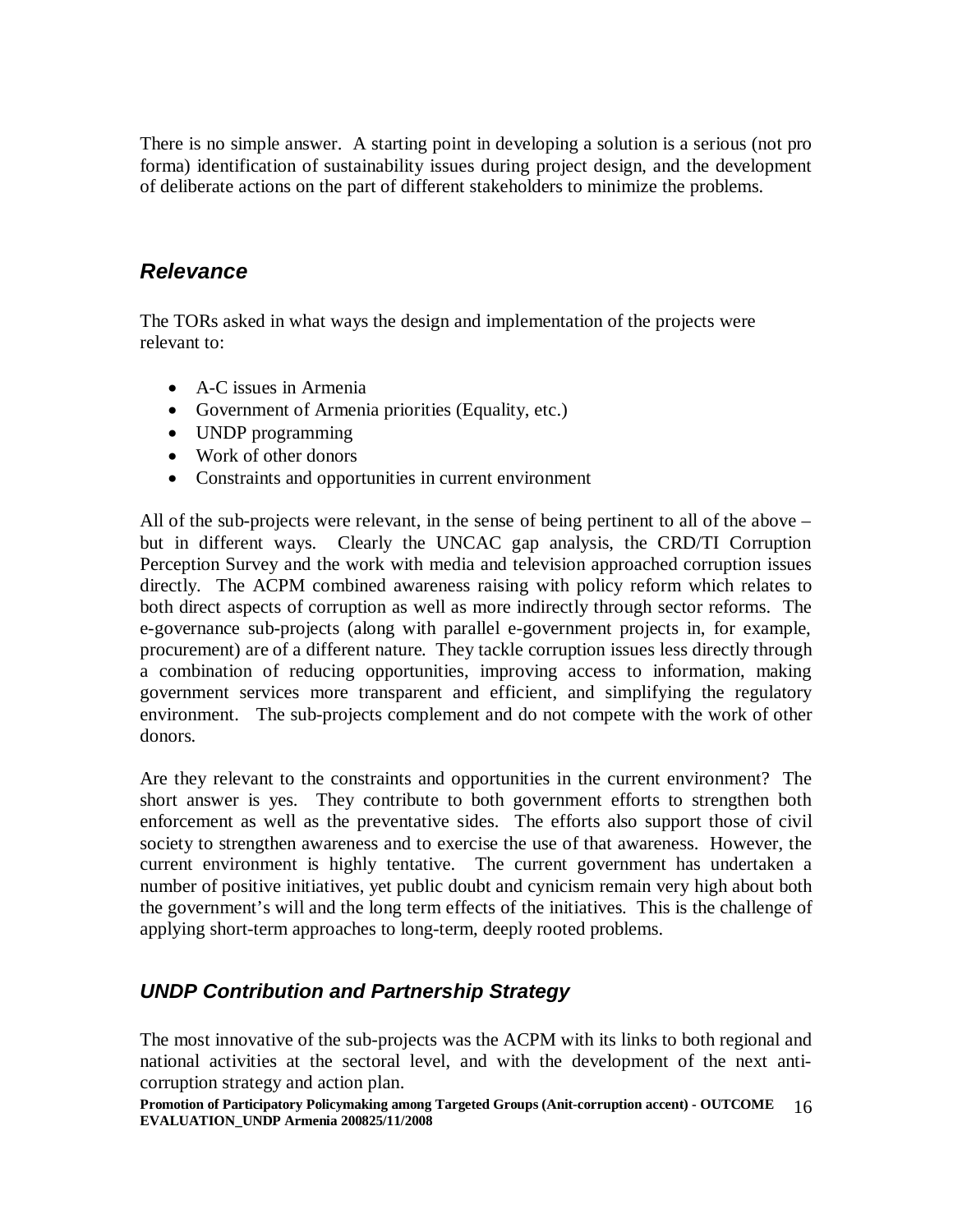There is no simple answer. A starting point in developing a solution is a serious (not pro forma) identification of sustainability issues during project design, and the development of deliberate actions on the part of different stakeholders to minimize the problems.

### *Relevance*

The TORs asked in what ways the design and implementation of the projects were relevant to:

- A-C issues in Armenia
- Government of Armenia priorities (Equality, etc.)
- UNDP programming
- Work of other donors
- Constraints and opportunities in current environment

All of the sub-projects were relevant, in the sense of being pertinent to all of the above – but in different ways. Clearly the UNCAC gap analysis, the CRD/TI Corruption Perception Survey and the work with media and television approached corruption issues directly. The ACPM combined awareness raising with policy reform which relates to both direct aspects of corruption as well as more indirectly through sector reforms. The e-governance sub-projects (along with parallel e-government projects in, for example, procurement) are of a different nature. They tackle corruption issues less directly through a combination of reducing opportunities, improving access to information, making government services more transparent and efficient, and simplifying the regulatory environment. The sub-projects complement and do not compete with the work of other donors.

Are they relevant to the constraints and opportunities in the current environment? The short answer is yes. They contribute to both government efforts to strengthen both enforcement as well as the preventative sides. The efforts also support those of civil society to strengthen awareness and to exercise the use of that awareness. However, the current environment is highly tentative. The current government has undertaken a number of positive initiatives, yet public doubt and cynicism remain very high about both the government's will and the long term effects of the initiatives. This is the challenge of applying short-term approaches to long-term, deeply rooted problems.

### *UNDP Contribution and Partnership Strategy*

The most innovative of the sub-projects was the ACPM with its links to both regional and national activities at the sectoral level, and with the development of the next anti-corruption strategy and action plan.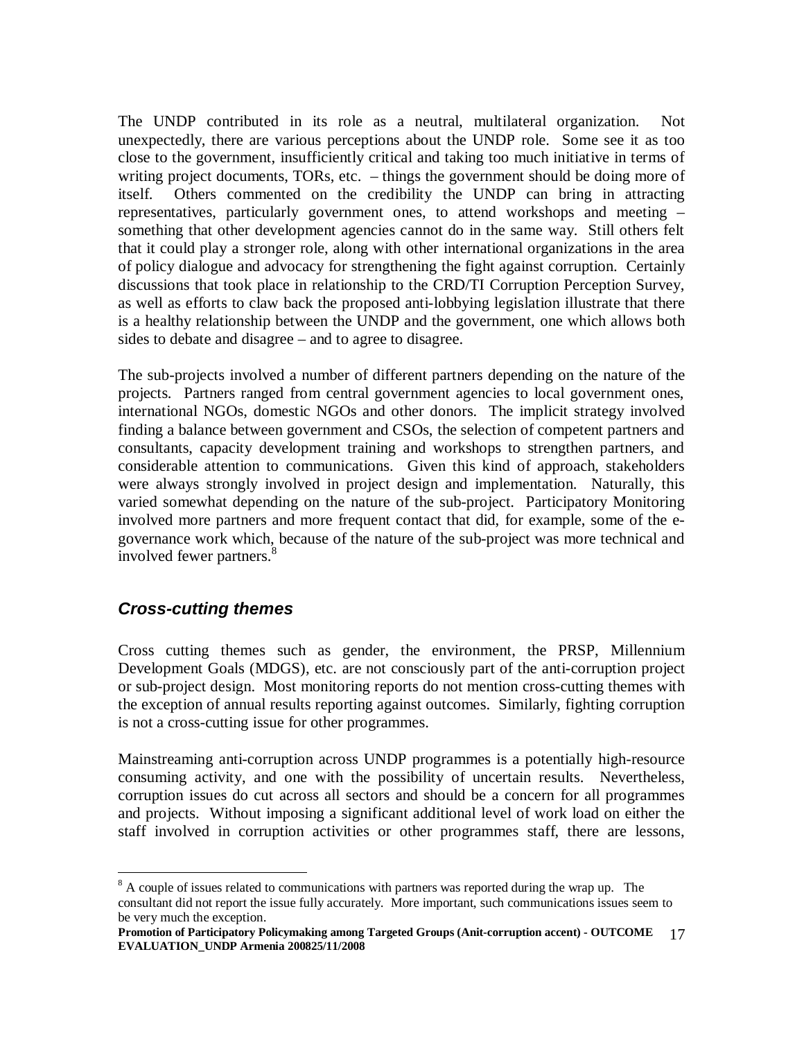The UNDP contributed in its role as a neutral, multilateral organization. Not unexpectedly, there are various perceptions about the UNDP role. Some see it as too close to the government, insufficiently critical and taking too much initiative in terms of writing project documents, TORs, etc. – things the government should be doing more of itself. Others commented on the credibility the UNDP can bring in attracting representatives, particularly government ones, to attend workshops and meeting – something that other development agencies cannot do in the same way. Still others felt that it could play a stronger role, along with other international organizations in the area of policy dialogue and advocacy for strengthening the fight against corruption. Certainly discussions that took place in relationship to the CRD/TI Corruption Perception Survey, as well as efforts to claw back the proposed anti-lobbying legislation illustrate that there is a healthy relationship between the UNDP and the government, one which allows both sides to debate and disagree – and to agree to disagree.

The sub-projects involved a number of different partners depending on the nature of the projects. Partners ranged from central government agencies to local government ones, international NGOs, domestic NGOs and other donors. The implicit strategy involved finding a balance between government and CSOs, the selection of competent partners and consultants, capacity development training and workshops to strengthen partners, and considerable attention to communications. Given this kind of approach, stakeholders were always strongly involved in project design and implementation. Naturally, this varied somewhat depending on the nature of the sub-project. Participatory Monitoring involved more partners and more frequent contact that did, for example, some of the e-governance work which, because of the nature of the sub-project was more technical and involved fewer partners.[8]

## *Cross-cutting themes*

Cross cutting themes such as gender, the environment, the PRSP, Millennium Development Goals (MDGS), etc. are not consciously part of the anti-corruption project or sub-project design. Most monitoring reports do not mention cross-cutting themes with the exception of annual results reporting against outcomes. Similarly, fighting corruption is not a cross-cutting issue for other programmes.

Mainstreaming anti-corruption across UNDP programmes is a potentially high-resource consuming activity, and one with the possibility of uncertain results. Nevertheless, corruption issues do cut across all sectors and should be a concern for all programmes and projects. Without imposing a significant additional level of work load on either the staff involved in corruption activities or other programmes staff, there are lessons,

[8] A couple of issues related to communications with partners was reported during the wrap up. The consultant did not report the issue fully accurately. More important, such communications issues seem to be very much the exception.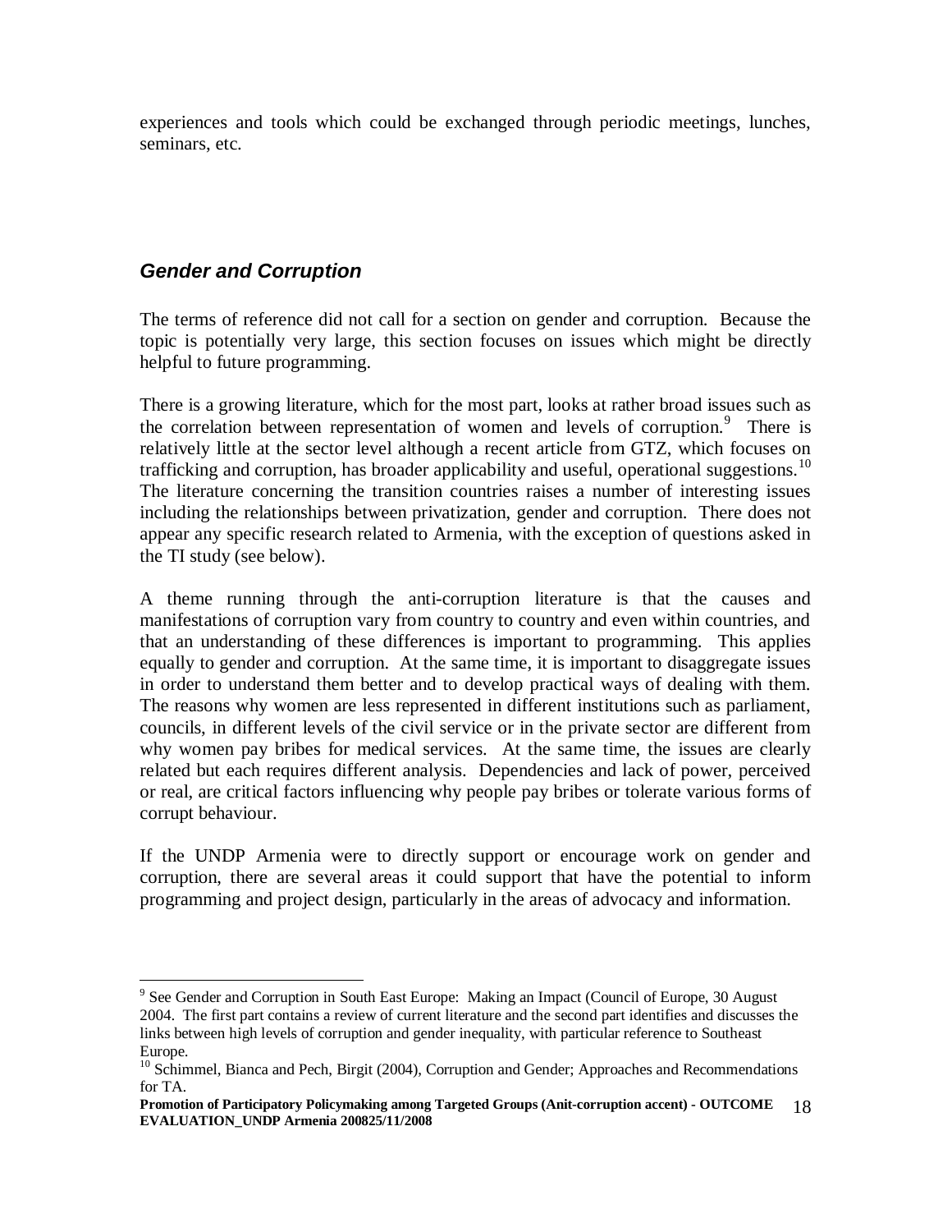experiences and tools which could be exchanged through periodic meetings, lunches, seminars, etc.

### *Gender and Corruption*

The terms of reference did not call for a section on gender and corruption. Because the topic is potentially very large, this section focuses on issues which might be directly helpful to future programming.

There is a growing literature, which for the most part, looks at rather broad issues such as the correlation between representation of women and levels of corruption.[9] There is relatively little at the sector level although a recent article from GTZ, which focuses on trafficking and corruption, has broader applicability and useful, operational suggestions.[10] The literature concerning the transition countries raises a number of interesting issues including the relationships between privatization, gender and corruption. There does not appear any specific research related to Armenia, with the exception of questions asked in the TI study (see below).

A theme running through the anti-corruption literature is that the causes and manifestations of corruption vary from country to country and even within countries, and that an understanding of these differences is important to programming. This applies equally to gender and corruption. At the same time, it is important to disaggregate issues in order to understand them better and to develop practical ways of dealing with them. The reasons why women are less represented in different institutions such as parliament, councils, in different levels of the civil service or in the private sector are different from why women pay bribes for medical services. At the same time, the issues are clearly related but each requires different analysis. Dependencies and lack of power, perceived or real, are critical factors influencing why people pay bribes or tolerate various forms of corrupt behaviour.

If the UNDP Armenia were to directly support or encourage work on gender and corruption, there are several areas it could support that have the potential to inform programming and project design, particularly in the areas of advocacy and information.

---

[9] See Gender and Corruption in South East Europe: Making an Impact (Council of Europe, 30 August 2004. The first part contains a review of current literature and the second part identifies and discusses the links between high levels of corruption and gender inequality, with particular reference to Southeast Europe.

[10] Schimmel, Bianca and Pech, Birgit (2004), Corruption and Gender; Approaches and Recommendations for TA.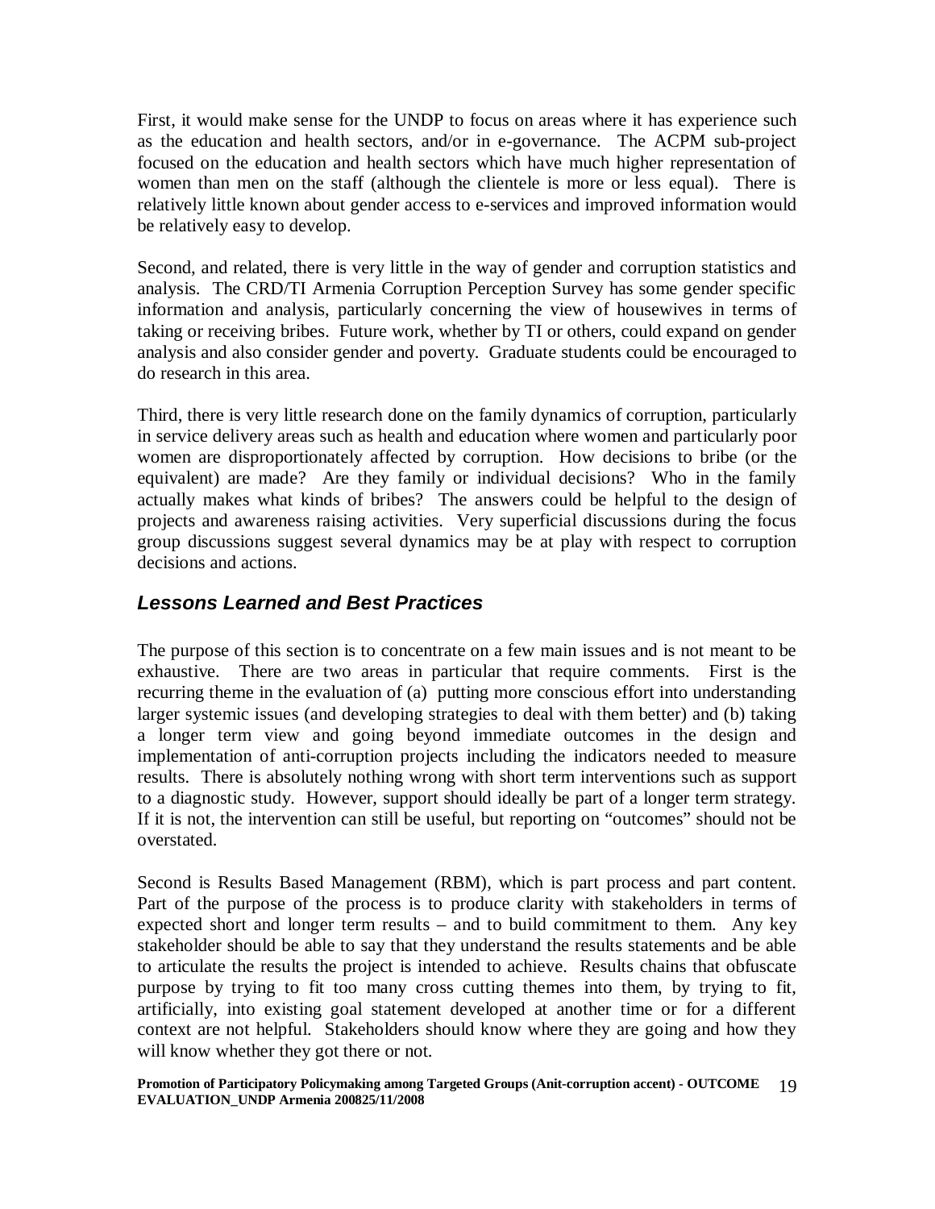First, it would make sense for the UNDP to focus on areas where it has experience such as the education and health sectors, and/or in e-governance. The ACPM sub-project focused on the education and health sectors which have much higher representation of women than men on the staff (although the clientele is more or less equal). There is relatively little known about gender access to e-services and improved information would be relatively easy to develop.

Second, and related, there is very little in the way of gender and corruption statistics and analysis. The CRD/TI Armenia Corruption Perception Survey has some gender specific information and analysis, particularly concerning the view of housewives in terms of taking or receiving bribes. Future work, whether by TI or others, could expand on gender analysis and also consider gender and poverty. Graduate students could be encouraged to do research in this area.

Third, there is very little research done on the family dynamics of corruption, particularly in service delivery areas such as health and education where women and particularly poor women are disproportionately affected by corruption. How decisions to bribe (or the equivalent) are made? Are they family or individual decisions? Who in the family actually makes what kinds of bribes? The answers could be helpful to the design of projects and awareness raising activities. Very superficial discussions during the focus group discussions suggest several dynamics may be at play with respect to corruption decisions and actions.

## *Lessons Learned and Best Practices*

The purpose of this section is to concentrate on a few main issues and is not meant to be exhaustive. There are two areas in particular that require comments. First is the recurring theme in the evaluation of (a) putting more conscious effort into understanding larger systemic issues (and developing strategies to deal with them better) and (b) taking a longer term view and going beyond immediate outcomes in the design and implementation of anti-corruption projects including the indicators needed to measure results. There is absolutely nothing wrong with short term interventions such as support to a diagnostic study. However, support should ideally be part of a longer term strategy. If it is not, the intervention can still be useful, but reporting on "outcomes" should not be overstated.

Second is Results Based Management (RBM), which is part process and part content. Part of the purpose of the process is to produce clarity with stakeholders in terms of expected short and longer term results – and to build commitment to them. Any key stakeholder should be able to say that they understand the results statements and be able to articulate the results the project is intended to achieve. Results chains that obfuscate purpose by trying to fit too many cross cutting themes into them, by trying to fit, artificially, into existing goal statement developed at another time or for a different context are not helpful. Stakeholders should know where they are going and how they will know whether they got there or not.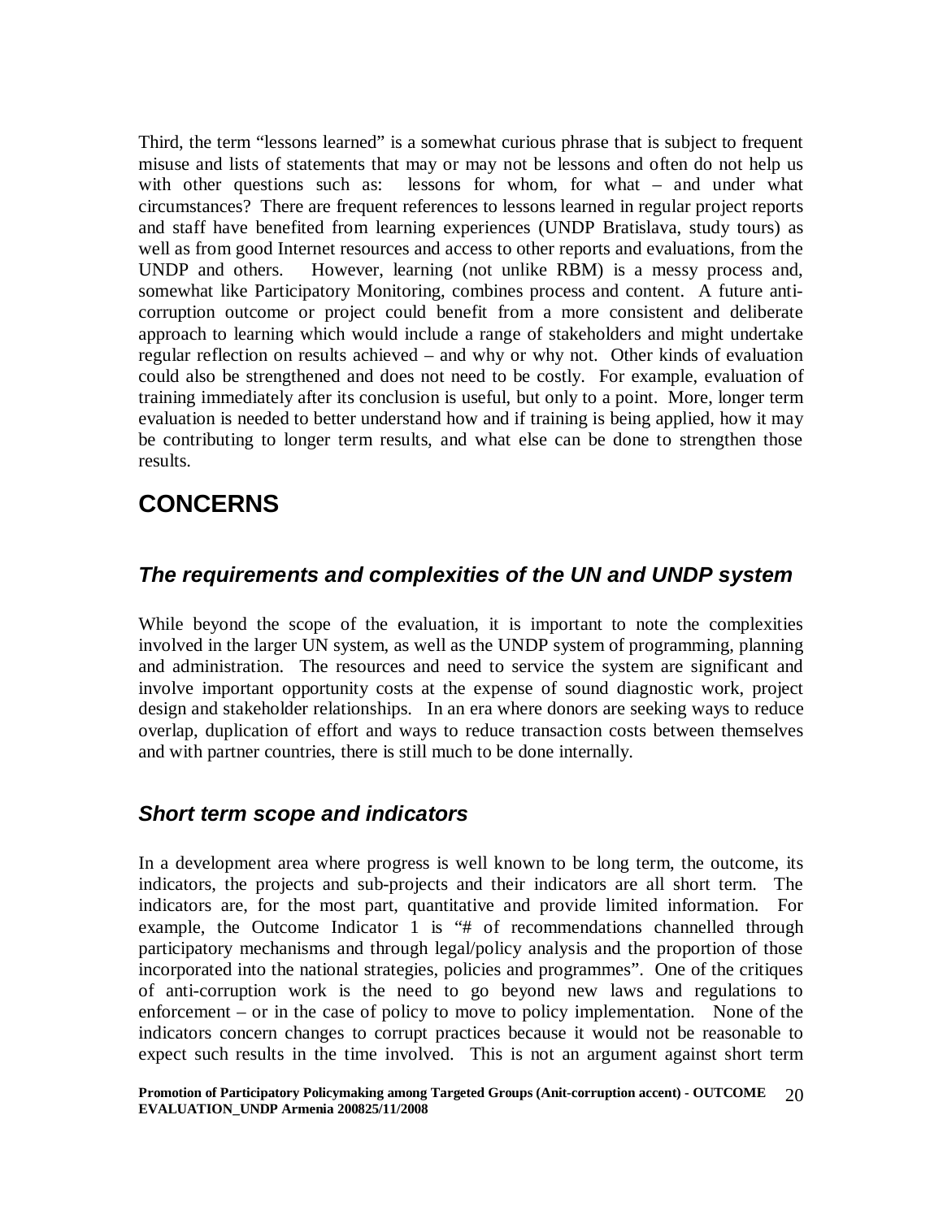Third, the term "lessons learned" is a somewhat curious phrase that is subject to frequent misuse and lists of statements that may or may not be lessons and often do not help us with other questions such as: lessons for whom, for what – and under what circumstances? There are frequent references to lessons learned in regular project reports and staff have benefited from learning experiences (UNDP Bratislava, study tours) as well as from good Internet resources and access to other reports and evaluations, from the UNDP and others. However, learning (not unlike RBM) is a messy process and, somewhat like Participatory Monitoring, combines process and content. A future anti-corruption outcome or project could benefit from a more consistent and deliberate approach to learning which would include a range of stakeholders and might undertake regular reflection on results achieved – and why or why not. Other kinds of evaluation could also be strengthened and does not need to be costly. For example, evaluation of training immediately after its conclusion is useful, but only to a point. More, longer term evaluation is needed to better understand how and if training is being applied, how it may be contributing to longer term results, and what else can be done to strengthen those results.

# CONCERNS

## *The requirements and complexities of the UN and UNDP system*

While beyond the scope of the evaluation, it is important to note the complexities involved in the larger UN system, as well as the UNDP system of programming, planning and administration. The resources and need to service the system are significant and involve important opportunity costs at the expense of sound diagnostic work, project design and stakeholder relationships. In an era where donors are seeking ways to reduce overlap, duplication of effort and ways to reduce transaction costs between themselves and with partner countries, there is still much to be done internally.

## *Short term scope and indicators*

In a development area where progress is well known to be long term, the outcome, its indicators, the projects and sub-projects and their indicators are all short term. The indicators are, for the most part, quantitative and provide limited information. For example, the Outcome Indicator 1 is "# of recommendations channelled through participatory mechanisms and through legal/policy analysis and the proportion of those incorporated into the national strategies, policies and programmes". One of the critiques of anti-corruption work is the need to go beyond new laws and regulations to enforcement – or in the case of policy to move to policy implementation. None of the indicators concern changes to corrupt practices because it would not be reasonable to expect such results in the time involved. This is not an argument against short term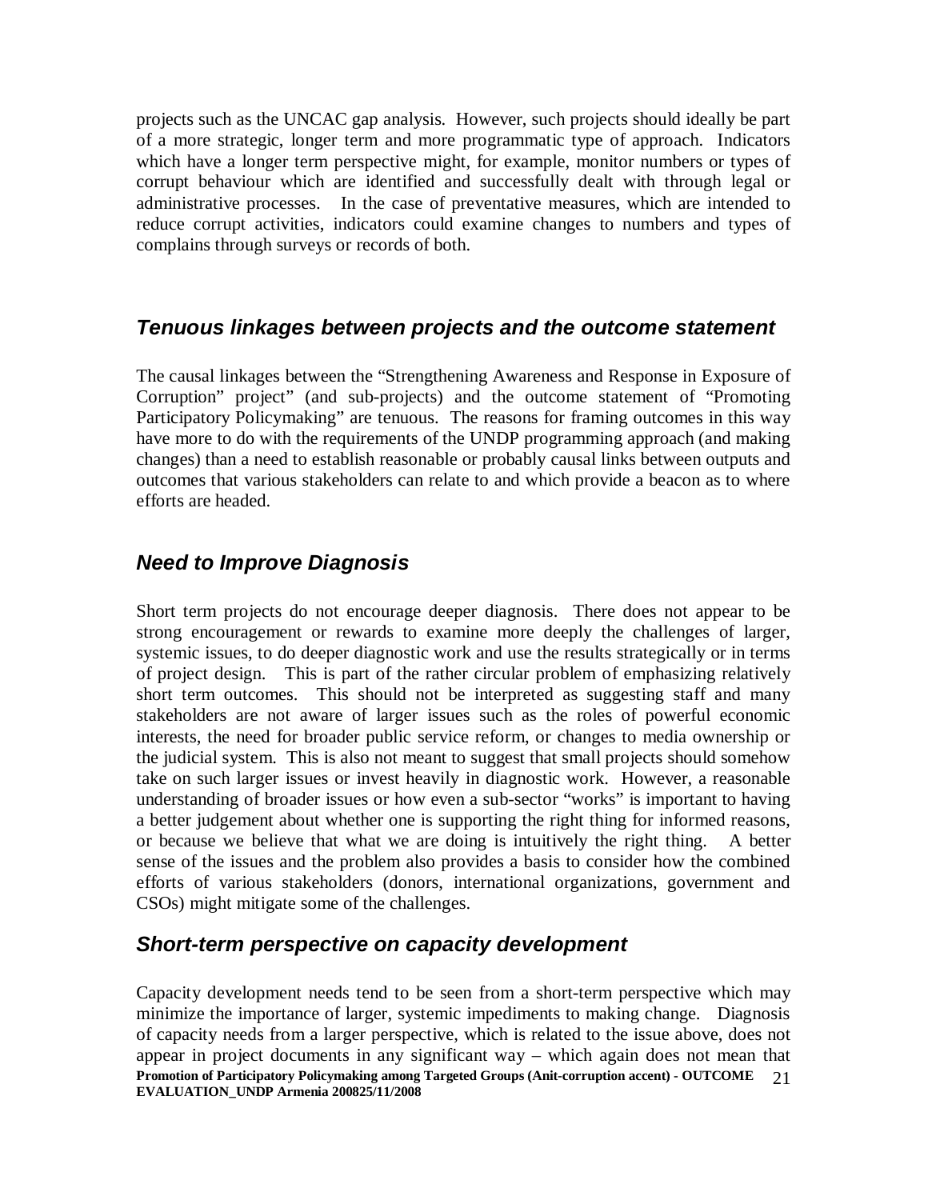projects such as the UNCAC gap analysis. However, such projects should ideally be part of a more strategic, longer term and more programmatic type of approach. Indicators which have a longer term perspective might, for example, monitor numbers or types of corrupt behaviour which are identified and successfully dealt with through legal or administrative processes. In the case of preventative measures, which are intended to reduce corrupt activities, indicators could examine changes to numbers and types of complains through surveys or records of both.

## *Tenuous linkages between projects and the outcome statement*

The causal linkages between the "Strengthening Awareness and Response in Exposure of Corruption" project" (and sub-projects) and the outcome statement of "Promoting Participatory Policymaking" are tenuous. The reasons for framing outcomes in this way have more to do with the requirements of the UNDP programming approach (and making changes) than a need to establish reasonable or probably causal links between outputs and outcomes that various stakeholders can relate to and which provide a beacon as to where efforts are headed.

## *Need to Improve Diagnosis*

Short term projects do not encourage deeper diagnosis. There does not appear to be strong encouragement or rewards to examine more deeply the challenges of larger, systemic issues, to do deeper diagnostic work and use the results strategically or in terms of project design. This is part of the rather circular problem of emphasizing relatively short term outcomes. This should not be interpreted as suggesting staff and many stakeholders are not aware of larger issues such as the roles of powerful economic interests, the need for broader public service reform, or changes to media ownership or the judicial system. This is also not meant to suggest that small projects should somehow take on such larger issues or invest heavily in diagnostic work. However, a reasonable understanding of broader issues or how even a sub-sector "works" is important to having a better judgement about whether one is supporting the right thing for informed reasons, or because we believe that what we are doing is intuitively the right thing. A better sense of the issues and the problem also provides a basis to consider how the combined efforts of various stakeholders (donors, international organizations, government and CSOs) might mitigate some of the challenges.

## *Short-term perspective on capacity development*

Capacity development needs tend to be seen from a short-term perspective which may minimize the importance of larger, systemic impediments to making change. Diagnosis of capacity needs from a larger perspective, which is related to the issue above, does not appear in project documents in any significant way – which again does not mean that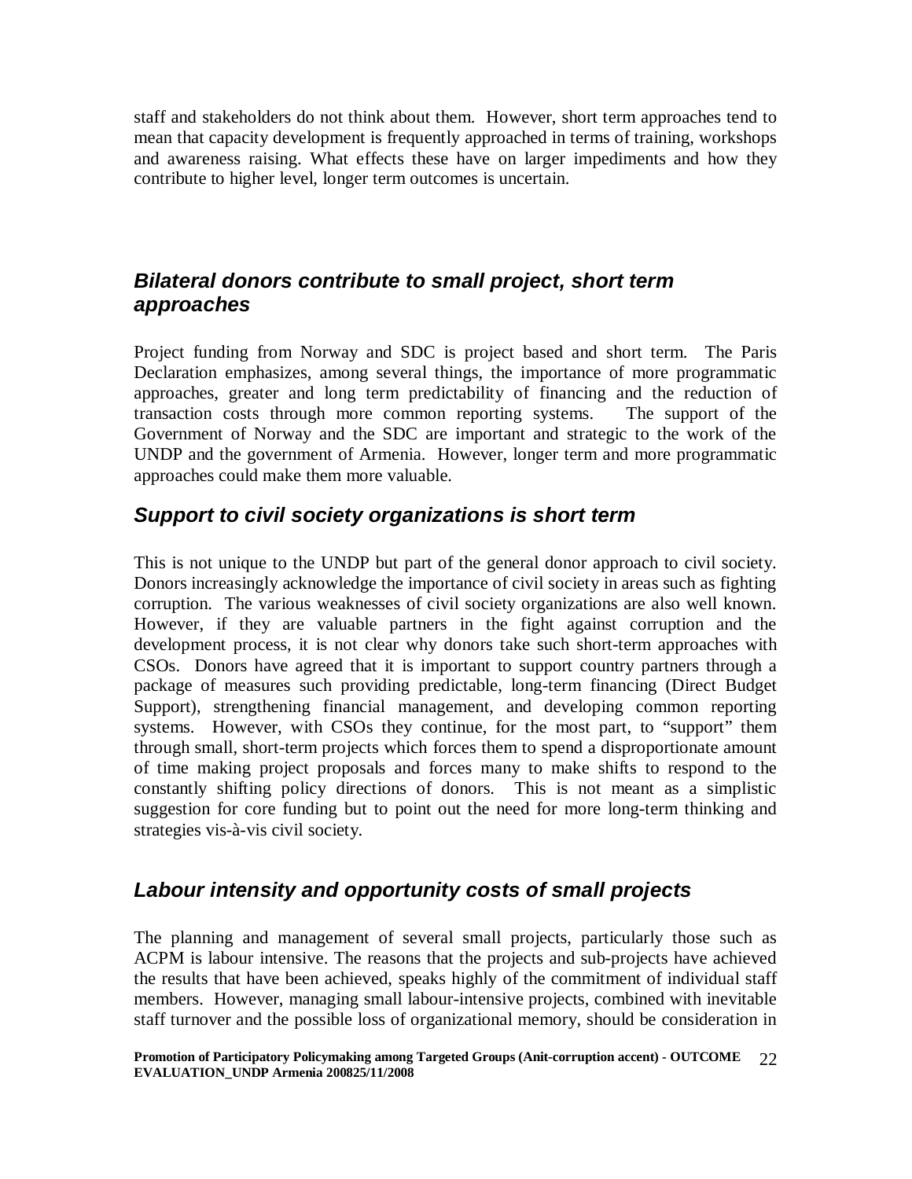staff and stakeholders do not think about them. However, short term approaches tend to mean that capacity development is frequently approached in terms of training, workshops and awareness raising. What effects these have on larger impediments and how they contribute to higher level, longer term outcomes is uncertain.

## *Bilateral donors contribute to small project, short term approaches*

Project funding from Norway and SDC is project based and short term. The Paris Declaration emphasizes, among several things, the importance of more programmatic approaches, greater and long term predictability of financing and the reduction of transaction costs through more common reporting systems. The support of the Government of Norway and the SDC are important and strategic to the work of the UNDP and the government of Armenia. However, longer term and more programmatic approaches could make them more valuable.

## *Support to civil society organizations is short term*

This is not unique to the UNDP but part of the general donor approach to civil society. Donors increasingly acknowledge the importance of civil society in areas such as fighting corruption. The various weaknesses of civil society organizations are also well known. However, if they are valuable partners in the fight against corruption and the development process, it is not clear why donors take such short-term approaches with CSOs. Donors have agreed that it is important to support country partners through a package of measures such providing predictable, long-term financing (Direct Budget Support), strengthening financial management, and developing common reporting systems. However, with CSOs they continue, for the most part, to "support" them through small, short-term projects which forces them to spend a disproportionate amount of time making project proposals and forces many to make shifts to respond to the constantly shifting policy directions of donors. This is not meant as a simplistic suggestion for core funding but to point out the need for more long-term thinking and strategies vis-à-vis civil society.

## *Labour intensity and opportunity costs of small projects*

The planning and management of several small projects, particularly those such as ACPM is labour intensive. The reasons that the projects and sub-projects have achieved the results that have been achieved, speaks highly of the commitment of individual staff members. However, managing small labour-intensive projects, combined with inevitable staff turnover and the possible loss of organizational memory, should be consideration in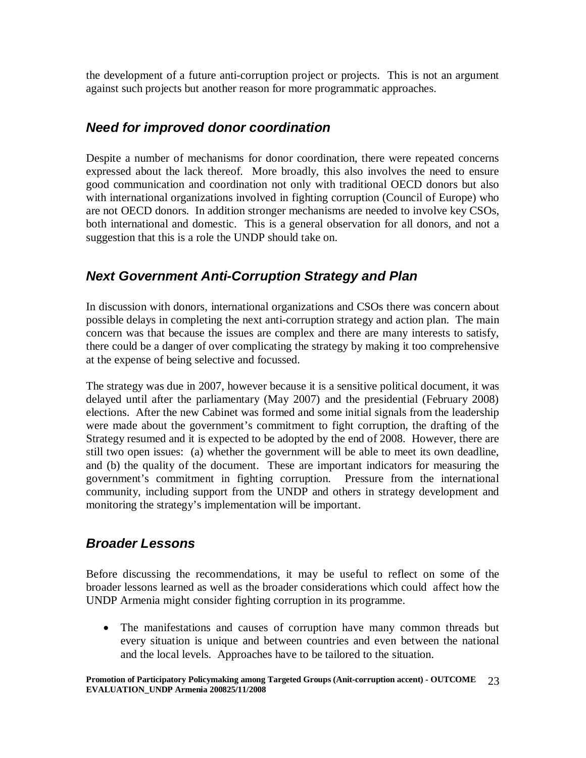the development of a future anti-corruption project or projects. This is not an argument against such projects but another reason for more programmatic approaches.

### *Need for improved donor coordination*

Despite a number of mechanisms for donor coordination, there were repeated concerns expressed about the lack thereof. More broadly, this also involves the need to ensure good communication and coordination not only with traditional OECD donors but also with international organizations involved in fighting corruption (Council of Europe) who are not OECD donors. In addition stronger mechanisms are needed to involve key CSOs, both international and domestic. This is a general observation for all donors, and not a suggestion that this is a role the UNDP should take on.

### *Next Government Anti-Corruption Strategy and Plan*

In discussion with donors, international organizations and CSOs there was concern about possible delays in completing the next anti-corruption strategy and action plan. The main concern was that because the issues are complex and there are many interests to satisfy, there could be a danger of over complicating the strategy by making it too comprehensive at the expense of being selective and focussed.

The strategy was due in 2007, however because it is a sensitive political document, it was delayed until after the parliamentary (May 2007) and the presidential (February 2008) elections. After the new Cabinet was formed and some initial signals from the leadership were made about the government's commitment to fight corruption, the drafting of the Strategy resumed and it is expected to be adopted by the end of 2008. However, there are still two open issues: (a) whether the government will be able to meet its own deadline, and (b) the quality of the document. These are important indicators for measuring the government's commitment in fighting corruption. Pressure from the international community, including support from the UNDP and others in strategy development and monitoring the strategy's implementation will be important.

### *Broader Lessons*

Before discussing the recommendations, it may be useful to reflect on some of the broader lessons learned as well as the broader considerations which could affect how the UNDP Armenia might consider fighting corruption in its programme.

- The manifestations and causes of corruption have many common threads but every situation is unique and between countries and even between the national and the local levels. Approaches have to be tailored to the situation.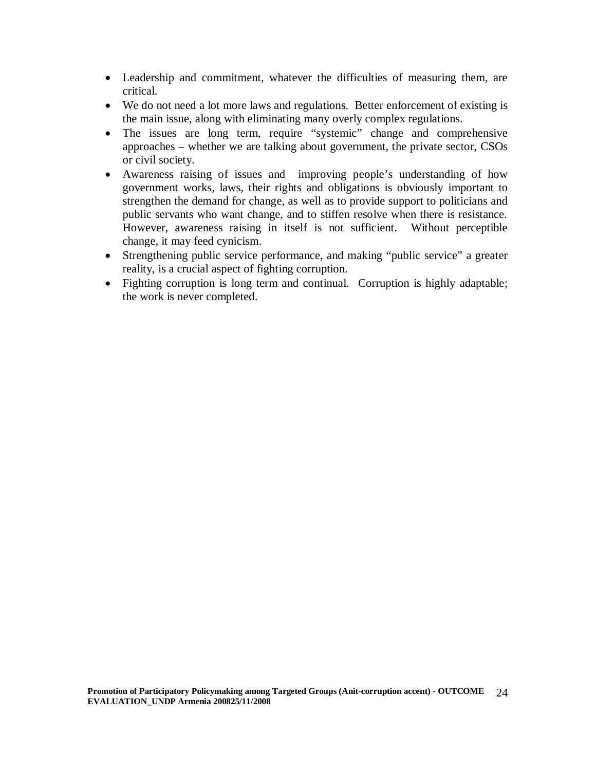- Leadership and commitment, whatever the difficulties of measuring them, are critical.
- We do not need a lot more laws and regulations. Better enforcement of existing is the main issue, along with eliminating many overly complex regulations.
- The issues are long term, require "systemic" change and comprehensive approaches – whether we are talking about government, the private sector, CSOs or civil society.
- Awareness raising of issues and improving people's understanding of how government works, laws, their rights and obligations is obviously important to strengthen the demand for change, as well as to provide support to politicians and public servants who want change, and to stiffen resolve when there is resistance. However, awareness raising in itself is not sufficient. Without perceptible change, it may feed cynicism.
- Strengthening public service performance, and making "public service" a greater reality, is a crucial aspect of fighting corruption.
- Fighting corruption is long term and continual. Corruption is highly adaptable; the work is never completed.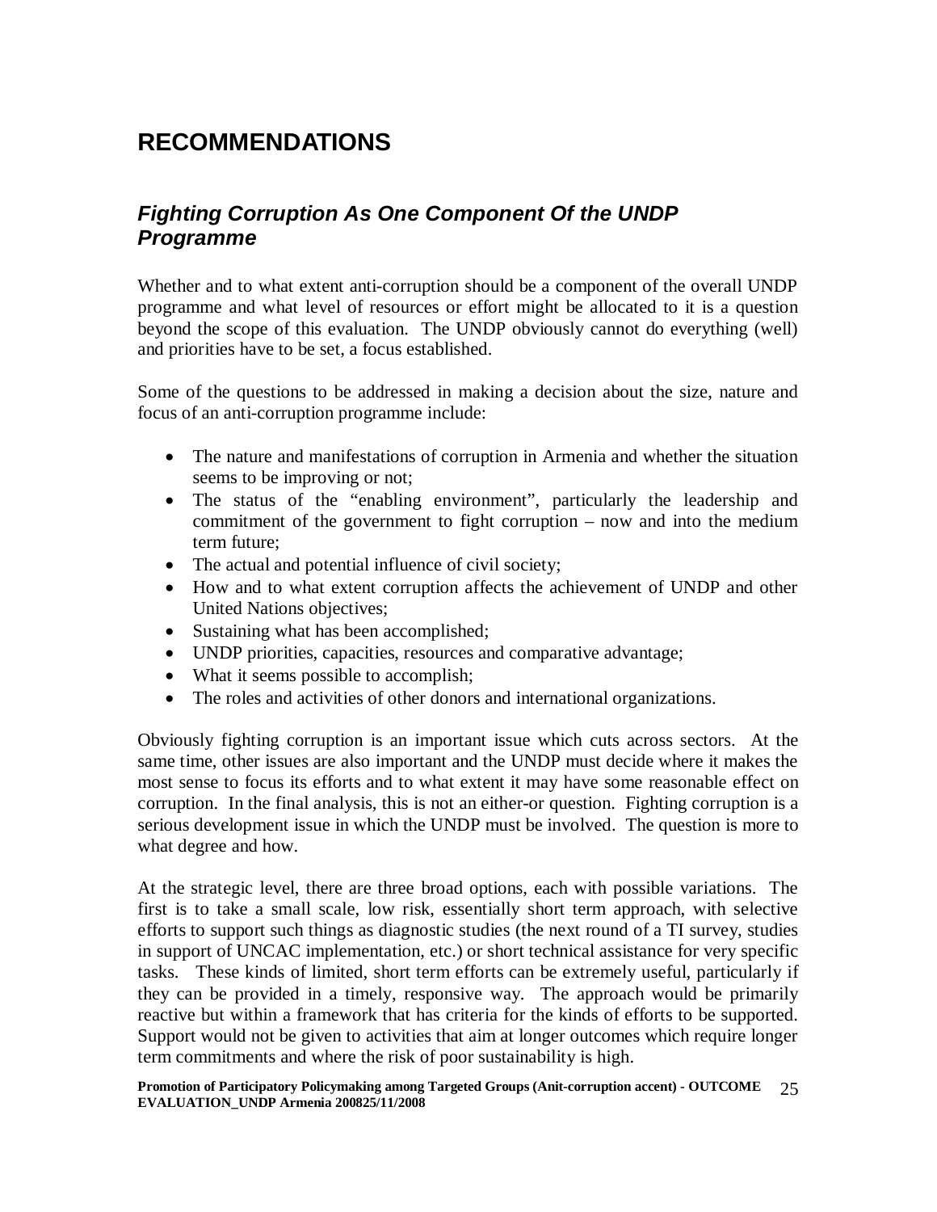# RECOMMENDATIONS

## *Fighting Corruption As One Component Of the UNDP Programme*

Whether and to what extent anti-corruption should be a component of the overall UNDP programme and what level of resources or effort might be allocated to it is a question beyond the scope of this evaluation. The UNDP obviously cannot do everything (well) and priorities have to be set, a focus established.

Some of the questions to be addressed in making a decision about the size, nature and focus of an anti-corruption programme include:

- The nature and manifestations of corruption in Armenia and whether the situation seems to be improving or not;
- The status of the "enabling environment", particularly the leadership and commitment of the government to fight corruption – now and into the medium term future;
- The actual and potential influence of civil society;
- How and to what extent corruption affects the achievement of UNDP and other United Nations objectives;
- Sustaining what has been accomplished;
- UNDP priorities, capacities, resources and comparative advantage;
- What it seems possible to accomplish;
- The roles and activities of other donors and international organizations.

Obviously fighting corruption is an important issue which cuts across sectors. At the same time, other issues are also important and the UNDP must decide where it makes the most sense to focus its efforts and to what extent it may have some reasonable effect on corruption. In the final analysis, this is not an either-or question. Fighting corruption is a serious development issue in which the UNDP must be involved. The question is more to what degree and how.

At the strategic level, there are three broad options, each with possible variations. The first is to take a small scale, low risk, essentially short term approach, with selective efforts to support such things as diagnostic studies (the next round of a TI survey, studies in support of UNCAC implementation, etc.) or short technical assistance for very specific tasks. These kinds of limited, short term efforts can be extremely useful, particularly if they can be provided in a timely, responsive way. The approach would be primarily reactive but within a framework that has criteria for the kinds of efforts to be supported. Support would not be given to activities that aim at longer outcomes which require longer term commitments and where the risk of poor sustainability is high.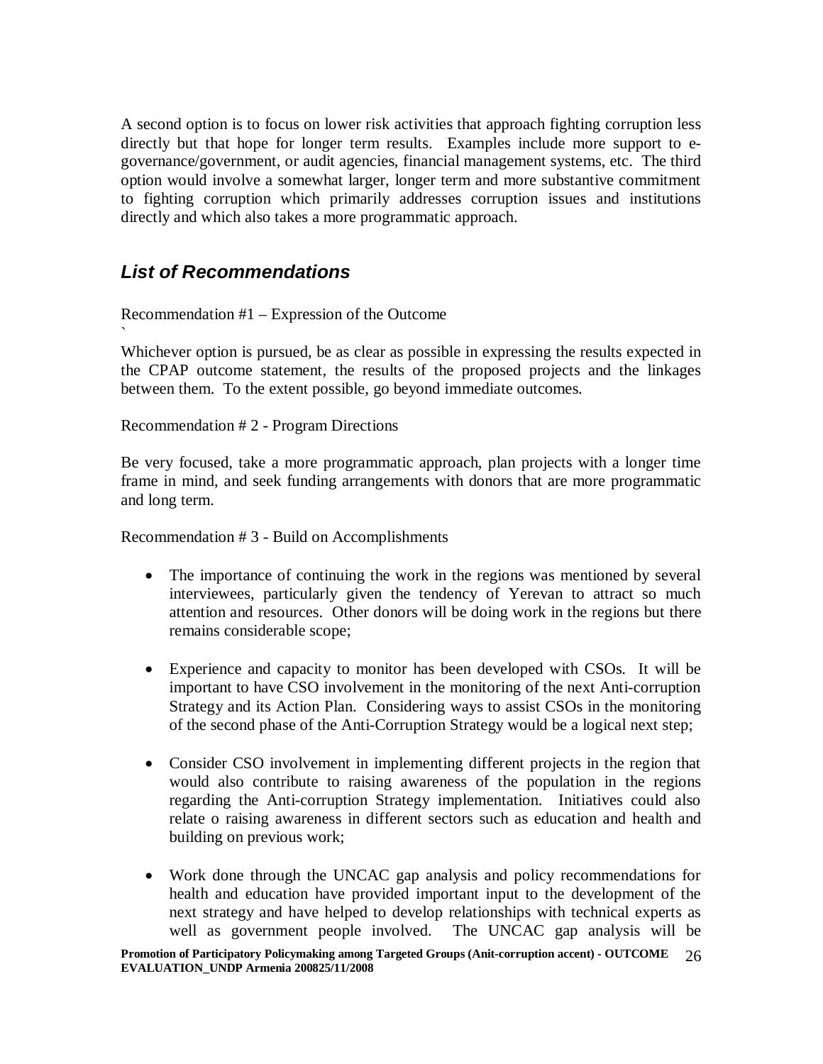A second option is to focus on lower risk activities that approach fighting corruption less directly but that hope for longer term results. Examples include more support to e-governance/government, or audit agencies, financial management systems, etc. The third option would involve a somewhat larger, longer term and more substantive commitment to fighting corruption which primarily addresses corruption issues and institutions directly and which also takes a more programmatic approach.

## *List of Recommendations*

Recommendation #1 – Expression of the Outcome
`

Whichever option is pursued, be as clear as possible in expressing the results expected in the CPAP outcome statement, the results of the proposed projects and the linkages between them. To the extent possible, go beyond immediate outcomes.

Recommendation # 2 - Program Directions

Be very focused, take a more programmatic approach, plan projects with a longer time frame in mind, and seek funding arrangements with donors that are more programmatic and long term.

Recommendation # 3 - Build on Accomplishments

- The importance of continuing the work in the regions was mentioned by several interviewees, particularly given the tendency of Yerevan to attract so much attention and resources. Other donors will be doing work in the regions but there remains considerable scope;
- Experience and capacity to monitor has been developed with CSOs. It will be important to have CSO involvement in the monitoring of the next Anti-corruption Strategy and its Action Plan. Considering ways to assist CSOs in the monitoring of the second phase of the Anti-Corruption Strategy would be a logical next step;
- Consider CSO involvement in implementing different projects in the region that would also contribute to raising awareness of the population in the regions regarding the Anti-corruption Strategy implementation. Initiatives could also relate o raising awareness in different sectors such as education and health and building on previous work;
- Work done through the UNCAC gap analysis and policy recommendations for health and education have provided important input to the development of the next strategy and have helped to develop relationships with technical experts as well as government people involved. The UNCAC gap analysis will be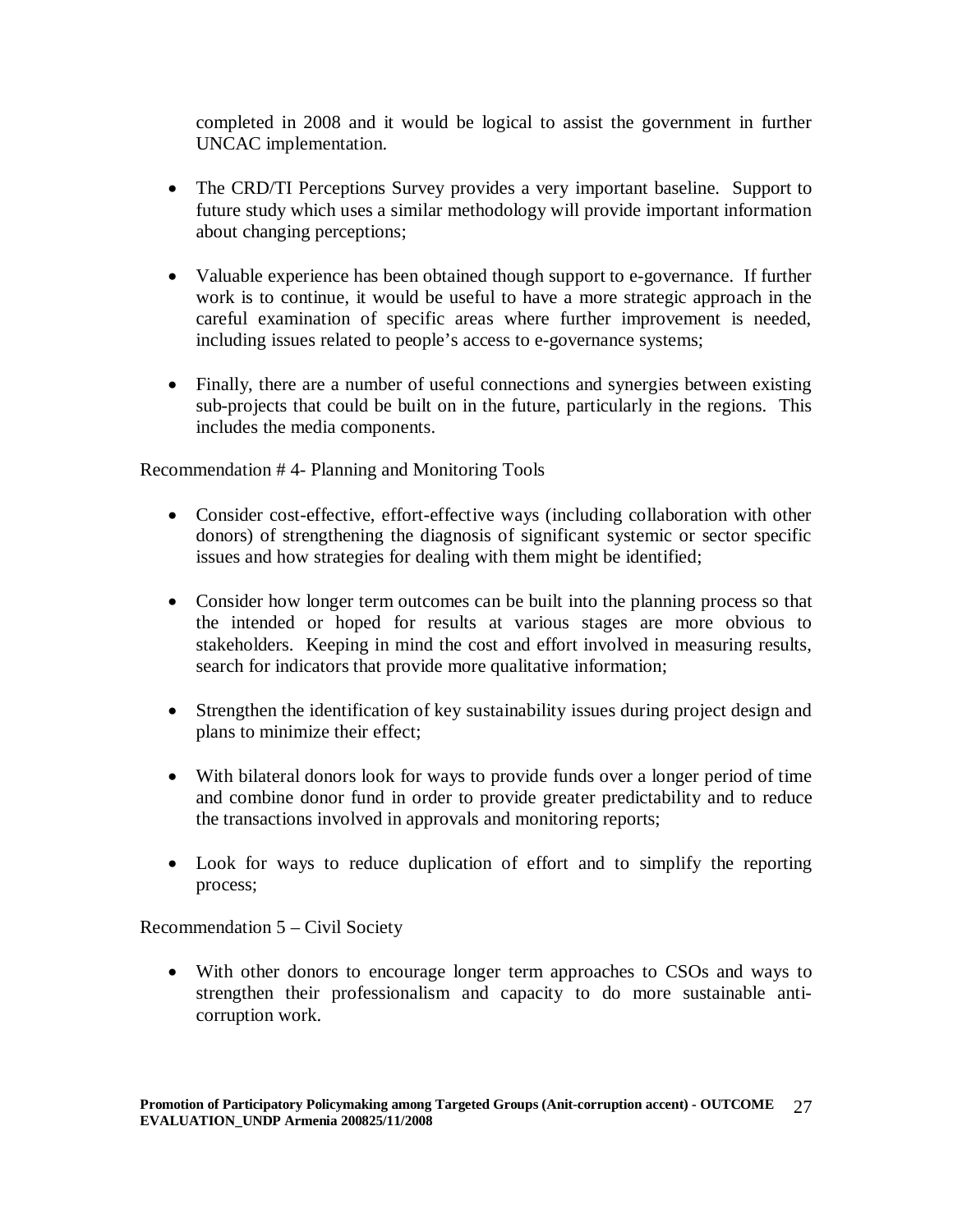completed in 2008 and it would be logical to assist the government in further UNCAC implementation.

- The CRD/TI Perceptions Survey provides a very important baseline. Support to future study which uses a similar methodology will provide important information about changing perceptions;

- Valuable experience has been obtained though support to e-governance. If further work is to continue, it would be useful to have a more strategic approach in the careful examination of specific areas where further improvement is needed, including issues related to people's access to e-governance systems;

- Finally, there are a number of useful connections and synergies between existing sub-projects that could be built on in the future, particularly in the regions. This includes the media components.

Recommendation # 4- Planning and Monitoring Tools

- Consider cost-effective, effort-effective ways (including collaboration with other donors) of strengthening the diagnosis of significant systemic or sector specific issues and how strategies for dealing with them might be identified;

- Consider how longer term outcomes can be built into the planning process so that the intended or hoped for results at various stages are more obvious to stakeholders. Keeping in mind the cost and effort involved in measuring results, search for indicators that provide more qualitative information;

- Strengthen the identification of key sustainability issues during project design and plans to minimize their effect;

- With bilateral donors look for ways to provide funds over a longer period of time and combine donor fund in order to provide greater predictability and to reduce the transactions involved in approvals and monitoring reports;

- Look for ways to reduce duplication of effort and to simplify the reporting process;

Recommendation 5 – Civil Society

- With other donors to encourage longer term approaches to CSOs and ways to strengthen their professionalism and capacity to do more sustainable anti-corruption work.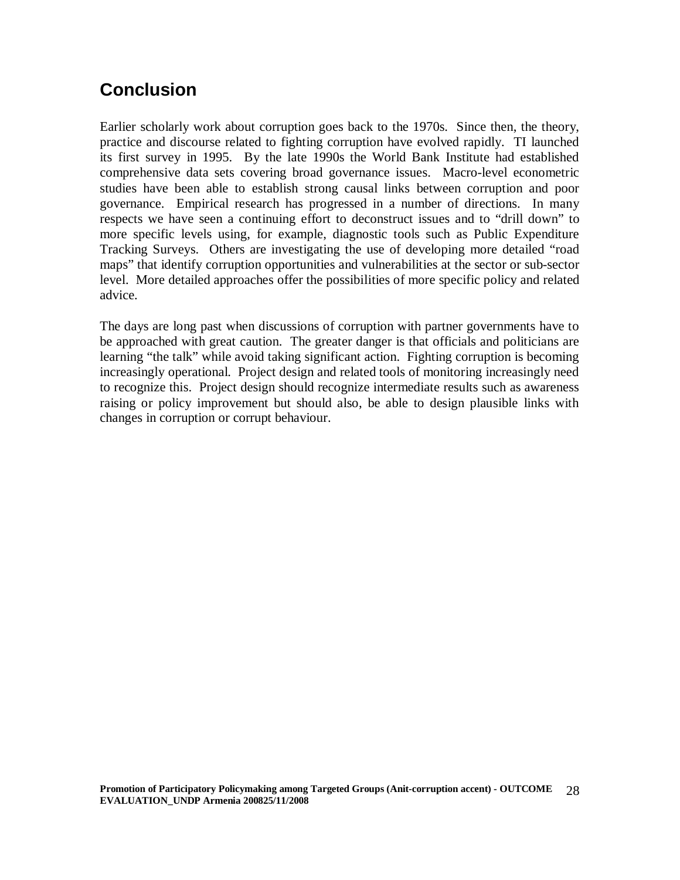## Conclusion

Earlier scholarly work about corruption goes back to the 1970s. Since then, the theory, practice and discourse related to fighting corruption have evolved rapidly. TI launched its first survey in 1995. By the late 1990s the World Bank Institute had established comprehensive data sets covering broad governance issues. Macro-level econometric studies have been able to establish strong causal links between corruption and poor governance. Empirical research has progressed in a number of directions. In many respects we have seen a continuing effort to deconstruct issues and to "drill down" to more specific levels using, for example, diagnostic tools such as Public Expenditure Tracking Surveys. Others are investigating the use of developing more detailed "road maps" that identify corruption opportunities and vulnerabilities at the sector or sub-sector level. More detailed approaches offer the possibilities of more specific policy and related advice.

The days are long past when discussions of corruption with partner governments have to be approached with great caution. The greater danger is that officials and politicians are learning "the talk" while avoid taking significant action. Fighting corruption is becoming increasingly operational. Project design and related tools of monitoring increasingly need to recognize this. Project design should recognize intermediate results such as awareness raising or policy improvement but should also, be able to design plausible links with changes in corruption or corrupt behaviour.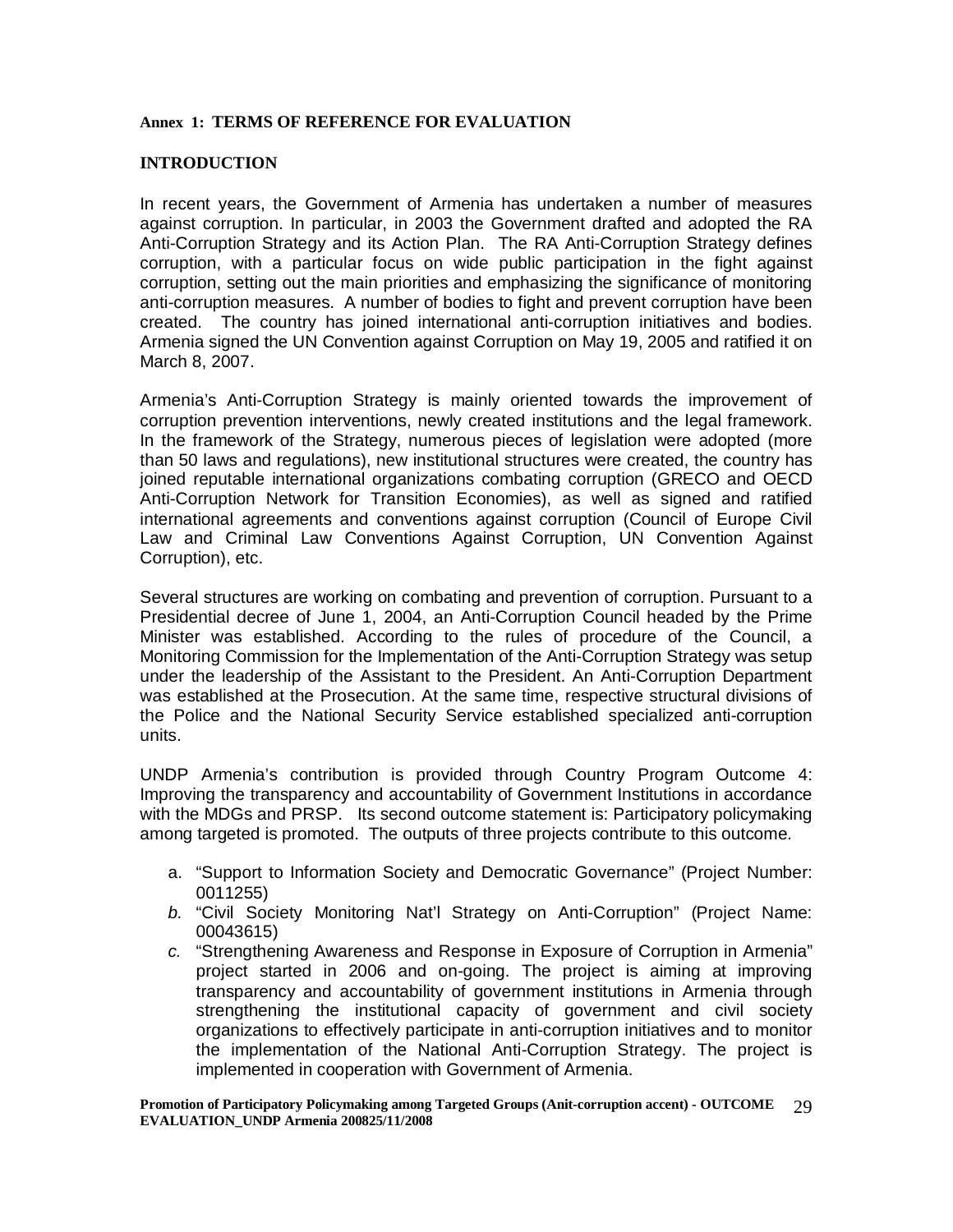**Annex 1: TERMS OF REFERENCE FOR EVALUATION**

**INTRODUCTION**

In recent years, the Government of Armenia has undertaken a number of measures against corruption. In particular, in 2003 the Government drafted and adopted the RA Anti-Corruption Strategy and its Action Plan. The RA Anti-Corruption Strategy defines corruption, with a particular focus on wide public participation in the fight against corruption, setting out the main priorities and emphasizing the significance of monitoring anti-corruption measures. A number of bodies to fight and prevent corruption have been created. The country has joined international anti-corruption initiatives and bodies. Armenia signed the UN Convention against Corruption on May 19, 2005 and ratified it on March 8, 2007.

Armenia's Anti-Corruption Strategy is mainly oriented towards the improvement of corruption prevention interventions, newly created institutions and the legal framework. In the framework of the Strategy, numerous pieces of legislation were adopted (more than 50 laws and regulations), new institutional structures were created, the country has joined reputable international organizations combating corruption (GRECO and OECD Anti-Corruption Network for Transition Economies), as well as signed and ratified international agreements and conventions against corruption (Council of Europe Civil Law and Criminal Law Conventions Against Corruption, UN Convention Against Corruption), etc.

Several structures are working on combating and prevention of corruption. Pursuant to a Presidential decree of June 1, 2004, an Anti-Corruption Council headed by the Prime Minister was established. According to the rules of procedure of the Council, a Monitoring Commission for the Implementation of the Anti-Corruption Strategy was setup under the leadership of the Assistant to the President. An Anti-Corruption Department was established at the Prosecution. At the same time, respective structural divisions of the Police and the National Security Service established specialized anti-corruption units.

UNDP Armenia's contribution is provided through Country Program Outcome 4: Improving the transparency and accountability of Government Institutions in accordance with the MDGs and PRSP. Its second outcome statement is: Participatory policymaking among targeted is promoted. The outputs of three projects contribute to this outcome.

a. "Support to Information Society and Democratic Governance" (Project Number: 0011255)
*b.* "Civil Society Monitoring Nat'l Strategy on Anti-Corruption" (Project Name: 00043615)
*c.* "Strengthening Awareness and Response in Exposure of Corruption in Armenia" project started in 2006 and on-going. The project is aiming at improving transparency and accountability of government institutions in Armenia through strengthening the institutional capacity of government and civil society organizations to effectively participate in anti-corruption initiatives and to monitor the implementation of the National Anti-Corruption Strategy. The project is implemented in cooperation with Government of Armenia.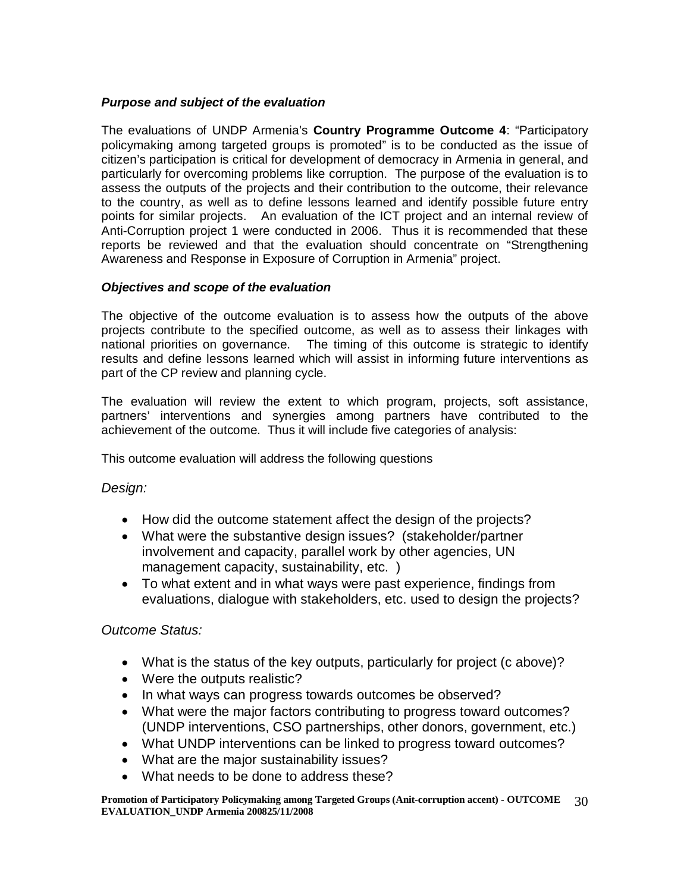***Purpose and subject of the evaluation***

The evaluations of UNDP Armenia's **Country Programme Outcome 4**: "Participatory policymaking among targeted groups is promoted" is to be conducted as the issue of citizen's participation is critical for development of democracy in Armenia in general, and particularly for overcoming problems like corruption. The purpose of the evaluation is to assess the outputs of the projects and their contribution to the outcome, their relevance to the country, as well as to define lessons learned and identify possible future entry points for similar projects. An evaluation of the ICT project and an internal review of Anti-Corruption project 1 were conducted in 2006. Thus it is recommended that these reports be reviewed and that the evaluation should concentrate on "Strengthening Awareness and Response in Exposure of Corruption in Armenia" project.

***Objectives and scope of the evaluation***

The objective of the outcome evaluation is to assess how the outputs of the above projects contribute to the specified outcome, as well as to assess their linkages with national priorities on governance. The timing of this outcome is strategic to identify results and define lessons learned which will assist in informing future interventions as part of the CP review and planning cycle.

The evaluation will review the extent to which program, projects, soft assistance, partners' interventions and synergies among partners have contributed to the achievement of the outcome. Thus it will include five categories of analysis:

This outcome evaluation will address the following questions

*Design:*

- How did the outcome statement affect the design of the projects?
- What were the substantive design issues? (stakeholder/partner involvement and capacity, parallel work by other agencies, UN management capacity, sustainability, etc. )
- To what extent and in what ways were past experience, findings from evaluations, dialogue with stakeholders, etc. used to design the projects?

*Outcome Status:*

- What is the status of the key outputs, particularly for project (c above)?
- Were the outputs realistic?
- In what ways can progress towards outcomes be observed?
- What were the major factors contributing to progress toward outcomes? (UNDP interventions, CSO partnerships, other donors, government, etc.)
- What UNDP interventions can be linked to progress toward outcomes?
- What are the major sustainability issues?
- What needs to be done to address these?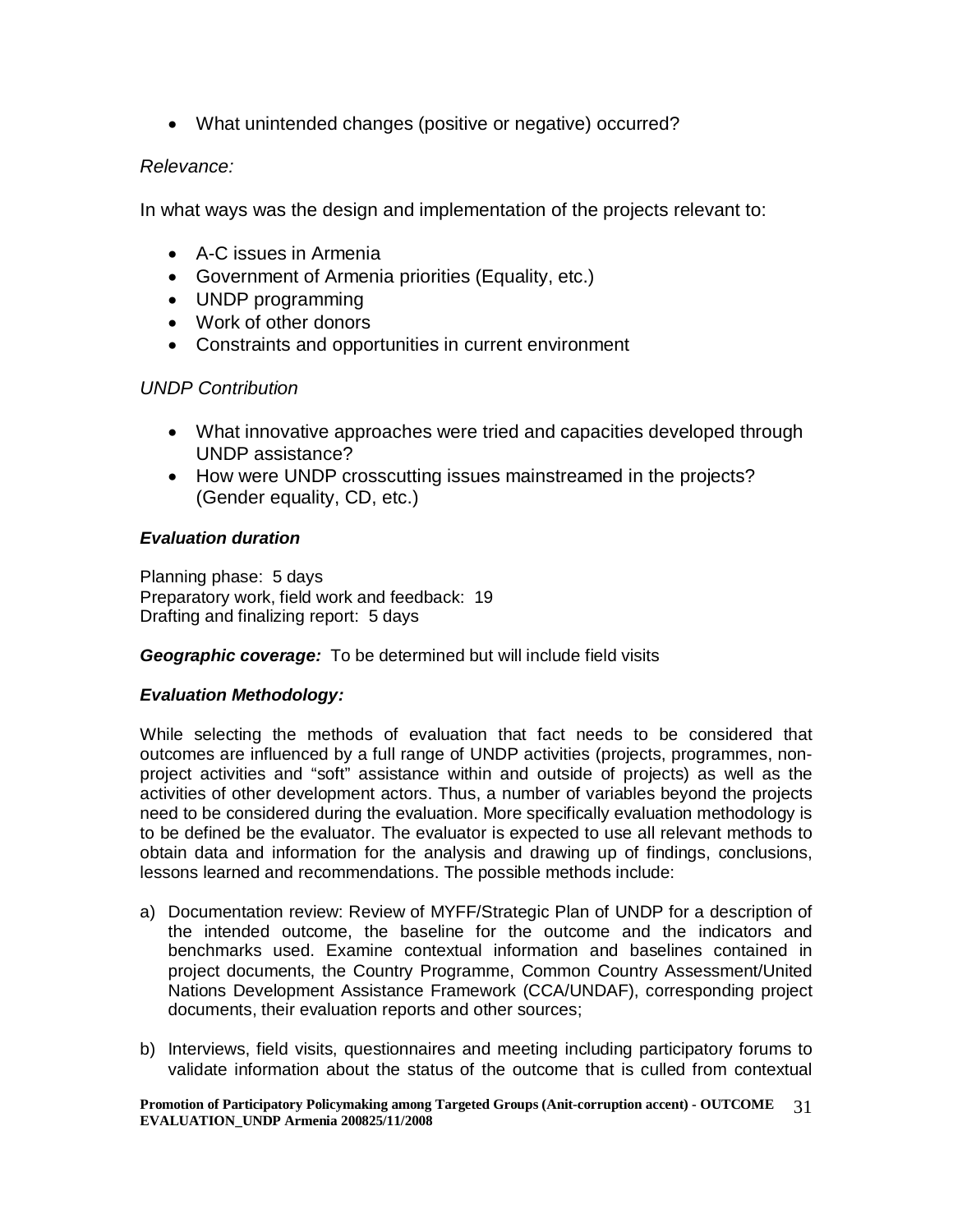- What unintended changes (positive or negative) occurred?

*Relevance:*

In what ways was the design and implementation of the projects relevant to:

- A-C issues in Armenia
- Government of Armenia priorities (Equality, etc.)
- UNDP programming
- Work of other donors
- Constraints and opportunities in current environment

*UNDP Contribution*

- What innovative approaches were tried and capacities developed through UNDP assistance?
- How were UNDP crosscutting issues mainstreamed in the projects? (Gender equality, CD, etc.)

***Evaluation duration***

Planning phase: 5 days
Preparatory work, field work and feedback: 19
Drafting and finalizing report: 5 days

***Geographic coverage:*** To be determined but will include field visits

***Evaluation Methodology:***

While selecting the methods of evaluation that fact needs to be considered that outcomes are influenced by a full range of UNDP activities (projects, programmes, non-project activities and "soft" assistance within and outside of projects) as well as the activities of other development actors. Thus, a number of variables beyond the projects need to be considered during the evaluation. More specifically evaluation methodology is to be defined be the evaluator. The evaluator is expected to use all relevant methods to obtain data and information for the analysis and drawing up of findings, conclusions, lessons learned and recommendations. The possible methods include:

a) Documentation review: Review of MYFF/Strategic Plan of UNDP for a description of the intended outcome, the baseline for the outcome and the indicators and benchmarks used. Examine contextual information and baselines contained in project documents, the Country Programme, Common Country Assessment/United Nations Development Assistance Framework (CCA/UNDAF), corresponding project documents, their evaluation reports and other sources;

b) Interviews, field visits, questionnaires and meeting including participatory forums to validate information about the status of the outcome that is culled from contextual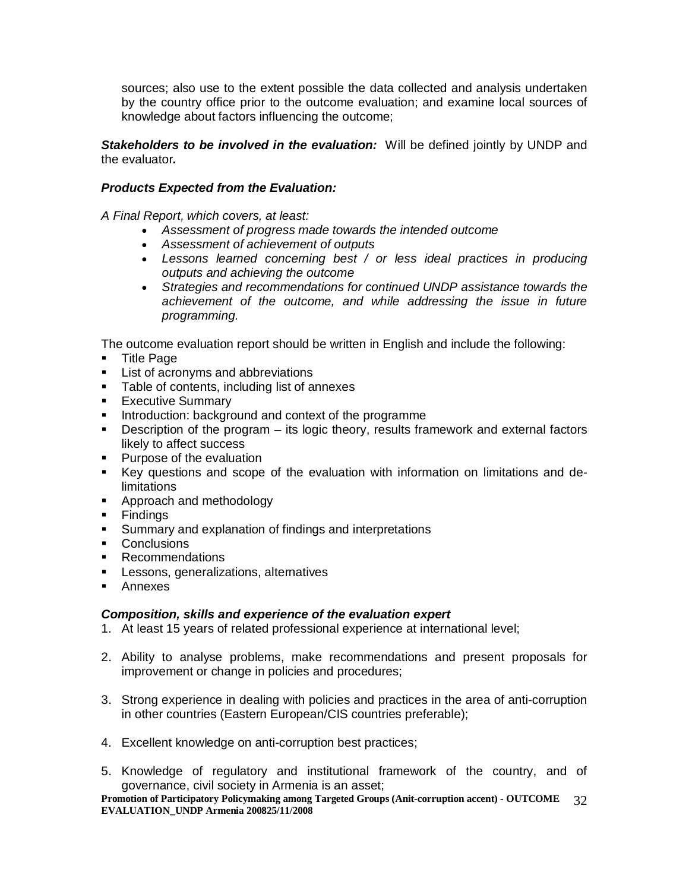sources; also use to the extent possible the data collected and analysis undertaken by the country office prior to the outcome evaluation; and examine local sources of knowledge about factors influencing the outcome;

***Stakeholders to be involved in the evaluation:*** Will be defined jointly by UNDP and the evaluator***.***

***Products Expected from the Evaluation:***

*A Final Report, which covers, at least:*

- *Assessment of progress made towards the intended outcome*
- *Assessment of achievement of outputs*
- *Lessons learned concerning best / or less ideal practices in producing outputs and achieving the outcome*
- *Strategies and recommendations for continued UNDP assistance towards the achievement of the outcome, and while addressing the issue in future programming.*

The outcome evaluation report should be written in English and include the following:

- Title Page
- List of acronyms and abbreviations
- Table of contents, including list of annexes
- Executive Summary
- Introduction: background and context of the programme
- Description of the program – its logic theory, results framework and external factors likely to affect success
- Purpose of the evaluation
- Key questions and scope of the evaluation with information on limitations and de-limitations
- Approach and methodology
- Findings
- Summary and explanation of findings and interpretations
- Conclusions
- Recommendations
- Lessons, generalizations, alternatives
- Annexes

***Composition, skills and experience of the evaluation expert***

1. At least 15 years of related professional experience at international level;
2. Ability to analyse problems, make recommendations and present proposals for improvement or change in policies and procedures;
3. Strong experience in dealing with policies and practices in the area of anti-corruption in other countries (Eastern European/CIS countries preferable);
4. Excellent knowledge on anti-corruption best practices;
5. Knowledge of regulatory and institutional framework of the country, and of governance, civil society in Armenia is an asset;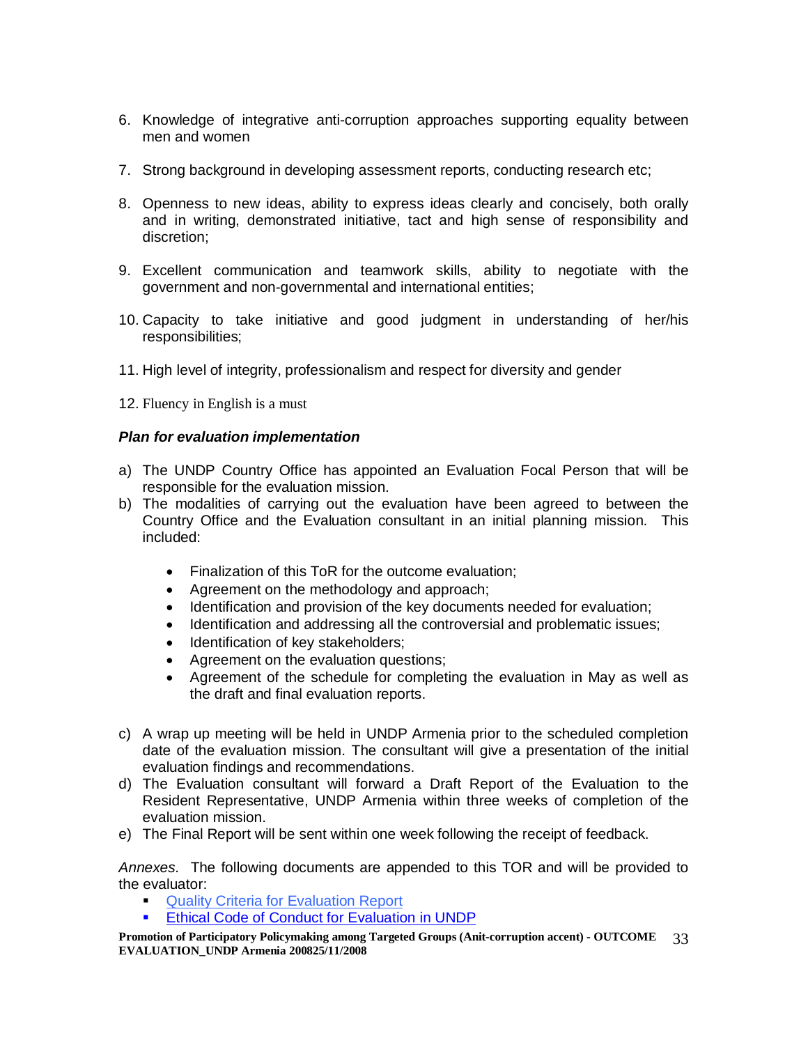6. Knowledge of integrative anti-corruption approaches supporting equality between men and women

7. Strong background in developing assessment reports, conducting research etc;

8. Openness to new ideas, ability to express ideas clearly and concisely, both orally and in writing, demonstrated initiative, tact and high sense of responsibility and discretion;

9. Excellent communication and teamwork skills, ability to negotiate with the government and non-governmental and international entities;

10. Capacity to take initiative and good judgment in understanding of her/his responsibilities;

11. High level of integrity, professionalism and respect for diversity and gender

12. Fluency in English is a must

***Plan for evaluation implementation***

a) The UNDP Country Office has appointed an Evaluation Focal Person that will be responsible for the evaluation mission.
b) The modalities of carrying out the evaluation have been agreed to between the Country Office and the Evaluation consultant in an initial planning mission. This included:

    - Finalization of this ToR for the outcome evaluation;
    - Agreement on the methodology and approach;
    - Identification and provision of the key documents needed for evaluation;
    - Identification and addressing all the controversial and problematic issues;
    - Identification of key stakeholders;
    - Agreement on the evaluation questions;
    - Agreement of the schedule for completing the evaluation in May as well as the draft and final evaluation reports.

c) A wrap up meeting will be held in UNDP Armenia prior to the scheduled completion date of the evaluation mission. The consultant will give a presentation of the initial evaluation findings and recommendations.
d) The Evaluation consultant will forward a Draft Report of the Evaluation to the Resident Representative, UNDP Armenia within three weeks of completion of the evaluation mission.
e) The Final Report will be sent within one week following the receipt of feedback.

*Annexes.* The following documents are appended to this TOR and will be provided to the evaluator:

- Quality Criteria for Evaluation Report
- Ethical Code of Conduct for Evaluation in UNDP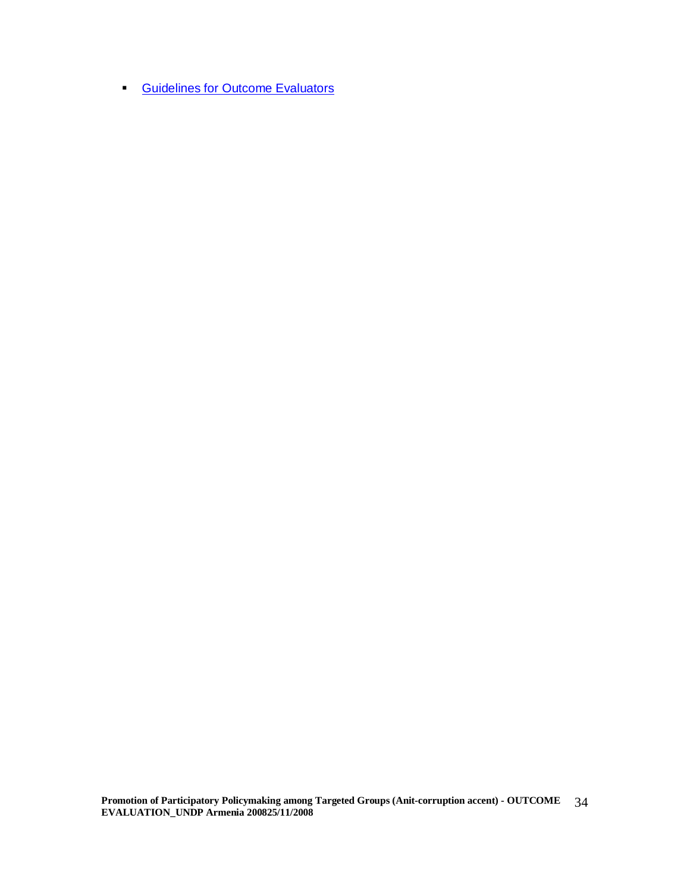- Guidelines for Outcome Evaluators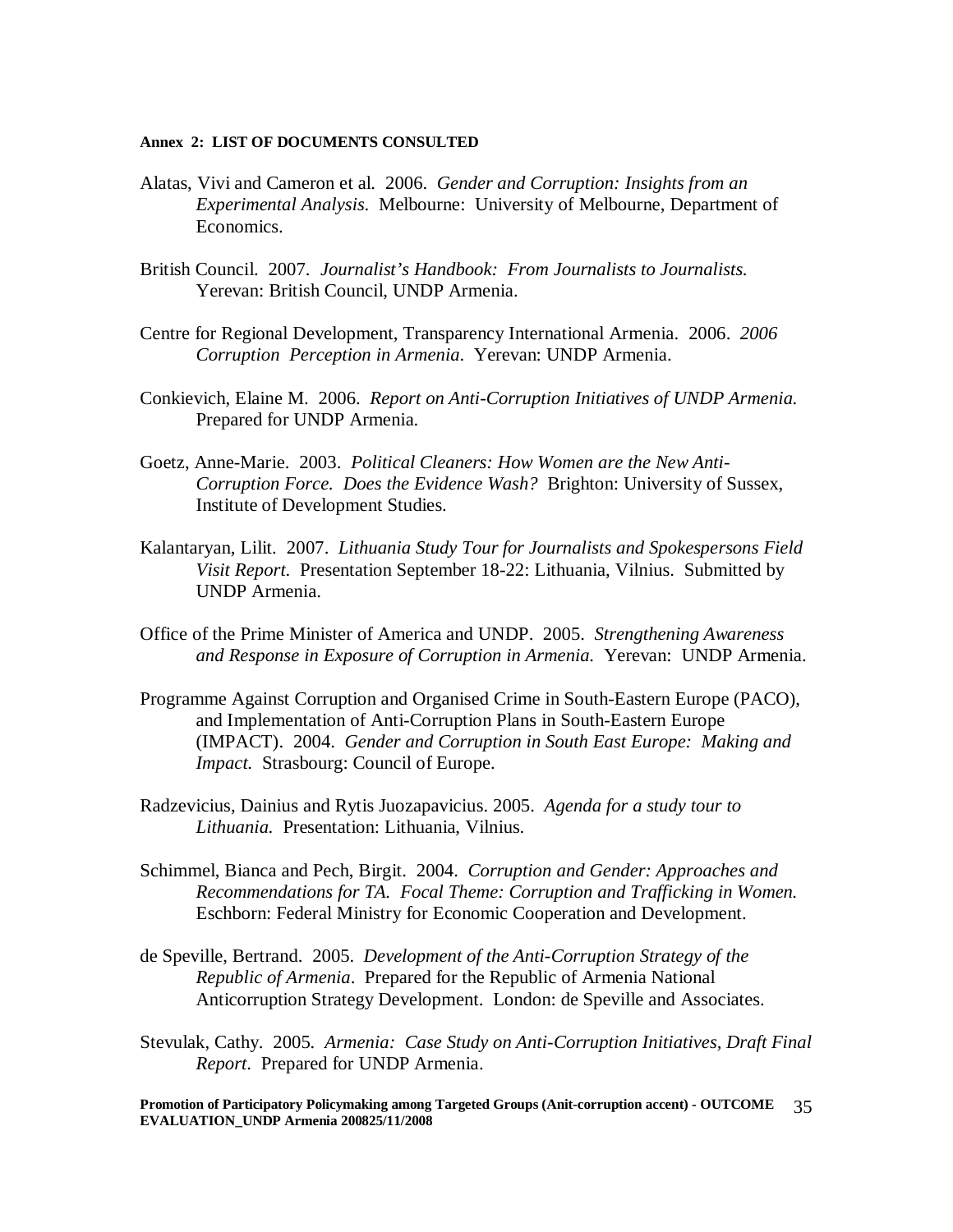**Annex 2: LIST OF DOCUMENTS CONSULTED**

Alatas, Vivi and Cameron et al. 2006. *Gender and Corruption: Insights from an Experimental Analysis.* Melbourne: University of Melbourne, Department of Economics.

British Council. 2007. *Journalist's Handbook: From Journalists to Journalists.* Yerevan: British Council, UNDP Armenia.

Centre for Regional Development, Transparency International Armenia. 2006. *2006 Corruption Perception in Armenia*. Yerevan: UNDP Armenia.

Conkievich, Elaine M. 2006. *Report on Anti-Corruption Initiatives of UNDP Armenia.* Prepared for UNDP Armenia.

Goetz, Anne-Marie. 2003. *Political Cleaners: How Women are the New Anti-Corruption Force. Does the Evidence Wash?* Brighton: University of Sussex, Institute of Development Studies.

Kalantaryan, Lilit. 2007. *Lithuania Study Tour for Journalists and Spokespersons Field Visit Report.* Presentation September 18-22: Lithuania, Vilnius. Submitted by UNDP Armenia.

Office of the Prime Minister of America and UNDP. 2005. *Strengthening Awareness and Response in Exposure of Corruption in Armenia.* Yerevan: UNDP Armenia.

Programme Against Corruption and Organised Crime in South-Eastern Europe (PACO), and Implementation of Anti-Corruption Plans in South-Eastern Europe (IMPACT). 2004. *Gender and Corruption in South East Europe: Making and Impact.* Strasbourg: Council of Europe.

Radzevicius, Dainius and Rytis Juozapavicius. 2005. *Agenda for a study tour to Lithuania.* Presentation: Lithuania, Vilnius.

Schimmel, Bianca and Pech, Birgit. 2004. *Corruption and Gender: Approaches and Recommendations for TA. Focal Theme: Corruption and Trafficking in Women.* Eschborn: Federal Ministry for Economic Cooperation and Development.

de Speville, Bertrand. 2005. *Development of the Anti-Corruption Strategy of the Republic of Armenia*. Prepared for the Republic of Armenia National Anticorruption Strategy Development. London: de Speville and Associates.

Stevulak, Cathy. 2005. *Armenia: Case Study on Anti-Corruption Initiatives, Draft Final Report*. Prepared for UNDP Armenia.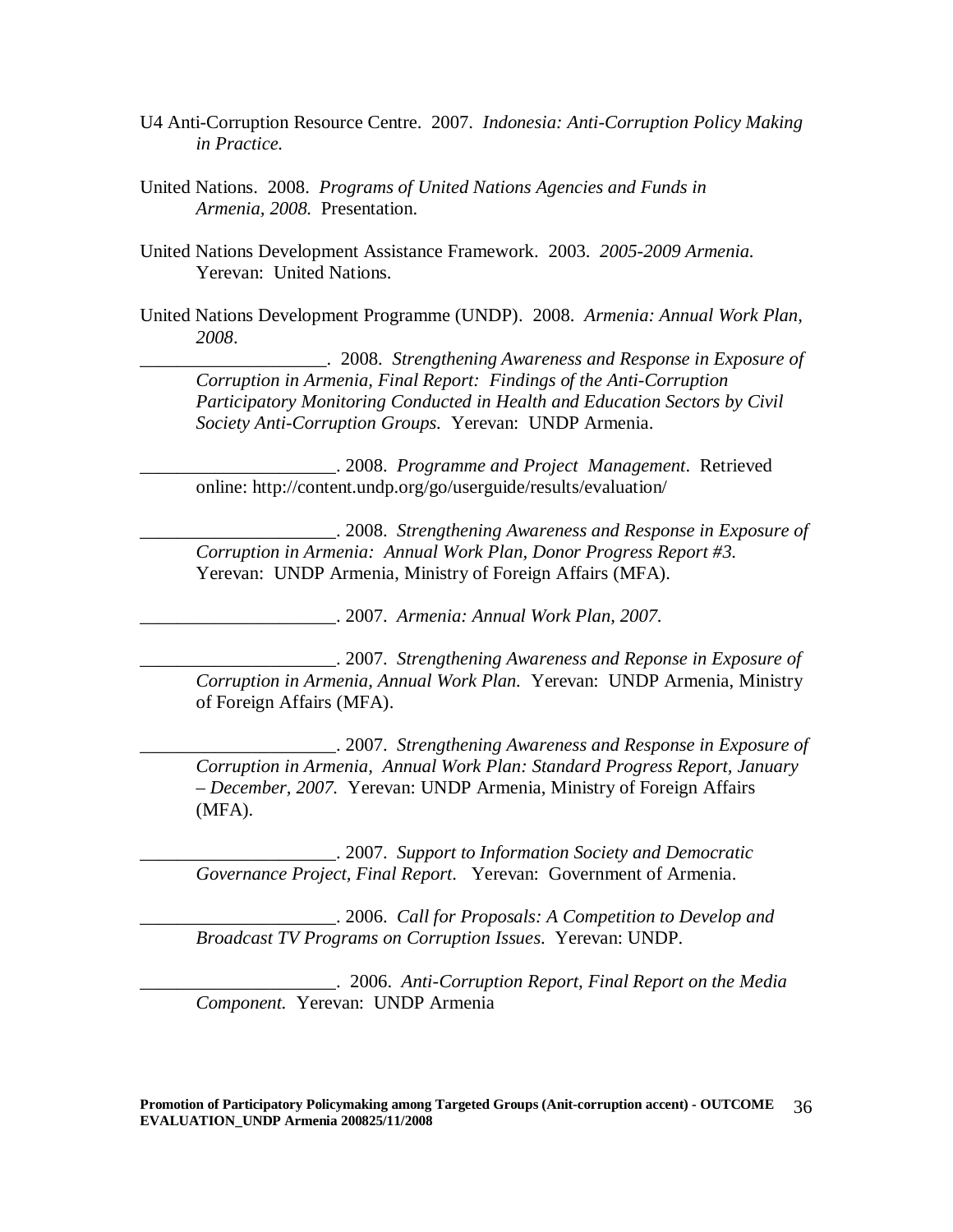U4 Anti-Corruption Resource Centre. 2007. *Indonesia: Anti-Corruption Policy Making in Practice.*

United Nations. 2008. *Programs of United Nations Agencies and Funds in Armenia, 2008.* Presentation.

United Nations Development Assistance Framework. 2003. *2005-2009 Armenia.* Yerevan: United Nations.

United Nations Development Programme (UNDP). 2008. *Armenia: Annual Work Plan, 2008*.

___________________. 2008. *Strengthening Awareness and Response in Exposure of Corruption in Armenia, Final Report: Findings of the Anti-Corruption Participatory Monitoring Conducted in Health and Education Sectors by Civil Society Anti-Corruption Groups.* Yerevan: UNDP Armenia.

_____________________. 2008. *Programme and Project Management*. Retrieved online: http://content.undp.org/go/userguide/results/evaluation/

_____________________. 2008. *Strengthening Awareness and Response in Exposure of Corruption in Armenia: Annual Work Plan, Donor Progress Report #3.* Yerevan: UNDP Armenia, Ministry of Foreign Affairs (MFA).

_____________________. 2007. *Armenia: Annual Work Plan, 2007.*

_____________________. 2007. *Strengthening Awareness and Reponse in Exposure of Corruption in Armenia, Annual Work Plan.* Yerevan: UNDP Armenia, Ministry of Foreign Affairs (MFA).

_____________________. 2007. *Strengthening Awareness and Response in Exposure of Corruption in Armenia, Annual Work Plan: Standard Progress Report, January – December, 2007.* Yerevan: UNDP Armenia, Ministry of Foreign Affairs (MFA).

_____________________. 2007. *Support to Information Society and Democratic Governance Project, Final Report.* Yerevan: Government of Armenia.

_____________________. 2006. *Call for Proposals: A Competition to Develop and Broadcast TV Programs on Corruption Issues*. Yerevan: UNDP.

_____________________. 2006. *Anti-Corruption Report, Final Report on the Media Component.* Yerevan: UNDP Armenia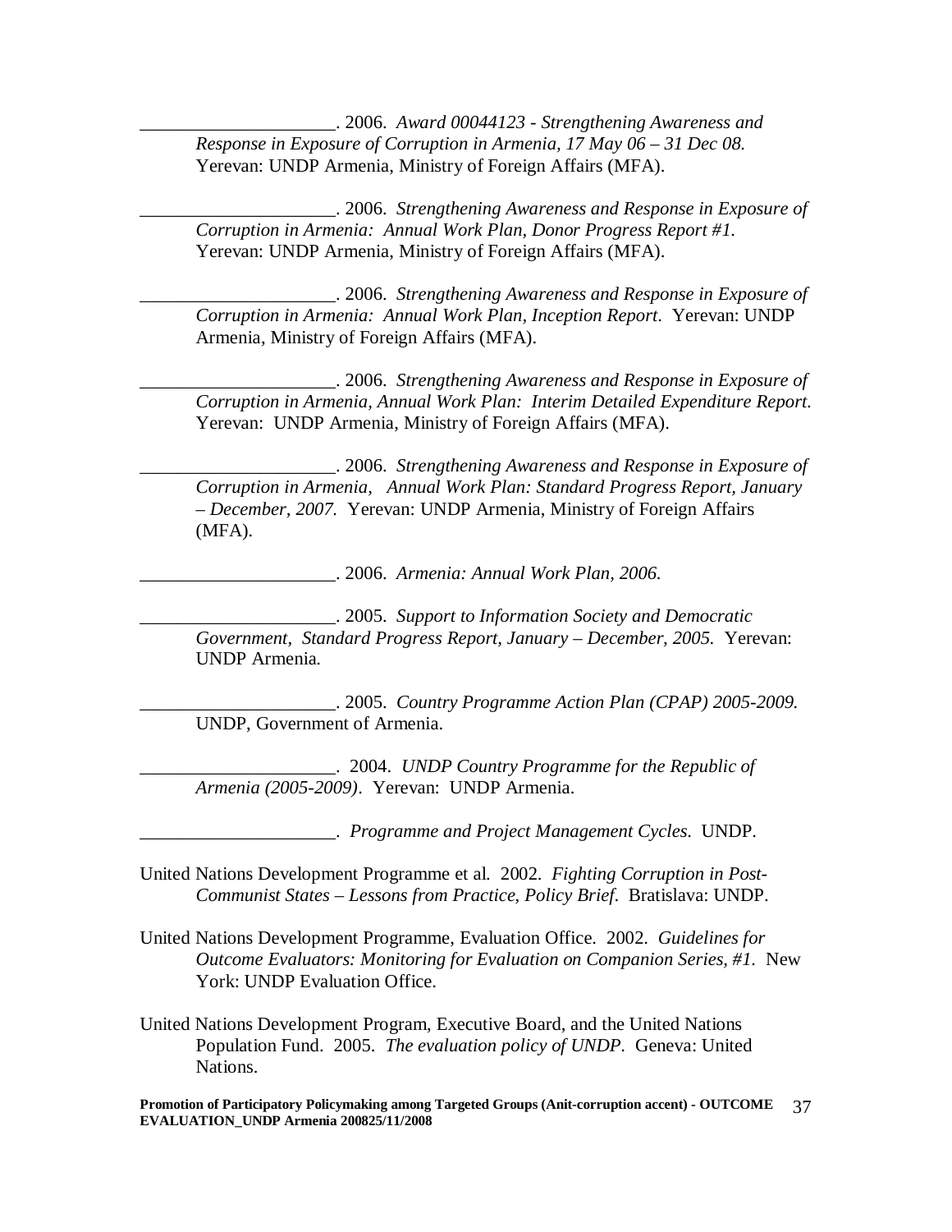_____________________. 2006. *Award 00044123 - Strengthening Awareness and Response in Exposure of Corruption in Armenia, 17 May 06 – 31 Dec 08.* Yerevan: UNDP Armenia, Ministry of Foreign Affairs (MFA).

_____________________. 2006. *Strengthening Awareness and Response in Exposure of Corruption in Armenia: Annual Work Plan, Donor Progress Report #1.* Yerevan: UNDP Armenia, Ministry of Foreign Affairs (MFA).

_____________________. 2006. *Strengthening Awareness and Response in Exposure of Corruption in Armenia: Annual Work Plan, Inception Report*. Yerevan: UNDP Armenia, Ministry of Foreign Affairs (MFA).

_____________________. 2006. *Strengthening Awareness and Response in Exposure of Corruption in Armenia, Annual Work Plan: Interim Detailed Expenditure Report.* Yerevan: UNDP Armenia, Ministry of Foreign Affairs (MFA).

_____________________. 2006. *Strengthening Awareness and Response in Exposure of Corruption in Armenia, Annual Work Plan: Standard Progress Report, January – December, 2007.* Yerevan: UNDP Armenia, Ministry of Foreign Affairs (MFA).

_____________________. 2006. *Armenia: Annual Work Plan, 2006.*

_____________________. 2005. *Support to Information Society and Democratic Government, Standard Progress Report, January – December, 2005.* Yerevan: UNDP Armenia.

_____________________. 2005. *Country Programme Action Plan (CPAP) 2005-2009.* UNDP, Government of Armenia.

_____________________. 2004. *UNDP Country Programme for the Republic of Armenia (2005-2009)*. Yerevan: UNDP Armenia.

_____________________. *Programme and Project Management Cycles*. UNDP.

United Nations Development Programme et al. 2002. *Fighting Corruption in Post-Communist States – Lessons from Practice, Policy Brief*. Bratislava: UNDP.

United Nations Development Programme, Evaluation Office. 2002. *Guidelines for Outcome Evaluators: Monitoring for Evaluation on Companion Series, #1.* New York: UNDP Evaluation Office.

United Nations Development Program, Executive Board, and the United Nations Population Fund. 2005. *The evaluation policy of UNDP*. Geneva: United Nations.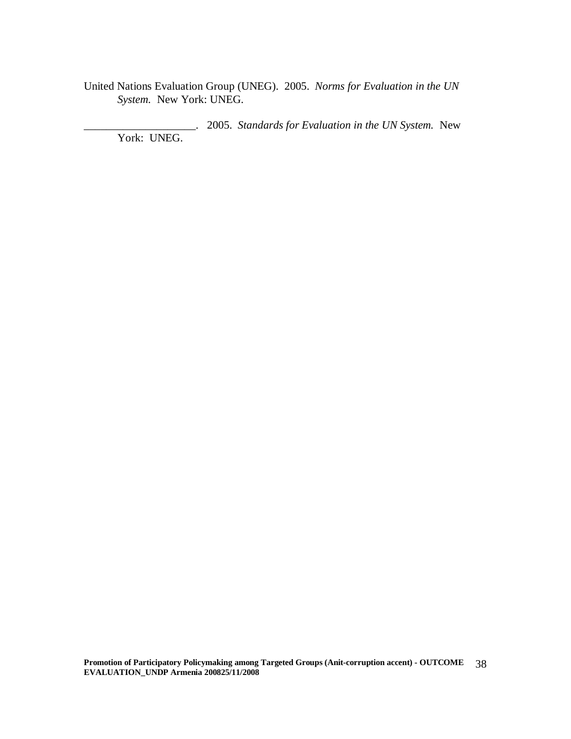United Nations Evaluation Group (UNEG). 2005. *Norms for Evaluation in the UN System.* New York: UNEG.

____________________. 2005. *Standards for Evaluation in the UN System.* New York: UNEG.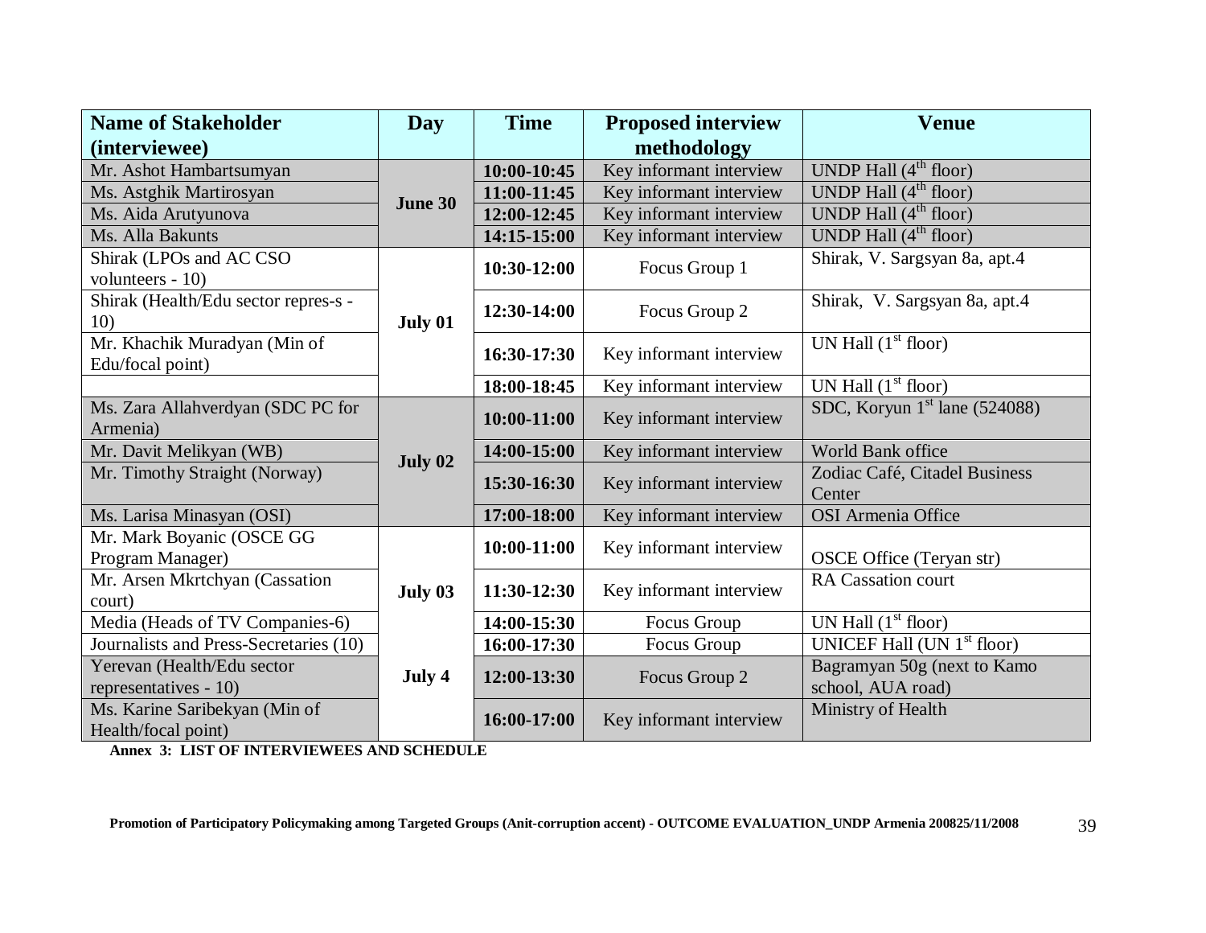| Name of Stakeholder (interviewee) | Day | Time | Proposed interview methodology | Venue |
|---|---|---|---|---|
| Mr. Ashot Hambartsumyan | June 30 | 10:00-10:45 | Key informant interview | UNDP Hall (4th floor) |
| Ms. Astghik Martirosyan | | 11:00-11:45 | Key informant interview | UNDP Hall (4th floor) |
| Ms. Aida Arutyunova | | 12:00-12:45 | Key informant interview | UNDP Hall (4th floor) |
| Ms. Alla Bakunts | | 14:15-15:00 | Key informant interview | UNDP Hall (4th floor) |
| Shirak (LPOs and AC CSO volunteers - 10) | July 01 | 10:30-12:00 | Focus Group 1 | Shirak, V. Sargsyan 8a, apt.4 |
| Shirak (Health/Edu sector repres-s - 10) | | 12:30-14:00 | Focus Group 2 | Shirak, V. Sargsyan 8a, apt.4 |
| Mr. Khachik Muradyan (Min of Edu/focal point) | | 16:30-17:30 | Key informant interview | UN Hall (1st floor) |
| | | 18:00-18:45 | Key informant interview | UN Hall (1st floor) |
| Ms. Zara Allahverdyan (SDC PC for Armenia) | July 02 | 10:00-11:00 | Key informant interview | SDC, Koryun 1st lane (524088) |
| Mr. Davit Melikyan (WB) | | 14:00-15:00 | Key informant interview | World Bank office |
| Mr. Timothy Straight (Norway) | | 15:30-16:30 | Key informant interview | Zodiac Café, Citadel Business Center |
| Ms. Larisa Minasyan (OSI) | | 17:00-18:00 | Key informant interview | OSI Armenia Office |
| Mr. Mark Boyanic (OSCE GG Program Manager) | July 03 | 10:00-11:00 | Key informant interview | OSCE Office (Teryan str) |
| Mr. Arsen Mkrtchyan (Cassation court) | | 11:30-12:30 | Key informant interview | RA Cassation court |
| Media (Heads of TV Companies-6) | | 14:00-15:30 | Focus Group | UN Hall (1st floor) |
| Journalists and Press-Secretaries (10) | | 16:00-17:30 | Focus Group | UNICEF Hall (UN 1st floor) |
| Yerevan (Health/Edu sector representatives - 10) | July 4 | 12:00-13:30 | Focus Group 2 | Bagramyan 50g (next to Kamo school, AUA road) |
| Ms. Karine Saribekyan (Min of Health/focal point) | | 16:00-17:00 | Key informant interview | Ministry of Health |

**Annex 3: LIST OF INTERVIEWEES AND SCHEDULE**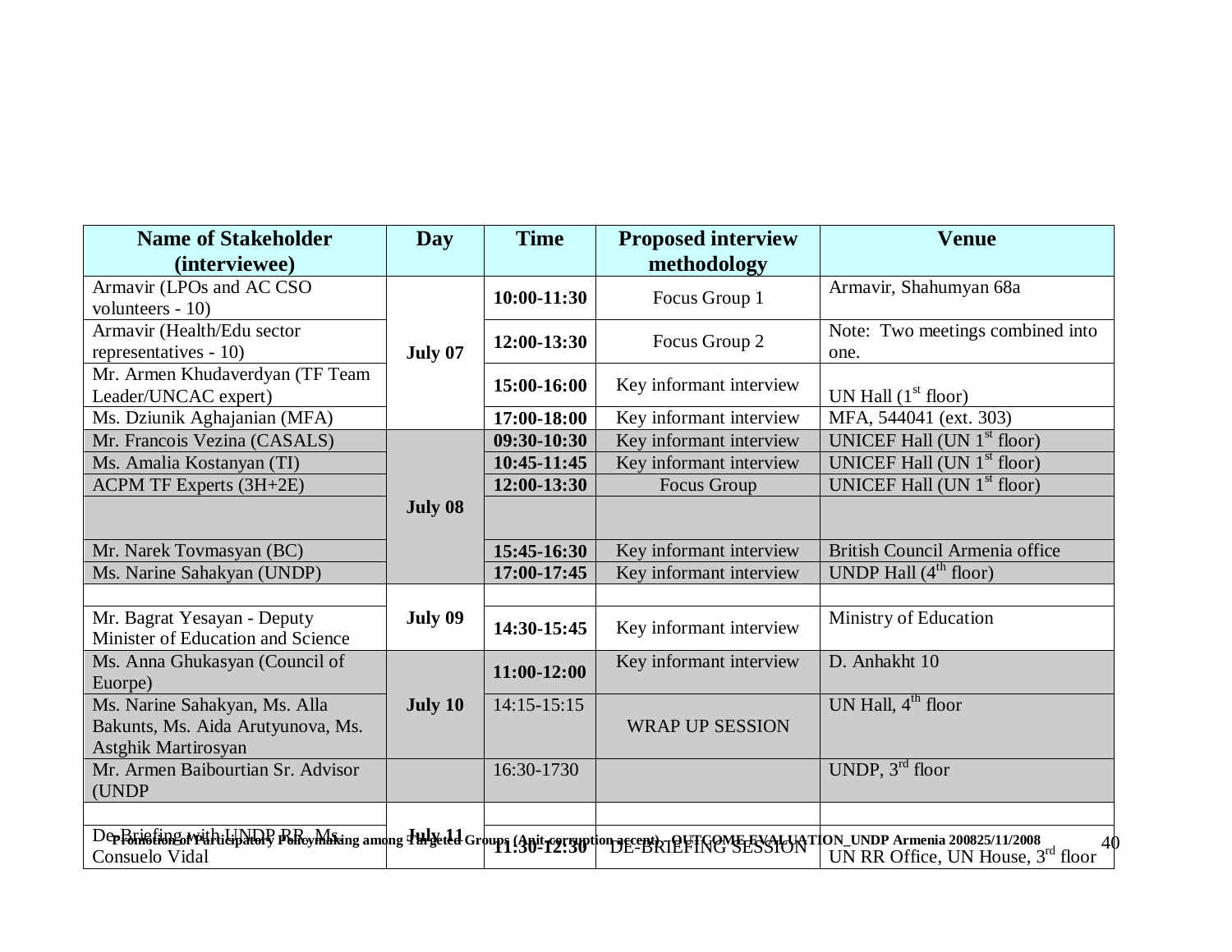| Name of Stakeholder (interviewee) | Day | Time | Proposed interview methodology | Venue |
|---|---|---|---|---|
| Armavir (LPOs and AC CSO volunteers - 10) | July 07 | **10:00-11:30** | Focus Group 1 | Armavir, Shahumyan 68a |
| Armavir (Health/Edu sector representatives - 10) | | **12:00-13:30** | Focus Group 2 | Note: Two meetings combined into one. |
| Mr. Armen Khudaverdyan (TF Team Leader/UNCAC expert) | | **15:00-16:00** | Key informant interview | UN Hall (1st floor) |
| Ms. Dziunik Aghajanian (MFA) | | **17:00-18:00** | Key informant interview | MFA, 544041 (ext. 303) |
| Mr. Francois Vezina (CASALS) | July 08 | **09:30-10:30** | Key informant interview | UNICEF Hall (UN 1st floor) |
| Ms. Amalia Kostanyan (TI) | | **10:45-11:45** | Key informant interview | UNICEF Hall (UN 1st floor) |
| ACPM TF Experts (3H+2E) | | **12:00-13:30** | Focus Group | UNICEF Hall (UN 1st floor) |
| | | | | |
| Mr. Narek Tovmasyan (BC) | | **15:45-16:30** | Key informant interview | British Council Armenia office |
| Ms. Narine Sahakyan (UNDP) | | **17:00-17:45** | Key informant interview | UNDP Hall (4th floor) |
| | July 09 | | | |
| Mr. Bagrat Yesayan - Deputy Minister of Education and Science | | **14:30-15:45** | Key informant interview | Ministry of Education |
| Ms. Anna Ghukasyan (Council of Euorpe) | July 10 | **11:00-12:00** | Key informant interview | D. Anhakht 10 |
| Ms. Narine Sahakyan, Ms. Alla Bakunts, Ms. Aida Arutyunova, Ms. Astghik Martirosyan | | 14:15-15:15 | WRAP UP SESSION | UN Hall, 4th floor |
| Mr. Armen Baibourtian Sr. Advisor (UNDP | | 16:30-1730 | | UNDP, 3rd floor |
| | | | | |
| De-Briefing with UNDP RR, Ms. Consuelo Vidal | **July 11** | **11:30-12:30** | DE-BRIEFING SESSION | UN RR Office, UN House, 3rd floor |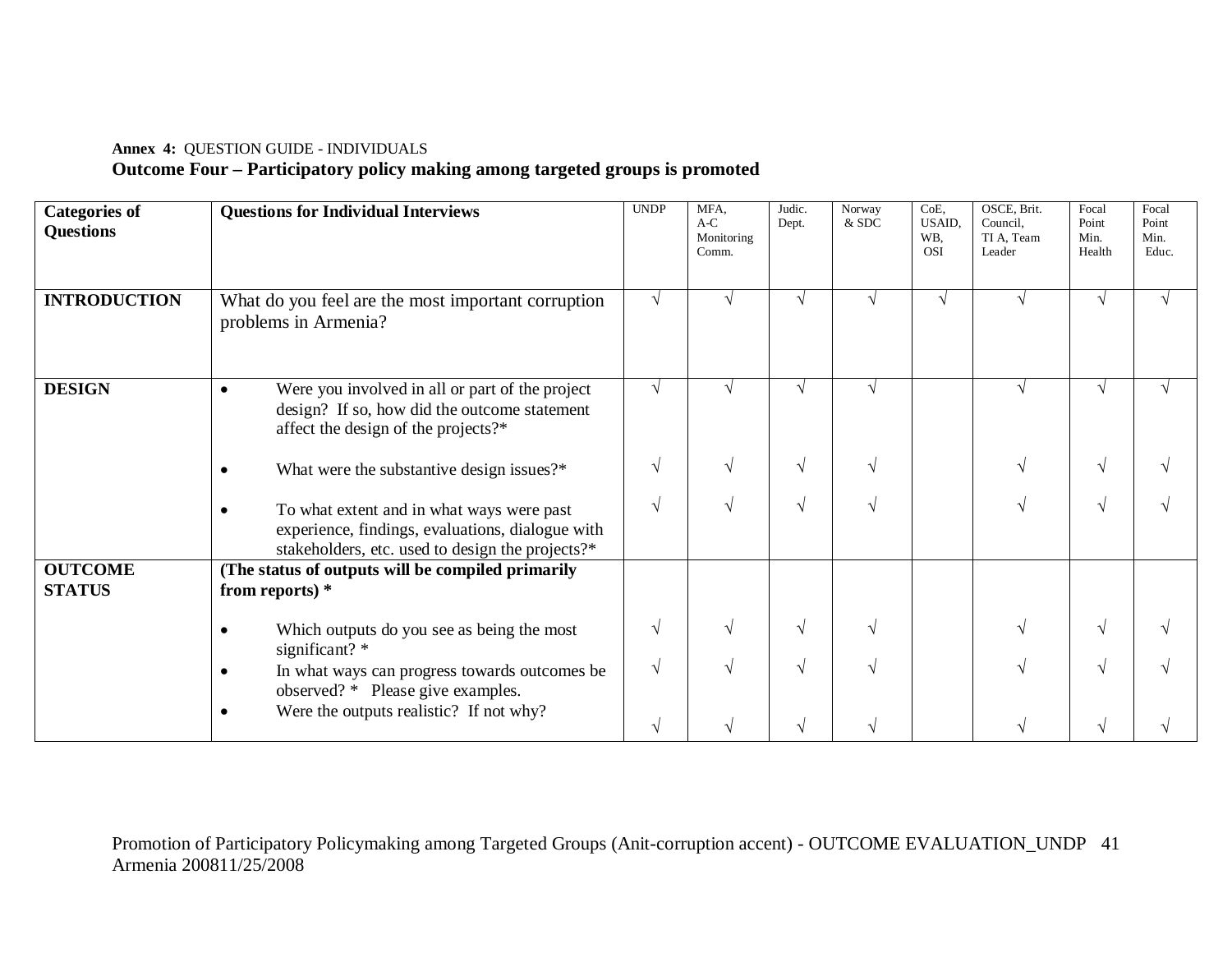**Annex 4:** QUESTION GUIDE - INDIVIDUALS

**Outcome Four – Participatory policy making among targeted groups is promoted**

| **Categories of Questions** | **Questions for Individual Interviews** | UNDP | MFA, A-C Monitoring Comm. | Judic. Dept. | Norway & SDC | CoE, USAID, WB, OSI | OSCE, Brit. Council, TI A, Team Leader | Focal Point Min. Health | Focal Point Min. Educ. |
|---|---|---|---|---|---|---|---|---|---|
| **INTRODUCTION** | What do you feel are the most important corruption problems in Armenia? | √ | √ | √ | √ | √ | √ | √ | √ |
| **DESIGN** | • Were you involved in all or part of the project design? If so, how did the outcome statement affect the design of the projects?* | √ | √ | √ | √ | | √ | √ | √ |
| | • What were the substantive design issues?* | √ | √ | √ | √ | | √ | √ | √ |
| | • To what extent and in what ways were past experience, findings, evaluations, dialogue with stakeholders, etc. used to design the projects?* | √ | √ | √ | √ | | √ | √ | √ |
| **OUTCOME STATUS** | **(The status of outputs will be compiled primarily from reports) *** | | | | | | | | |
| | • Which outputs do you see as being the most significant? * | √ | √ | √ | √ | | √ | √ | √ |
| | • In what ways can progress towards outcomes be observed? * Please give examples. | √ | √ | √ | √ | | √ | √ | √ |
| | • Were the outputs realistic? If not why? | √ | √ | √ | √ | | √ | √ | √ |

Promotion of Participatory Policymaking among Targeted Groups (Anit-corruption accent) - OUTCOME EVALUATION_UNDP Armenia 200811/25/2008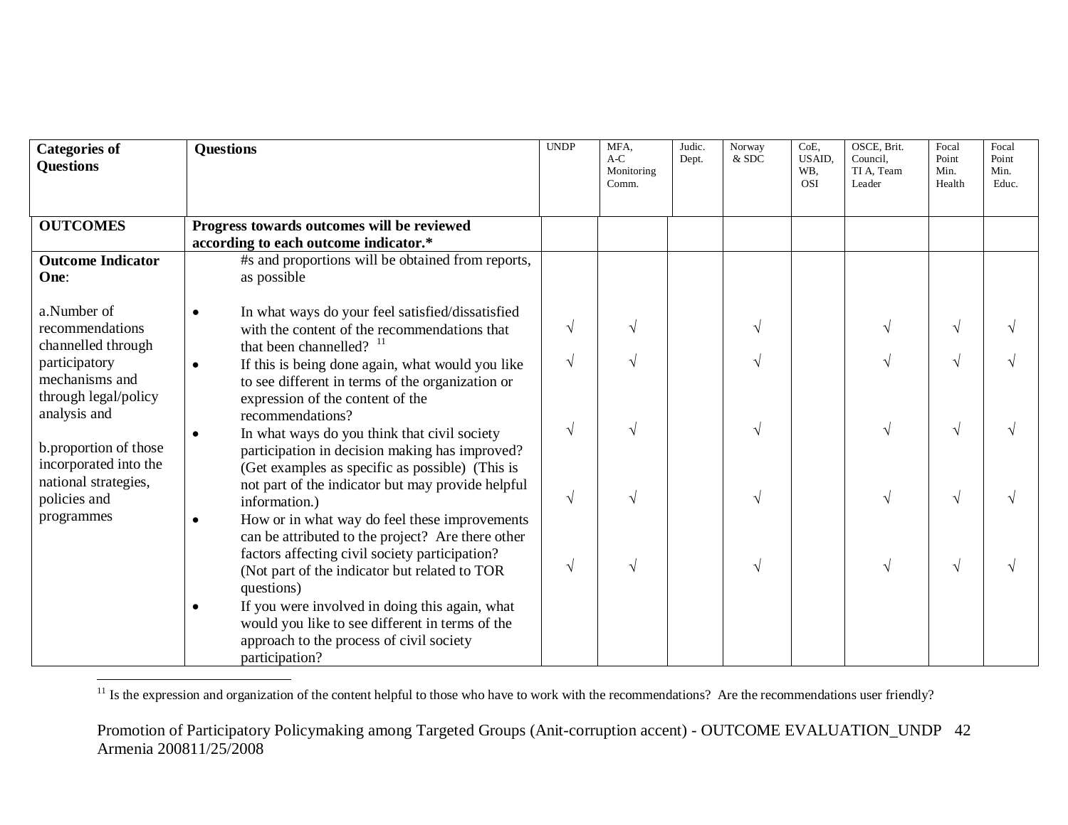| Categories of Questions | Questions | UNDP | MFA, A-C Monitoring Comm. | Judic. Dept. | Norway & SDC | CoE, USAID, WB, OSI | OSCE, Brit. Council, TI A, Team Leader | Focal Point Min. Health | Focal Point Min. Educ. |
|---|---|---|---|---|---|---|---|---|---|
| **OUTCOMES** | **Progress towards outcomes will be reviewed according to each outcome indicator.*** | | | | | | | | |
| **Outcome Indicator One**:<br><br>a.Number of recommendations channelled through participatory mechanisms and through legal/policy analysis and<br><br>b.proportion of those incorporated into the national strategies, policies and programmes | #s and proportions will be obtained from reports, as possible | | | | | | | | |
| | • In what ways do your feel satisfied/dissatisfied with the content of the recommendations that that been channelled? [11] | √ | √ | | √ | | √ | √ | √ |
| | • If this is being done again, what would you like to see different in terms of the organization or expression of the content of the recommendations? | √ | √ | | √ | | √ | √ | √ |
| | • In what ways do you think that civil society participation in decision making has improved? (Get examples as specific as possible) (This is not part of the indicator but may provide helpful information.) | √ | √ | | √ | | √ | √ | √ |
| | • How or in what way do feel these improvements can be attributed to the project? Are there other factors affecting civil society participation? (Not part of the indicator but related to TOR questions) | √ | √ | | √ | | √ | √ | √ |
| | • If you were involved in doing this again, what would you like to see different in terms of the approach to the process of civil society participation? | √ | √ | | √ | | √ | √ | √ |

[11] Is the expression and organization of the content helpful to those who have to work with the recommendations? Are the recommendations user friendly?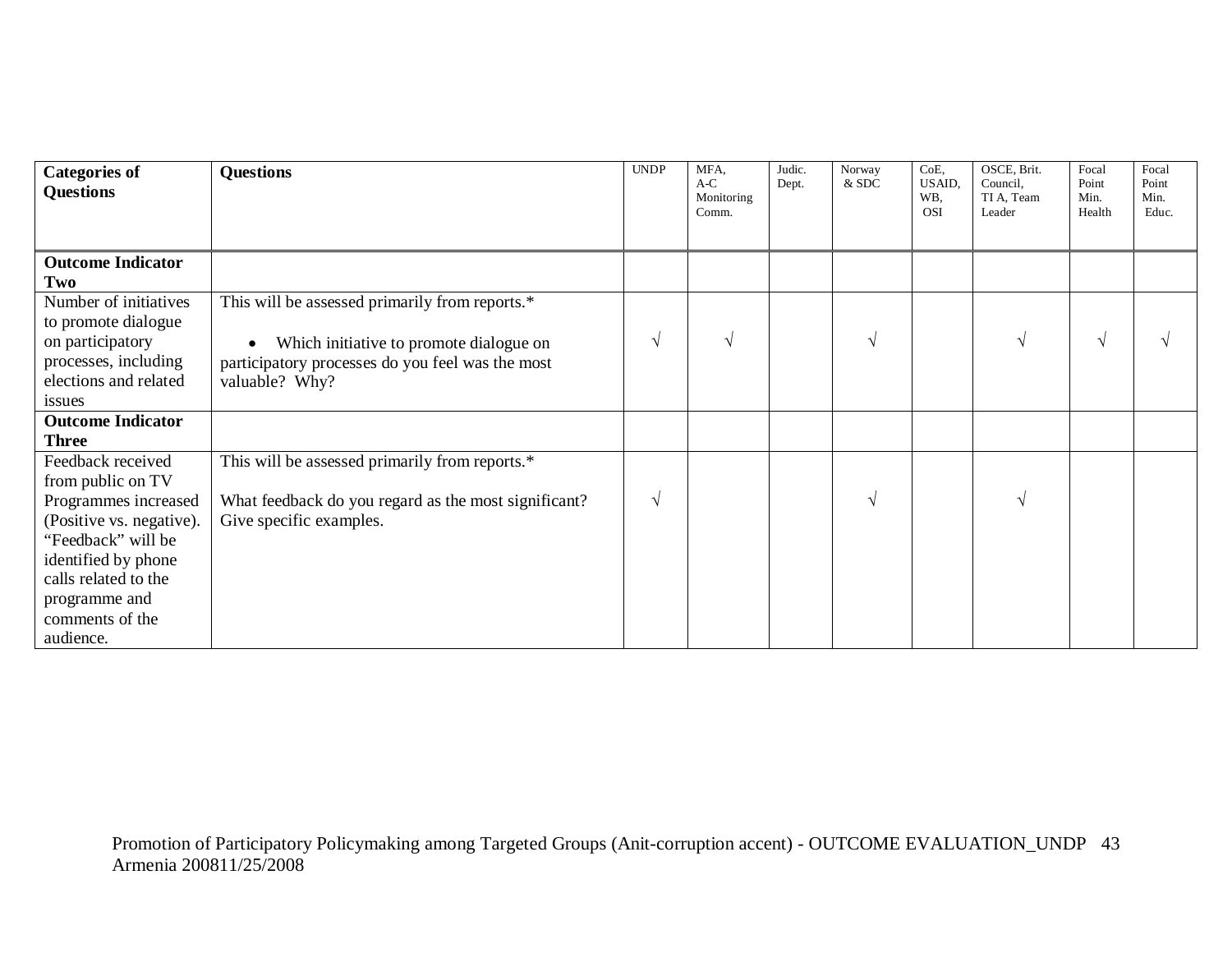| Categories of Questions | Questions | UNDP | MFA, A-C Monitoring Comm. | Judic. Dept. | Norway & SDC | CoE, USAID, WB, OSI | OSCE, Brit. Council, TI A, Team Leader | Focal Point Min. Health | Focal Point Min. Educ. |
|---|---|---|---|---|---|---|---|---|---|
| **Outcome Indicator Two** | | | | | | | | | |
| Number of initiatives to promote dialogue on participatory processes, including elections and related issues | This will be assessed primarily from reports.* <br> • Which initiative to promote dialogue on participatory processes do you feel was the most valuable? Why? | √ | √ | | √ | | √ | √ | √ |
| **Outcome Indicator Three** | | | | | | | | | |
| Feedback received from public on TV Programmes increased (Positive vs. negative). "Feedback" will be identified by phone calls related to the programme and comments of the audience. | This will be assessed primarily from reports.* <br> What feedback do you regard as the most significant? Give specific examples. | √ | | | √ | | √ | | |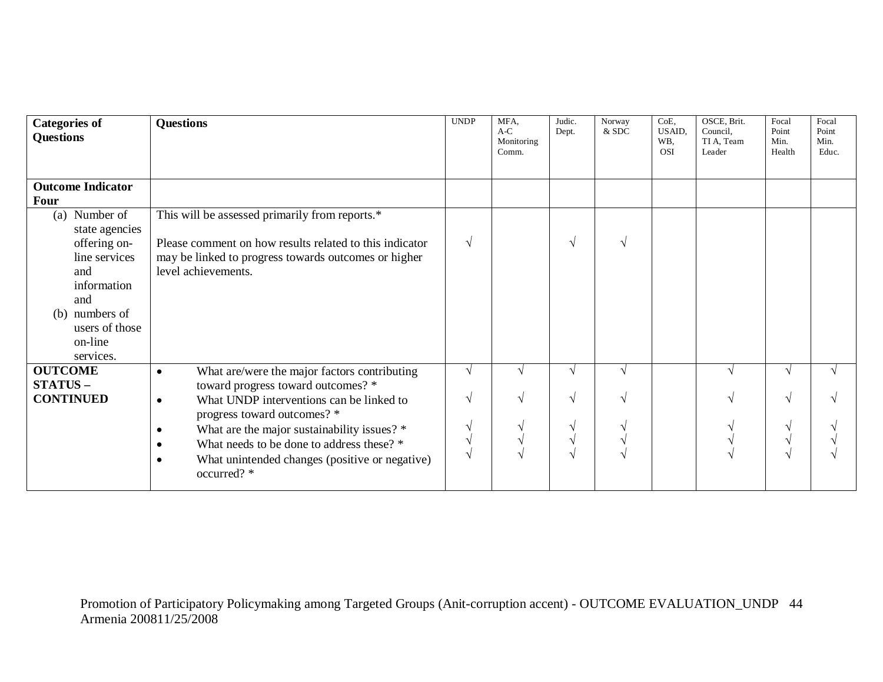| Categories of Questions | Questions | UNDP | MFA, A-C Monitoring Comm. | Judic. Dept. | Norway & SDC | CoE, USAID, WB, OSI | OSCE, Brit. Council, TI A, Team Leader | Focal Point Min. Health | Focal Point Min. Educ. |
|---|---|---|---|---|---|---|---|---|---|
| **Outcome Indicator Four** | | | | | | | | | |
| (a) Number of state agencies offering on-line services and information and (b) numbers of users of those on-line services. | This will be assessed primarily from reports.*<br><br>Please comment on how results related to this indicator may be linked to progress towards outcomes or higher level achievements. | √ | | √ | √ | | | | |
| **OUTCOME STATUS – CONTINUED** | • What are/were the major factors contributing toward progress toward outcomes? * | √ | √ | √ | √ | | √ | √ | √ |
| | • What UNDP interventions can be linked to progress toward outcomes? * | √ | √ | √ | √ | | √ | √ | √ |
| | • What are the major sustainability issues? * | √ | √ | √ | √ | | √ | √ | √ |
| | • What needs to be done to address these? * | √ | √ | √ | √ | | √ | √ | √ |
| | • What unintended changes (positive or negative) occurred? * | √ | √ | √ | √ | | √ | √ | √ |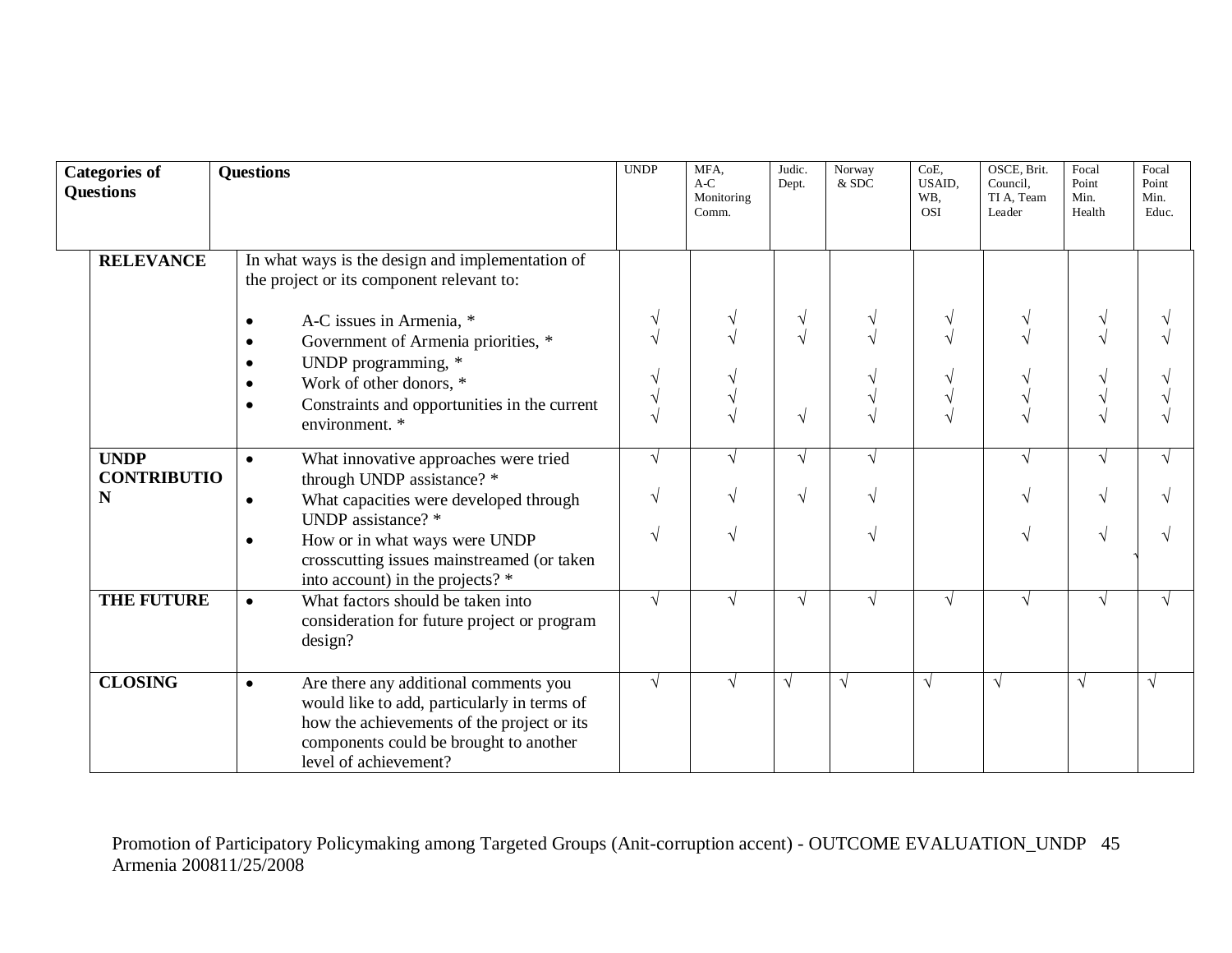| Categories of Questions | Questions | UNDP | MFA, A-C Monitoring Comm. | Judic. Dept. | Norway & SDC | CoE, USAID, WB, OSI | OSCE, Brit. Council, TI A, Team Leader | Focal Point Min. Health | Focal Point Min. Educ. |
|---|---|---|---|---|---|---|---|---|---|
| **RELEVANCE** | In what ways is the design and implementation of the project or its component relevant to: | | | | | | | | |
| | • A-C issues in Armenia, * | √ | √ | √ | √ | √ | √ | √ | √ |
| | • Government of Armenia priorities, * | √ | √ | √ | √ | √ | √ | √ | √ |
| | • UNDP programming, * | √ | √ | | √ | √ | √ | √ | √ |
| | • Work of other donors, * | √ | √ | | √ | √ | √ | √ | √ |
| | • Constraints and opportunities in the current environment. * | √ | √ | √ | √ | √ | √ | √ | √ |
| **UNDP CONTRIBUTION** | • What innovative approaches were tried through UNDP assistance? * | √ | √ | √ | √ | | √ | √ | √ |
| | • What capacities were developed through UNDP assistance? * | √ | √ | √ | √ | | √ | √ | √ |
| | • How or in what ways were UNDP crosscutting issues mainstreamed (or taken into account) in the projects? * | √ | √ | | √ | | √ | √ | √ |
| **THE FUTURE** | • What factors should be taken into consideration for future project or program design? | √ | √ | √ | √ | √ | √ | √ | √ |
| **CLOSING** | • Are there any additional comments you would like to add, particularly in terms of how the achievements of the project or its components could be brought to another level of achievement? | √ | √ | √ | √ | √ | √ | √ | √ |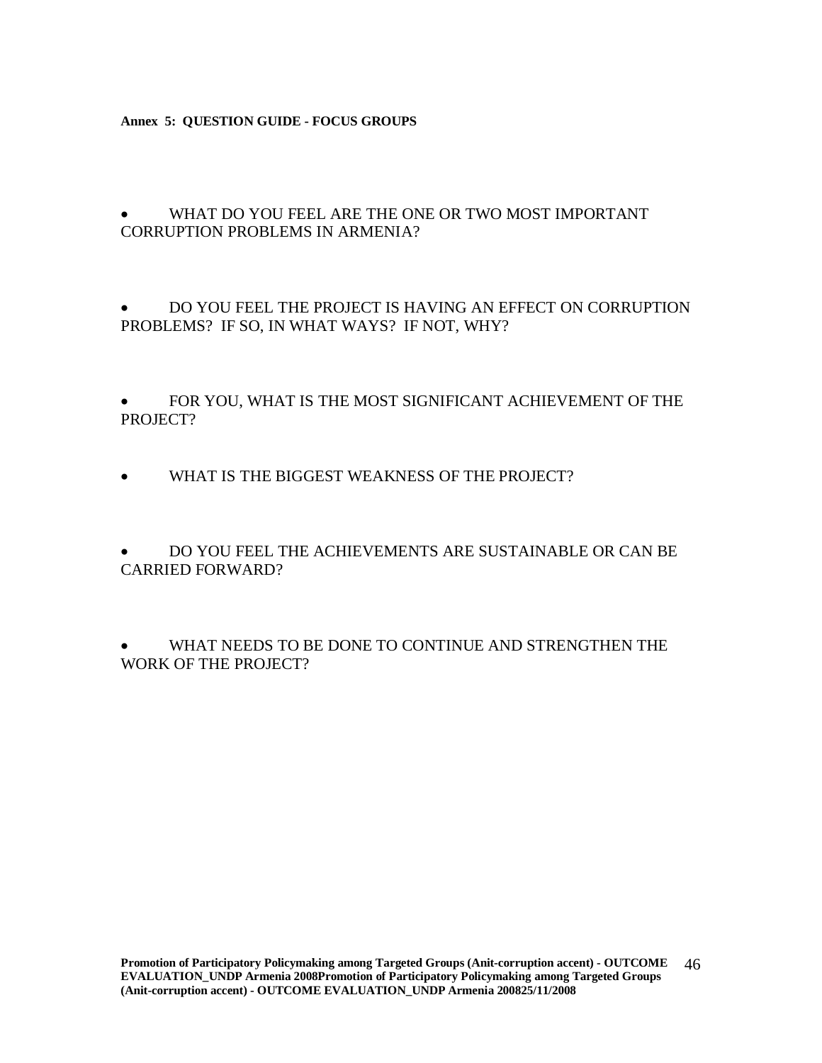**Annex 5: QUESTION GUIDE - FOCUS GROUPS**

- WHAT DO YOU FEEL ARE THE ONE OR TWO MOST IMPORTANT CORRUPTION PROBLEMS IN ARMENIA?

- DO YOU FEEL THE PROJECT IS HAVING AN EFFECT ON CORRUPTION PROBLEMS? IF SO, IN WHAT WAYS? IF NOT, WHY?

- FOR YOU, WHAT IS THE MOST SIGNIFICANT ACHIEVEMENT OF THE PROJECT?

- WHAT IS THE BIGGEST WEAKNESS OF THE PROJECT?

- DO YOU FEEL THE ACHIEVEMENTS ARE SUSTAINABLE OR CAN BE CARRIED FORWARD?

- WHAT NEEDS TO BE DONE TO CONTINUE AND STRENGTHEN THE WORK OF THE PROJECT?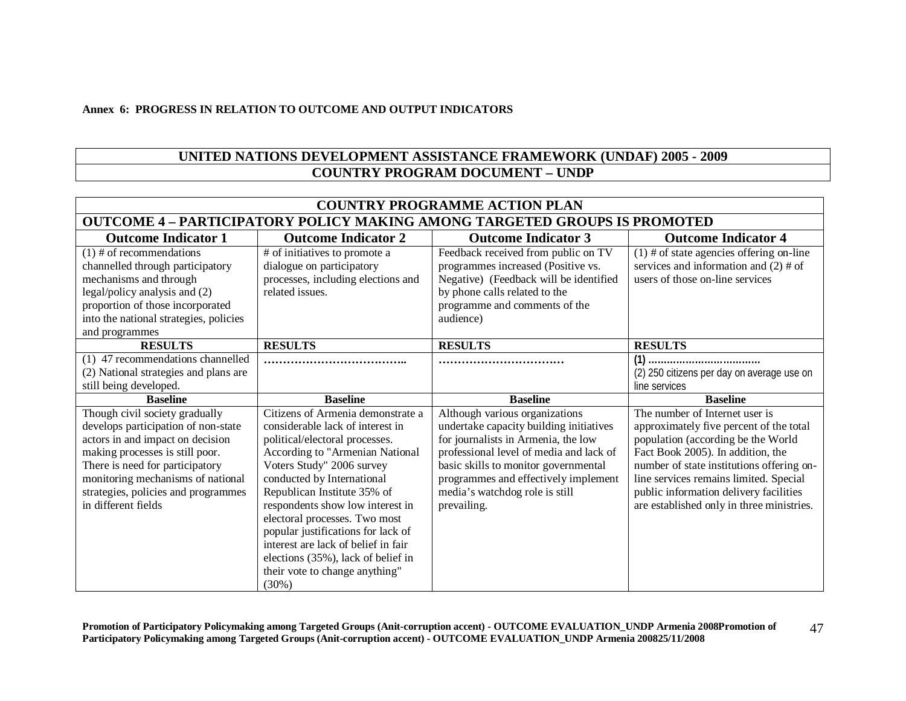**Annex 6: PROGRESS IN RELATION TO OUTCOME AND OUTPUT INDICATORS**

| UNITED NATIONS DEVELOPMENT ASSISTANCE FRAMEWORK (UNDAF) 2005 - 2009 |
|---|
| COUNTRY PROGRAM DOCUMENT – UNDP |

| COUNTRY PROGRAMME ACTION PLAN | | | |
|---|---|---|---|
| **OUTCOME 4 – PARTICIPATORY POLICY MAKING AMONG TARGETED GROUPS IS PROMOTED** | | | |
| **Outcome Indicator 1** | **Outcome Indicator 2** | **Outcome Indicator 3** | **Outcome Indicator 4** |
| (1) # of recommendations channelled through participatory mechanisms and through legal/policy analysis and (2) proportion of those incorporated into the national strategies, policies and programmes | # of initiatives to promote a dialogue on participatory processes, including elections and related issues. | Feedback received from public on TV programmes increased (Positive vs. Negative) (Feedback will be identified by phone calls related to the programme and comments of the audience) | (1) # of state agencies offering on-line services and information and (2) # of users of those on-line services |
| **RESULTS** | **RESULTS** | **RESULTS** | **RESULTS** |
| (1) 47 recommendations channelled (2) National strategies and plans are still being developed. | ……………………………….. | …………………………… | (1) ……………………………… (2) 250 citizens per day on average use on line services |
| **Baseline** | **Baseline** | **Baseline** | **Baseline** |
| Though civil society gradually develops participation of non-state actors in and impact on decision making processes is still poor. There is need for participatory monitoring mechanisms of national strategies, policies and programmes in different fields | Citizens of Armenia demonstrate a considerable lack of interest in political/electoral processes. According to "Armenian National Voters Study" 2006 survey conducted by International Republican Institute 35% of respondents show low interest in electoral processes. Two most popular justifications for lack of interest are lack of belief in fair elections (35%), lack of belief in their vote to change anything" (30%) | Although various organizations undertake capacity building initiatives for journalists in Armenia, the low professional level of media and lack of basic skills to monitor governmental programmes and effectively implement media's watchdog role is still prevailing. | The number of Internet user is approximately five percent of the total population (according be the World Fact Book 2005). In addition, the number of state institutions offering on-line services remains limited. Special public information delivery facilities are established only in three ministries. |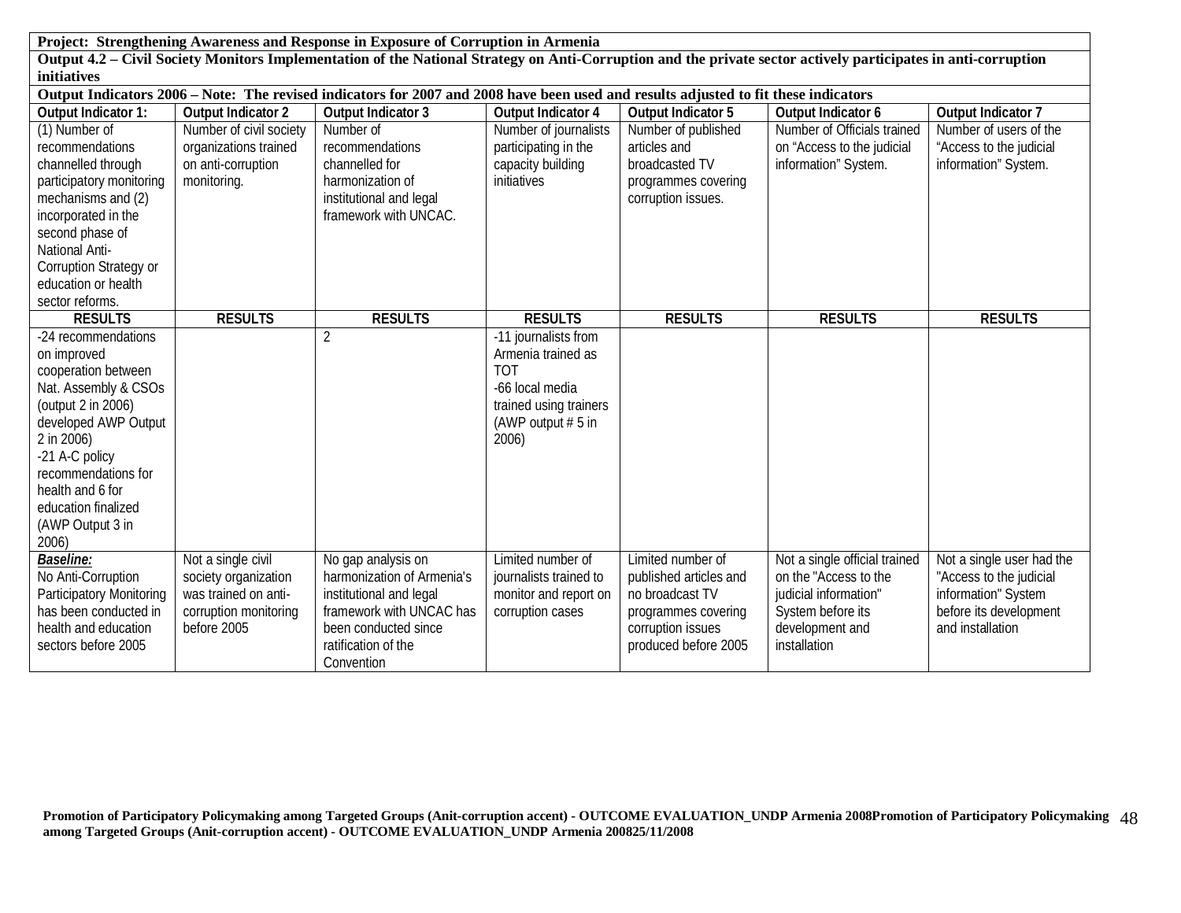| Project: Strengthening Awareness and Response in Exposure of Corruption in Armenia | | | | | | |
|---|---|---|---|---|---|---|
| Output 4.2 – Civil Society Monitors Implementation of the National Strategy on Anti-Corruption and the private sector actively participates in anti-corruption initiatives | | | | | | |
| Output Indicators 2006 – Note: The revised indicators for 2007 and 2008 have been used and results adjusted to fit these indicators | | | | | | |
| **Output Indicator 1:** | **Output Indicator 2** | **Output Indicator 3** | **Output Indicator 4** | **Output Indicator 5** | **Output Indicator 6** | **Output Indicator 7** |
| (1) Number of recommendations channelled through participatory monitoring mechanisms and (2) incorporated in the second phase of National Anti-Corruption Strategy or education or health sector reforms. | Number of civil society organizations trained on anti-corruption monitoring. | Number of recommendations channelled for harmonization of institutional and legal framework with UNCAC. | Number of journalists participating in the capacity building initiatives | Number of published articles and broadcasted TV programmes covering corruption issues. | Number of Officials trained on "Access to the judicial information" System. | Number of users of the "Access to the judicial information" System. |
| **RESULTS** | **RESULTS** | **RESULTS** | **RESULTS** | **RESULTS** | **RESULTS** | **RESULTS** |
| -24 recommendations on improved cooperation between Nat. Assembly & CSOs (output 2 in 2006) developed AWP Output 2 in 2006) -21 A-C policy recommendations for health and 6 for education finalized (AWP Output 3 in 2006) | | 2 | -11 journalists from Armenia trained as TOT -66 local media trained using trainers (AWP output # 5 in 2006) | | | |
| ***Baseline:*** No Anti-Corruption Participatory Monitoring has been conducted in health and education sectors before 2005 | Not a single civil society organization was trained on anti-corruption monitoring before 2005 | No gap analysis on harmonization of Armenia's institutional and legal framework with UNCAC has been conducted since ratification of the Convention | Limited number of journalists trained to monitor and report on corruption cases | Limited number of published articles and no broadcast TV programmes covering corruption issues produced before 2005 | Not a single official trained on the "Access to the judicial information" System before its development and installation | Not a single user had the "Access to the judicial information" System before its development and installation |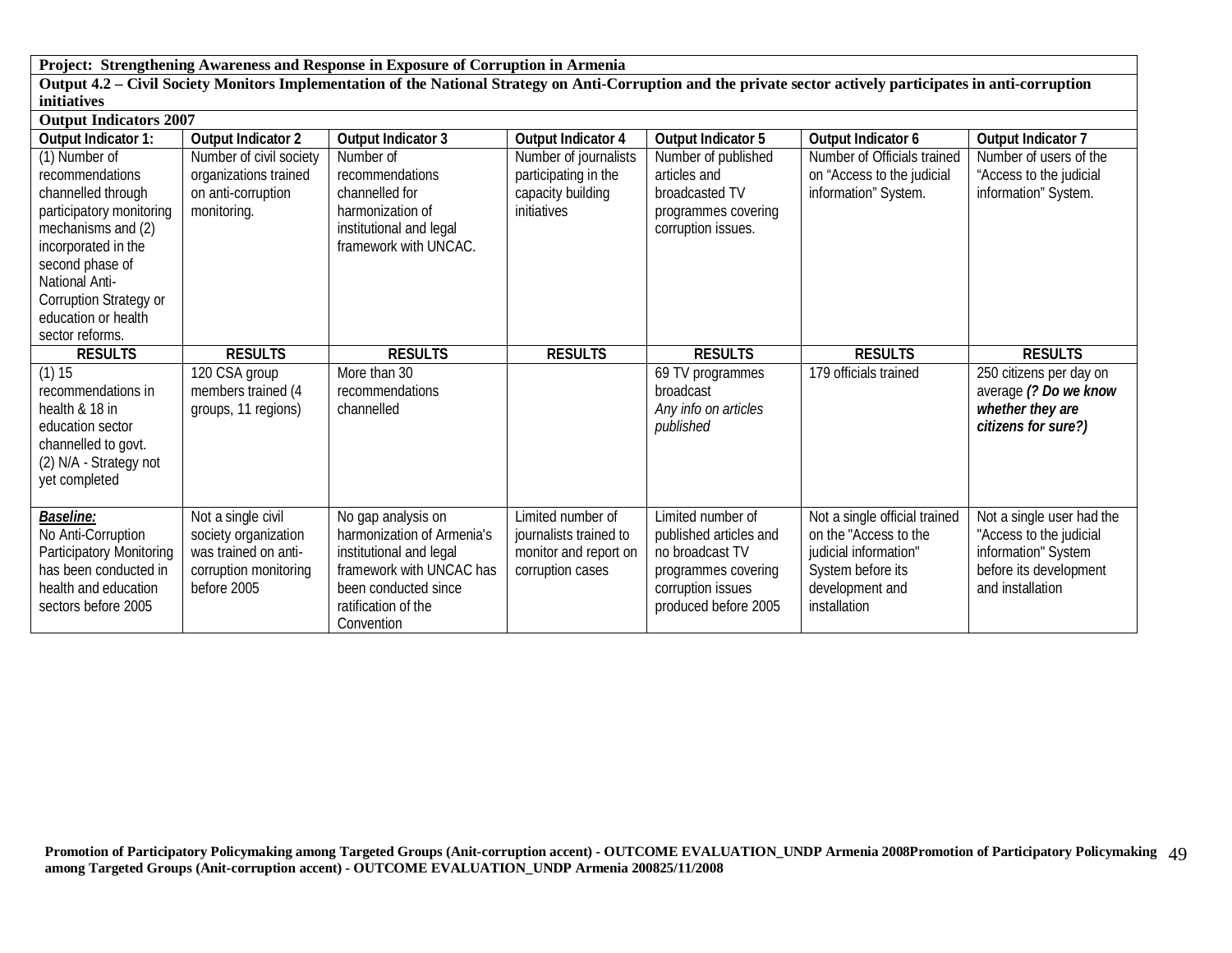| **Project: Strengthening Awareness and Response in Exposure of Corruption in Armenia** | | | | | | |
|---|---|---|---|---|---|---|
| **Output 4.2 – Civil Society Monitors Implementation of the National Strategy on Anti-Corruption and the private sector actively participates in anti-corruption initiatives** | | | | | | |
| **Output Indicators 2007** | | | | | | |
| **Output Indicator 1:** | **Output Indicator 2** | **Output Indicator 3** | **Output Indicator 4** | **Output Indicator 5** | **Output Indicator 6** | **Output Indicator 7** |
| (1) Number of recommendations channelled through participatory monitoring mechanisms and (2) incorporated in the second phase of National Anti-Corruption Strategy or education or health sector reforms. | Number of civil society organizations trained on anti-corruption monitoring. | Number of recommendations channelled for harmonization of institutional and legal framework with UNCAC. | Number of journalists participating in the capacity building initiatives | Number of published articles and broadcasted TV programmes covering corruption issues. | Number of Officials trained on "Access to the judicial information" System. | Number of users of the "Access to the judicial information" System. |
| **RESULTS** | **RESULTS** | **RESULTS** | **RESULTS** | **RESULTS** | **RESULTS** | **RESULTS** |
| (1) 15 recommendations in health & 18 in education sector channelled to govt. (2) N/A - Strategy not yet completed | 120 CSA group members trained (4 groups, 11 regions) | More than 30 recommendations channelled | | 69 TV programmes broadcast *Any info on articles published* | 179 officials trained | 250 citizens per day on average ***(? Do we know whether they are citizens for sure?)*** |
| ***Baseline:*** No Anti-Corruption Participatory Monitoring has been conducted in health and education sectors before 2005 | Not a single civil society organization was trained on anti-corruption monitoring before 2005 | No gap analysis on harmonization of Armenia's institutional and legal framework with UNCAC has been conducted since ratification of the Convention | Limited number of journalists trained to monitor and report on corruption cases | Limited number of published articles and no broadcast TV programmes covering corruption issues produced before 2005 | Not a single official trained on the "Access to the judicial information" System before its development and installation | Not a single user had the "Access to the judicial information" System before its development and installation |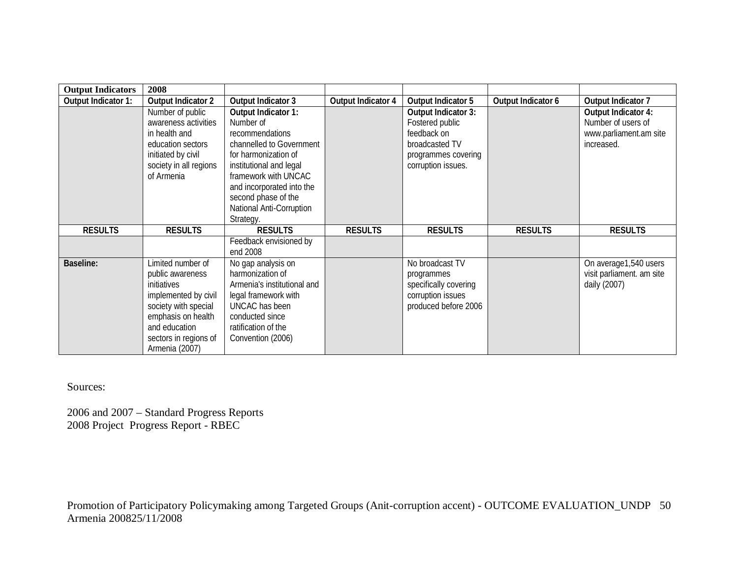| Output Indicators | 2008 | | | | | |
|---|---|---|---|---|---|---|
| **Output Indicator 1:** | **Output Indicator 2** | **Output Indicator 3** | **Output Indicator 4** | **Output Indicator 5** | **Output Indicator 6** | **Output Indicator 7** |
| | Number of public awareness activities in health and education sectors initiated by civil society in all regions of Armenia | **Output Indicator 1:** Number of recommendations channelled to Government for harmonization of institutional and legal framework with UNCAC and incorporated into the second phase of the National Anti-Corruption Strategy. | | **Output Indicator 3:** Fostered public feedback on broadcasted TV programmes covering corruption issues. | | **Output Indicator 4:** Number of users of www.parliament.am site increased. |
| **RESULTS** | **RESULTS** | **RESULTS** | **RESULTS** | **RESULTS** | **RESULTS** | **RESULTS** |
| | | Feedback envisioned by end 2008 | | | | |
| **Baseline:** | Limited number of public awareness initiatives implemented by civil society with special emphasis on health and education sectors in regions of Armenia (2007) | No gap analysis on harmonization of Armenia's institutional and legal framework with UNCAC has been conducted since ratification of the Convention (2006) | | No broadcast TV programmes specifically covering corruption issues produced before 2006 | | On average1,540 users visit parliament. am site daily (2007) |

Sources:

2006 and 2007 – Standard Progress Reports
2008 Project Progress Report - RBEC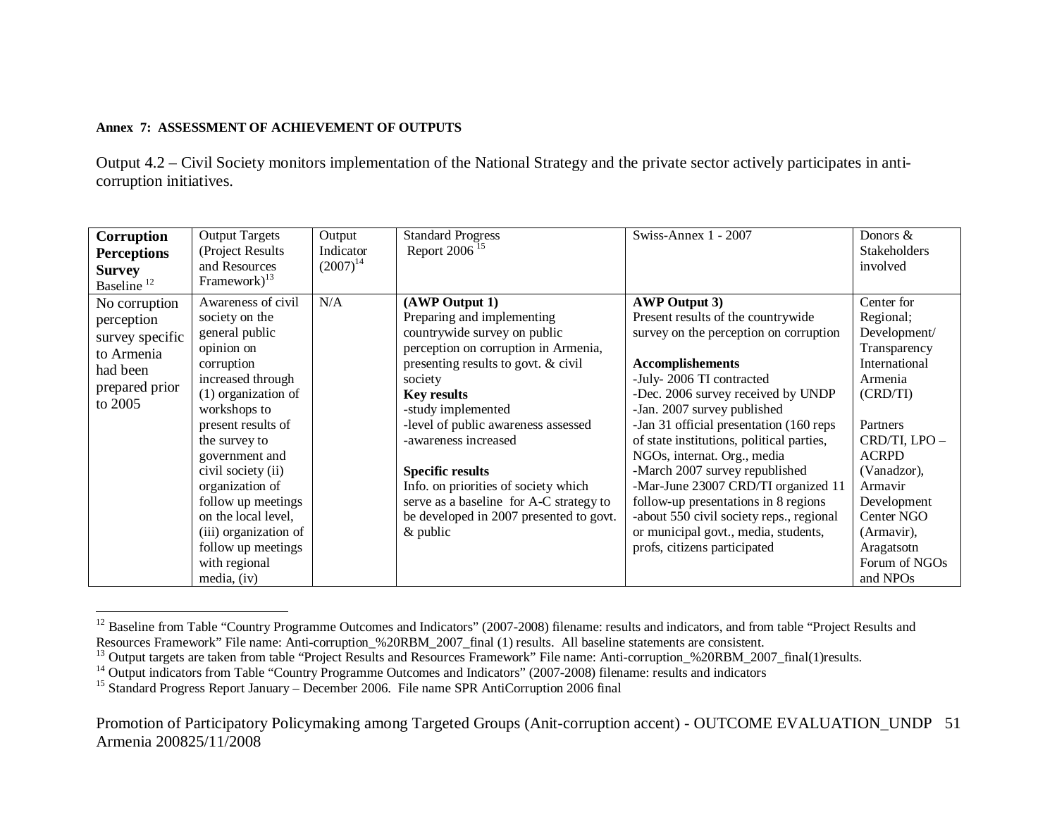**Annex 7: ASSESSMENT OF ACHIEVEMENT OF OUTPUTS**

Output 4.2 – Civil Society monitors implementation of the National Strategy and the private sector actively participates in anti-corruption initiatives.

| **Corruption Perceptions Survey** Baseline [12] | Output Targets (Project Results and Resources Framework)[13] | Output Indicator (2007)[14] | Standard Progress Report 2006 [15] | Swiss-Annex 1 - 2007 | Donors & Stakeholders involved |
|---|---|---|---|---|---|
| No corruption perception survey specific to Armenia had been prepared prior to 2005 | Awareness of civil society on the general public opinion on corruption increased through (1) organization of workshops to present results of the survey to government and civil society (ii) organization of follow up meetings on the local level, (iii) organization of follow up meetings with regional media, (iv) | N/A | **(AWP Output 1)**<br>Preparing and implementing countrywide survey on public perception on corruption in Armenia, presenting results to govt. & civil society<br>**Key results**<br>-study implemented<br>-level of public awareness assessed<br>-awareness increased<br><br>**Specific results**<br>Info. on priorities of society which serve as a baseline for A-C strategy to be developed in 2007 presented to govt. & public | **AWP Output 3)**<br>Present results of the countrywide survey on the perception on corruption<br><br>**Accomplishements**<br>-July- 2006 TI contracted<br>-Dec. 2006 survey received by UNDP<br>-Jan. 2007 survey published<br>-Jan 31 official presentation (160 reps of state institutions, political parties, NGOs, internat. Org., media<br>-March 2007 survey republished<br>-Mar-June 23007 CRD/TI organized 11 follow-up presentations in 8 regions<br>-about 550 civil society reps., regional or municipal govt., media, students, profs, citizens participated | Center for Regional; Development/ Transparency International Armenia (CRD/TI)<br><br>Partners CRD/TI, LPO – ACRPD (Vanadzor), Armavir Development Center NGO (Armavir), Aragatsotn Forum of NGOs and NPOs |

[12] Baseline from Table "Country Programme Outcomes and Indicators" (2007-2008) filename: results and indicators, and from table "Project Results and Resources Framework" File name: Anti-corruption_%20RBM_2007_final (1) results. All baseline statements are consistent.

[13] Output targets are taken from table "Project Results and Resources Framework" File name: Anti-corruption_%20RBM_2007_final(1)results.

[14] Output indicators from Table "Country Programme Outcomes and Indicators" (2007-2008) filename: results and indicators

[15] Standard Progress Report January – December 2006. File name SPR AntiCorruption 2006 final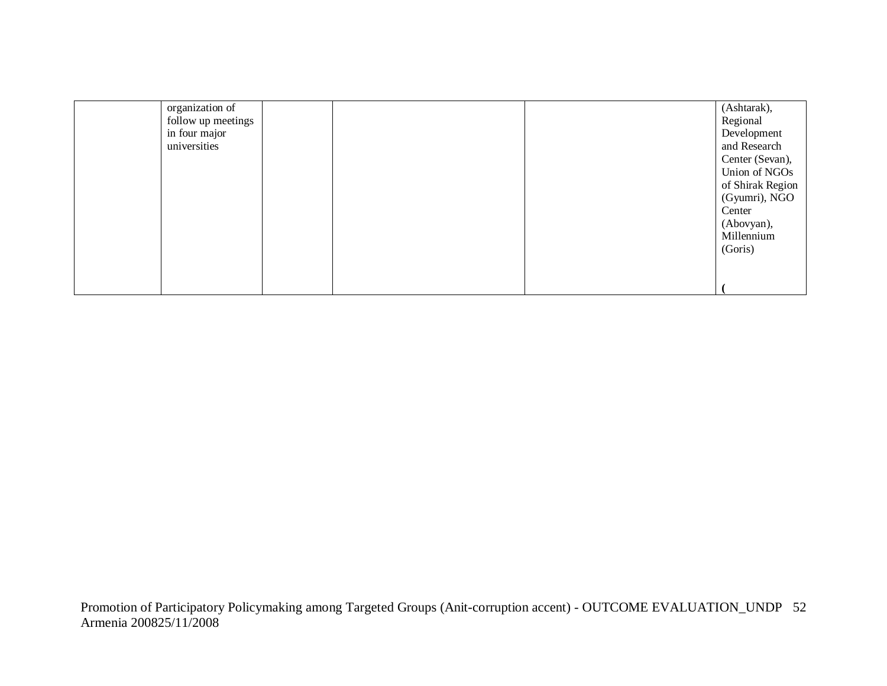|  |  |  |  |  |  |
|---|---|---|---|---|---|
|  | organization of follow up meetings in four major universities |  |  |  | (Ashtarak), Regional Development and Research Center (Sevan), Union of NGOs of Shirak Region (Gyumri), NGO Center (Abovyan), Millennium (Goris)<br><br>**(** |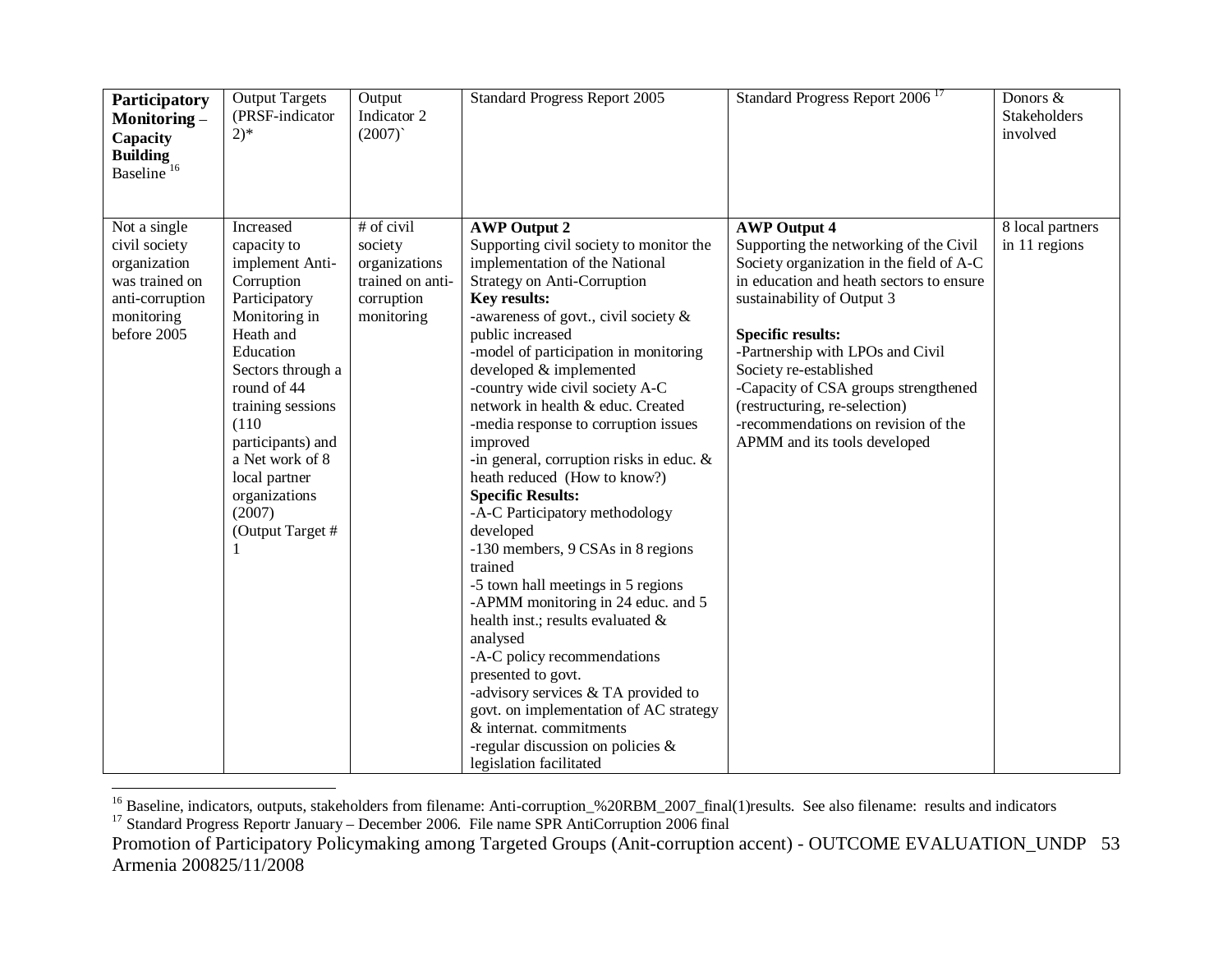| **Participatory Monitoring – Capacity Building** Baseline [16] | Output Targets (PRSF-indicator 2)* | Output Indicator 2 (2007)` | Standard Progress Report 2005 | Standard Progress Report 2006 [17] | Donors & Stakeholders involved |
|---|---|---|---|---|---|
| Not a single civil society organization was trained on anti-corruption monitoring before 2005 | Increased capacity to implement Anti-Corruption Participatory Monitoring in Heath and Education Sectors through a round of 44 training sessions (110 participants) and a Net work of 8 local partner organizations (2007) (Output Target # 1 | # of civil society organizations trained on anti-corruption monitoring | **AWP Output 2**<br>Supporting civil society to monitor the implementation of the National Strategy on Anti-Corruption<br>**Key results:**<br>-awareness of govt., civil society & public increased<br>-model of participation in monitoring developed & implemented<br>-country wide civil society A-C network in health & educ. Created<br>-media response to corruption issues improved<br>-in general, corruption risks in educ. & heath reduced (How to know?)<br>**Specific Results:**<br>-A-C Participatory methodology developed<br>-130 members, 9 CSAs in 8 regions trained<br>-5 town hall meetings in 5 regions<br>-APMM monitoring in 24 educ. and 5 health inst.; results evaluated & analysed<br>-A-C policy recommendations presented to govt.<br>-advisory services & TA provided to govt. on implementation of AC strategy & internat. commitments<br>-regular discussion on policies & legislation facilitated | **AWP Output 4**<br>Supporting the networking of the Civil Society organization in the field of A-C in education and heath sectors to ensure sustainability of Output 3<br><br>**Specific results:**<br>-Partnership with LPOs and Civil Society re-established<br>-Capacity of CSA groups strengthened (restructuring, re-selection)<br>-recommendations on revision of the APMM and its tools developed | 8 local partners in 11 regions |

[16] Baseline, indicators, outputs, stakeholders from filename: Anti-corruption_%20RBM_2007_final(1)results. See also filename: results and indicators

[17] Standard Progress Reportr January – December 2006. File name SPR AntiCorruption 2006 final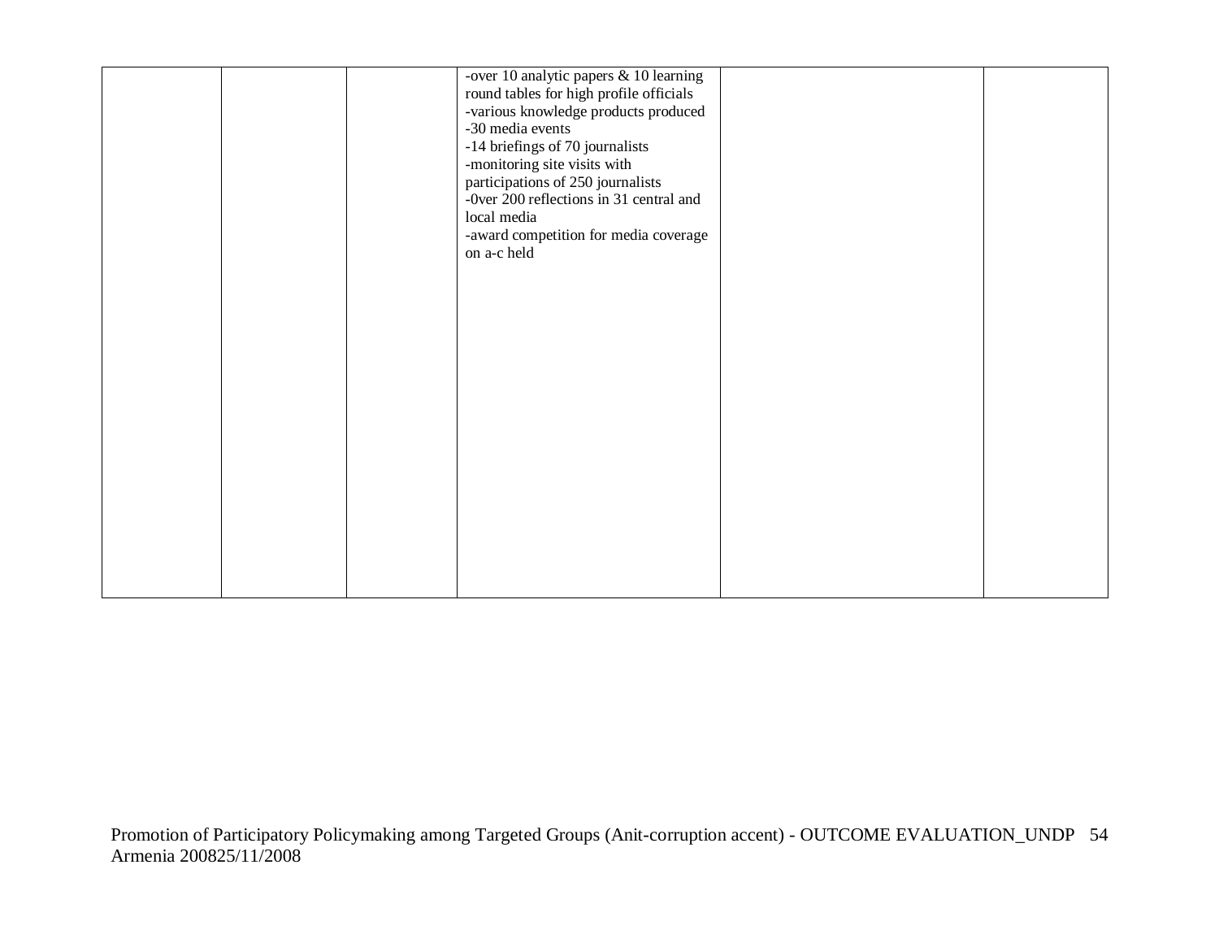| | | | | | |
|---|---|---|---|---|---|
| | | | -over 10 analytic papers & 10 learning round tables for high profile officials<br>-various knowledge products produced<br>-30 media events<br>-14 briefings of 70 journalists<br>-monitoring site visits with participations of 250 journalists<br>-0ver 200 reflections in 31 central and local media<br>-award competition for media coverage on a-c held | | |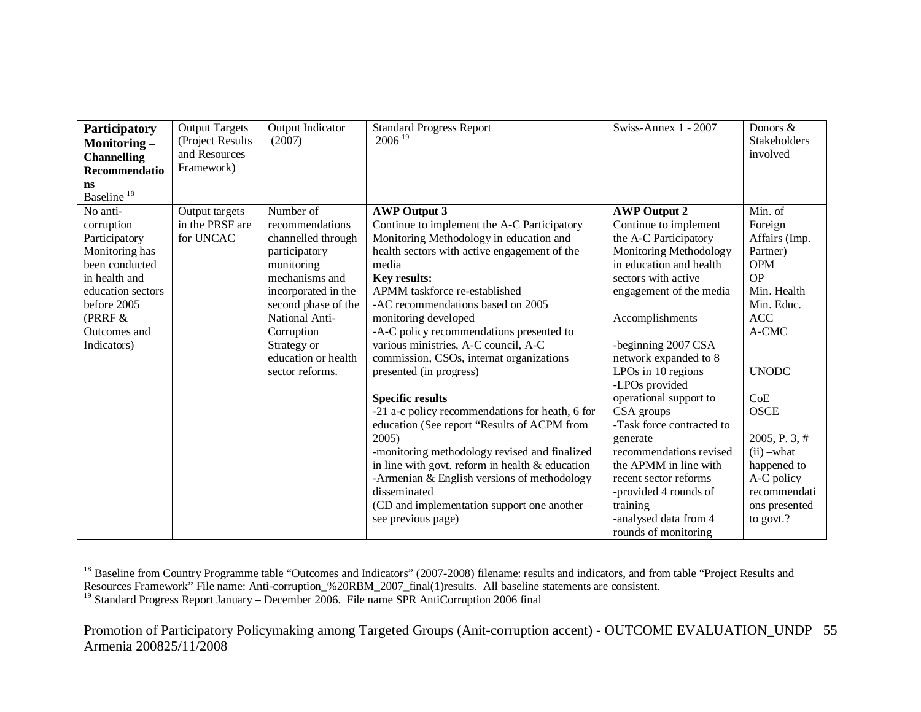| **Participatory Monitoring – Channelling Recommendations** Baseline [18] | Output Targets (Project Results and Resources Framework) | Output Indicator (2007) | Standard Progress Report 2006 [19] | Swiss-Annex 1 - 2007 | Donors & Stakeholders involved |
|---|---|---|---|---|---|
| No anti-corruption Participatory Monitoring has been conducted in health and education sectors before 2005 (PRRF & Outcomes and Indicators) | Output targets in the PRSF are for UNCAC | Number of recommendations channelled through participatory monitoring mechanisms and incorporated in the second phase of the National Anti-Corruption Strategy or education or health sector reforms. | **AWP Output 3**<br>Continue to implement the A-C Participatory Monitoring Methodology in education and health sectors with active engagement of the media<br>**Key results:**<br>APMM taskforce re-established<br>-AC recommendations based on 2005 monitoring developed<br>-A-C policy recommendations presented to various ministries, A-C council, A-C commission, CSOs, internat organizations presented (in progress)<br><br>**Specific results**<br>-21 a-c policy recommendations for heath, 6 for education (See report "Results of ACPM from 2005)<br>-monitoring methodology revised and finalized in line with govt. reform in health & education<br>-Armenian & English versions of methodology disseminated<br>(CD and implementation support one another – see previous page) | **AWP Output 2**<br>Continue to implement the A-C Participatory Monitoring Methodology in education and health sectors with active engagement of the media<br><br>Accomplishments<br><br>-beginning 2007 CSA network expanded to 8 LPOs in 10 regions<br>-LPOs provided operational support to CSA groups<br>-Task force contracted to generate recommendations revised the APMM in line with recent sector reforms<br>-provided 4 rounds of training<br>-analysed data from 4 rounds of monitoring | Min. of Foreign Affairs (Imp. Partner)<br>OPM<br>OP<br>Min. Health<br>Min. Educ.<br>ACC<br>A-CMC<br><br><br>UNODC<br><br>CoE<br>OSCE<br><br>2005, P. 3, # (ii) –what happened to A-C policy recommendations presented to govt.? |

[18] Baseline from Country Programme table "Outcomes and Indicators" (2007-2008) filename: results and indicators, and from table "Project Results and Resources Framework" File name: Anti-corruption_%20RBM_2007_final(1)results. All baseline statements are consistent.

[19] Standard Progress Report January – December 2006. File name SPR AntiCorruption 2006 final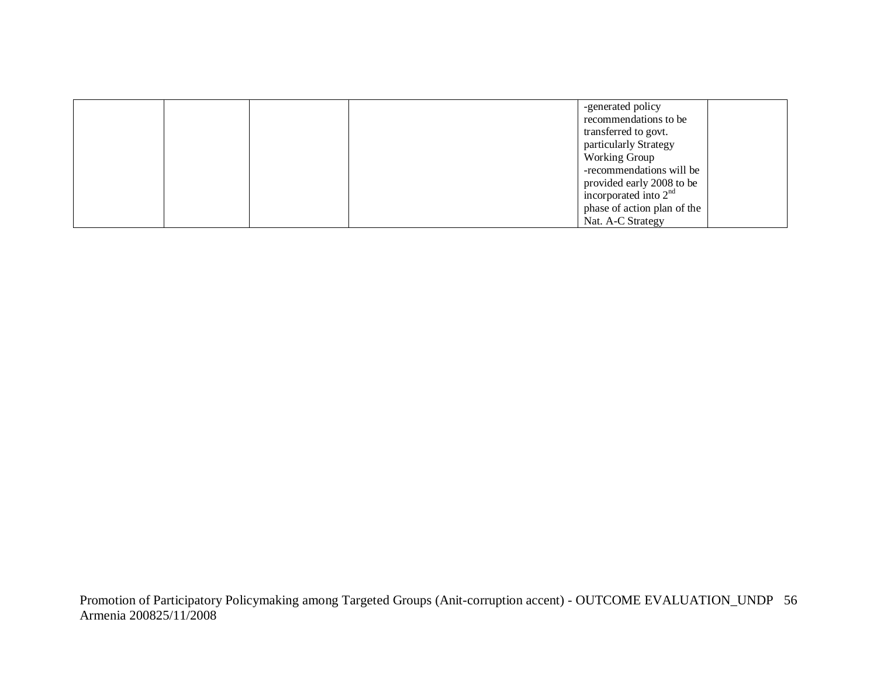| | | | | | |
|---|---|---|---|---|---|
| | | | | -generated policy recommendations to be transferred to govt. particularly Strategy Working Group<br>-recommendations will be provided early 2008 to be incorporated into 2nd phase of action plan of the Nat. A-C Strategy | |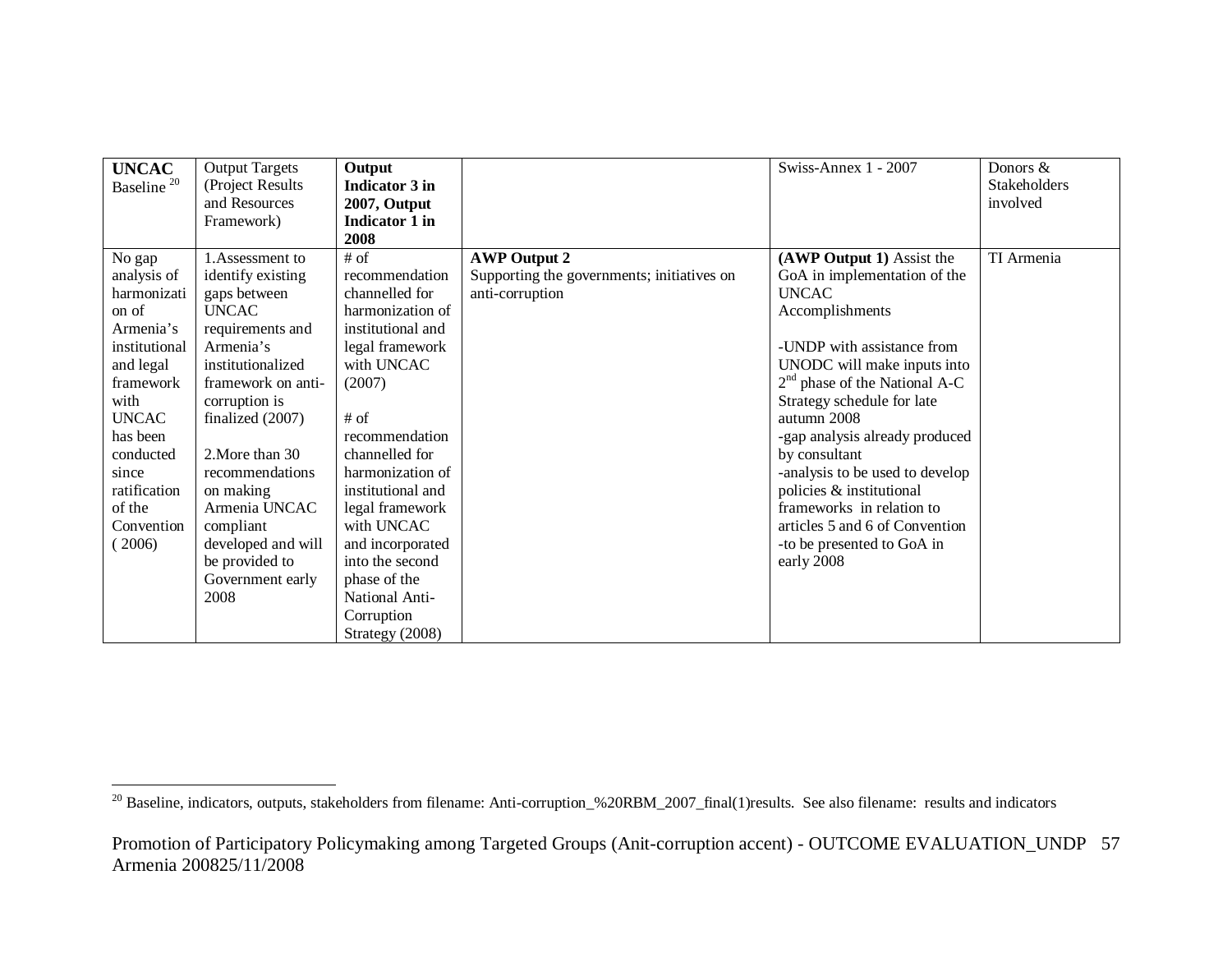| **UNCAC** Baseline [20] | Output Targets (Project Results and Resources Framework) | **Output Indicator 3 in 2007, Output Indicator 1 in 2008** | | Swiss-Annex 1 - 2007 | Donors & Stakeholders involved |
|---|---|---|---|---|---|
| No gap analysis of harmonization of Armenia's institutional and legal framework with UNCAC has been conducted since ratification of the Convention ( 2006) | 1.Assessment to identify existing gaps between UNCAC requirements and Armenia's institutionalized framework on anti-corruption is finalized (2007)<br><br>2.More than 30 recommendations on making Armenia UNCAC compliant developed and will be provided to Government early 2008 | # of recommendation channelled for harmonization of institutional and legal framework with UNCAC (2007)<br><br># of recommendation channelled for harmonization of institutional and legal framework with UNCAC and incorporated into the second phase of the National Anti-Corruption Strategy (2008) | **AWP Output 2**<br>Supporting the governments; initiatives on anti-corruption | **(AWP Output 1)** Assist the GoA in implementation of the UNCAC<br>Accomplishments<br><br>-UNDP with assistance from UNODC will make inputs into 2nd phase of the National A-C Strategy schedule for late autumn 2008<br>-gap analysis already produced by consultant<br>-analysis to be used to develop policies & institutional frameworks in relation to articles 5 and 6 of Convention<br>-to be presented to GoA in early 2008 | TI Armenia |

[20] Baseline, indicators, outputs, stakeholders from filename: Anti-corruption_%20RBM_2007_final(1)results. See also filename: results and indicators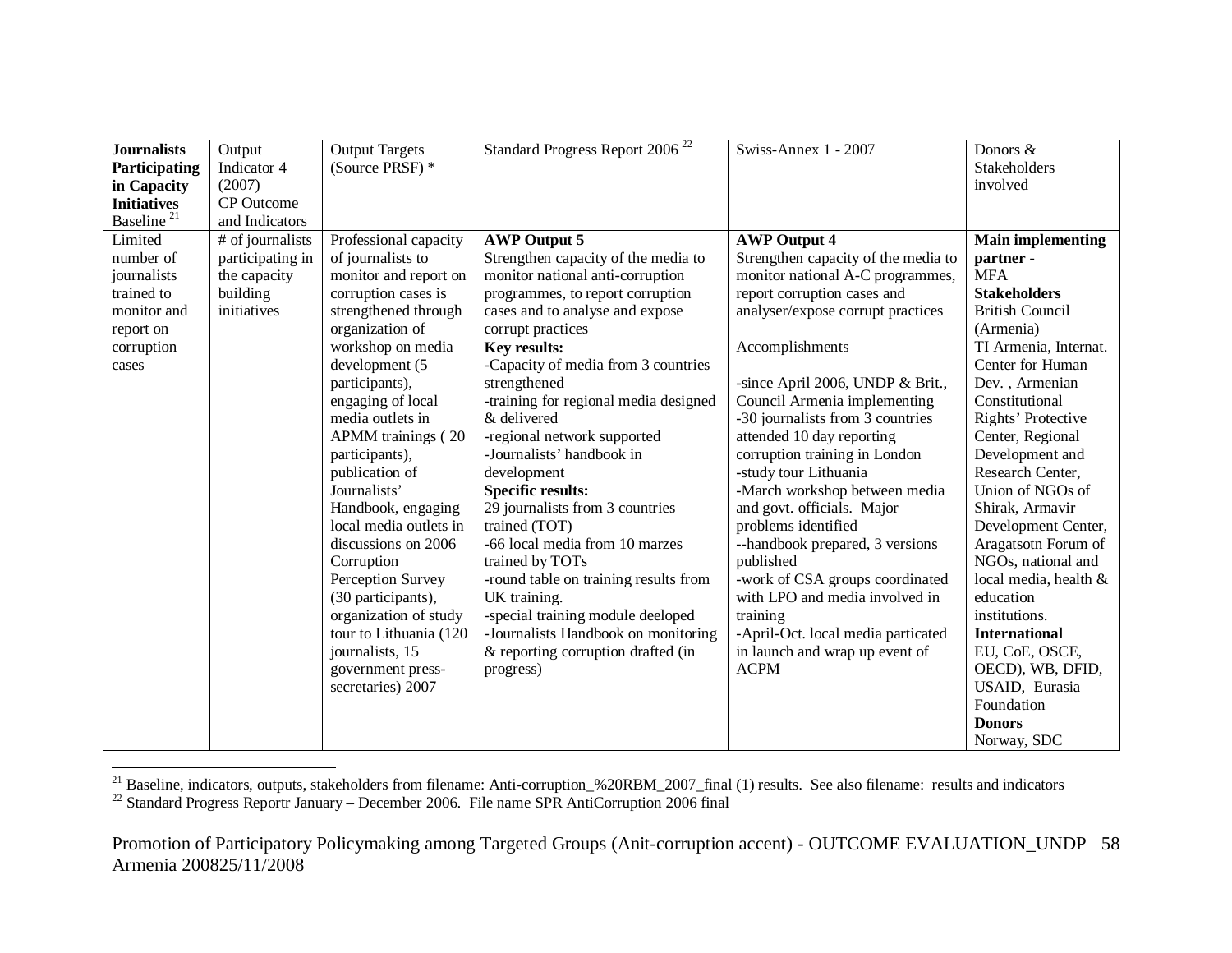| **Journalists Participating in Capacity Initiatives** Baseline [21] | Output Indicator 4 (2007) CP Outcome and Indicators | Output Targets (Source PRSF) * | Standard Progress Report 2006 [22] | Swiss-Annex 1 - 2007 | Donors & Stakeholders involved |
|---|---|---|---|---|---|
| Limited number of journalists trained to monitor and report on corruption cases | # of journalists participating in the capacity building initiatives | Professional capacity of journalists to monitor and report on corruption cases is strengthened through organization of workshop on media development (5 participants), engaging of local media outlets in APMM trainings ( 20 participants), publication of Journalists' Handbook, engaging local media outlets in discussions on 2006 Corruption Perception Survey (30 participants), organization of study tour to Lithuania (120 journalists, 15 government press-secretaries) 2007 | **AWP Output 5**<br>Strengthen capacity of the media to monitor national anti-corruption programmes, to report corruption cases and to analyse and expose corrupt practices<br>**Key results:**<br>-Capacity of media from 3 countries strengthened<br>-training for regional media designed & delivered<br>-regional network supported<br>-Journalists' handbook in development<br>**Specific results:**<br>29 journalists from 3 countries trained (TOT)<br>-66 local media from 10 marzes trained by TOTs<br>-round table on training results from UK training.<br>-special training module deeloped<br>-Journalists Handbook on monitoring & reporting corruption drafted (in progress) | **AWP Output 4**<br>Strengthen capacity of the media to monitor national A-C programmes, report corruption cases and analyser/expose corrupt practices<br><br>Accomplishments<br><br>-since April 2006, UNDP & Brit., Council Armenia implementing<br>-30 journalists from 3 countries attended 10 day reporting corruption training in London<br>-study tour Lithuania<br>-March workshop between media and govt. officials. Major problems identified<br>--handbook prepared, 3 versions published<br>-work of CSA groups coordinated with LPO and media involved in training<br>-April-Oct. local media particated in launch and wrap up event of ACPM | **Main implementing partner** -<br>MFA<br>**Stakeholders**<br>British Council (Armenia)<br>TI Armenia, Internat. Center for Human Dev. , Armenian Constitutional Rights' Protective Center, Regional Development and Research Center, Union of NGOs of Shirak, Armavir Development Center, Aragatsotn Forum of NGOs, national and local media, health & education institutions.<br>**International**<br>EU, CoE, OSCE, OECD), WB, DFID, USAID, Eurasia Foundation<br>**Donors**<br>Norway, SDC |

[21] Baseline, indicators, outputs, stakeholders from filename: Anti-corruption_%20RBM_2007_final (1) results. See also filename: results and indicators

[22] Standard Progress Reportr January – December 2006. File name SPR AntiCorruption 2006 final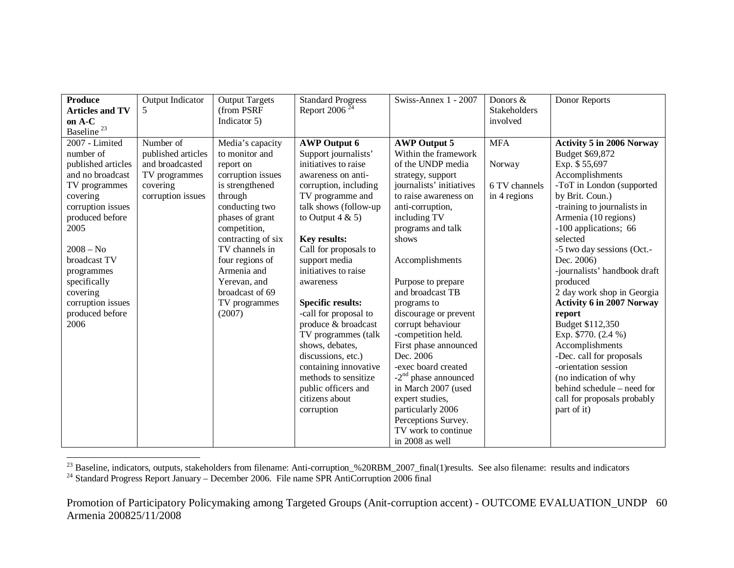| **Produce Articles and TV on A-C** Baseline [23] | Output Indicator 5 | Output Targets (from PSRF Indicator 5) | Standard Progress Report 2006 [24] | Swiss-Annex 1 - 2007 | Donors & Stakeholders involved | Donor Reports |
|---|---|---|---|---|---|---|
| 2007 - Limited number of published articles and no broadcast TV programmes covering corruption issues produced before 2005<br><br>2008 – No broadcast TV programmes specifically covering corruption issues produced before 2006 | Number of published articles and broadcasted TV programmes covering corruption issues | Media's capacity to monitor and report on corruption issues is strengthened through conducting two phases of grant competition, contracting of six TV channels in four regions of Armenia and Yerevan, and broadcast of 69 TV programmes (2007) | **AWP Output 6** Support journalists' initiatives to raise awareness on anti-corruption, including TV programme and talk shows (follow-up to Output 4 & 5)<br><br>**Key results:** Call for proposals to support media initiatives to raise awareness<br><br>**Specific results:** -call for proposal to produce & broadcast TV programmes (talk shows, debates, discussions, etc.) containing innovative methods to sensitize public officers and citizens about corruption | **AWP Output 5** Within the framework of the UNDP media strategy, support journalists' initiatives to raise awareness on anti-corruption, including TV programs and talk shows<br><br>Accomplishments<br><br>Purpose to prepare and broadcast TB programs to discourage or prevent corrupt behaviour<br>-competition held. First phase announced Dec. 2006<br>-exec board created<br>-2nd phase announced in March 2007 (used expert studies, particularly 2006 Perceptions Survey. TV work to continue in 2008 as well | MFA<br><br>Norway<br><br>6 TV channels in 4 regions | **Activity 5 in 2006 Norway** Budget $69,872<br>Exp. $ 55,697<br>Accomplishments<br>-ToT in London (supported by Brit. Coun.)<br>-training to journalists in Armenia (10 regions)<br>-100 applications; 66 selected<br>-5 two day sessions (Oct.-Dec. 2006)<br>-journalists' handbook draft produced<br>2 day work shop in Georgia<br>**Activity 6 in 2007 Norway report**<br>Budget $112,350<br>Exp. $770. (2.4 %)<br>Accomplishments<br>-Dec. call for proposals<br>-orientation session<br>(no indication of why behind schedule – need for call for proposals probably part of it) |

[23] Baseline, indicators, outputs, stakeholders from filename: Anti-corruption_%20RBM_2007_final(1)results. See also filename: results and indicators

[24] Standard Progress Report January – December 2006. File name SPR AntiCorruption 2006 final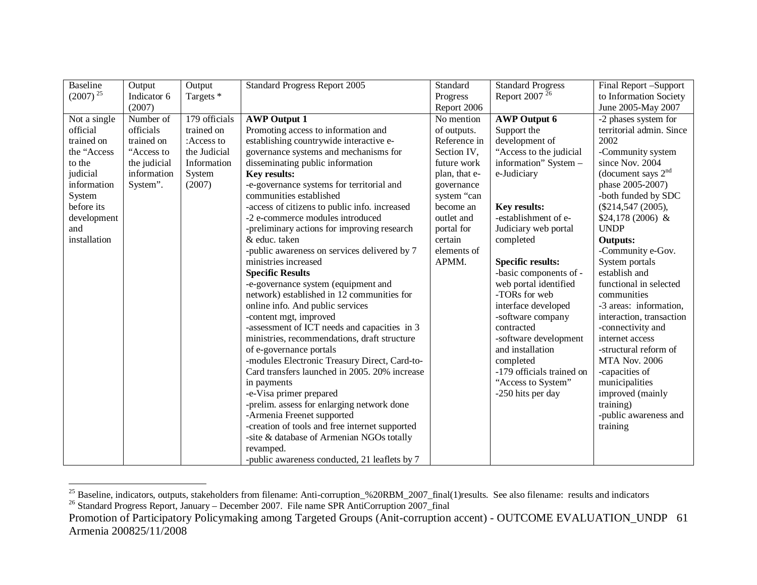| Baseline (2007) [25] | Output Indicator 6 (2007) | Output Targets * | Standard Progress Report 2005 | Standard Progress Report 2006 | Standard Progress Report 2007 [26] | Final Report –Support to Information Society June 2005-May 2007 |
|---|---|---|---|---|---|---|
| Not a single official trained on the "Access to the judicial information System before its development and installation | Number of officials trained on "Access to the judicial information System". | 179 officials trained on :Access to the Judicial Information System (2007) | **AWP Output 1**<br>Promoting access to information and establishing countrywide interactive e-governance systems and mechanisms for disseminating public information<br>**Key results:**<br>-e-governance systems for territorial and communities established<br>-access of citizens to public info. increased<br>-2 e-commerce modules introduced<br>-preliminary actions for improving research & educ. taken<br>-public awareness on services delivered by 7 ministries increased<br>**Specific Results**<br>-e-governance system (equipment and network) established in 12 communities for online info. And public services<br>-content mgt, improved<br>-assessment of ICT needs and capacities in 3 ministries, recommendations, draft structure of e-governance portals<br>-modules Electronic Treasury Direct, Card-to-Card transfers launched in 2005. 20% increase in payments<br>-e-Visa primer prepared<br>-prelim. assess for enlarging network done<br>-Armenia Freenet supported<br>-creation of tools and free internet supported<br>-site & database of Armenian NGOs totally revamped.<br>-public awareness conducted, 21 leaflets by 7 | No mention of outputs. Reference in Section IV, future work plan, that e-governance system "can become an outlet and portal for certain elements of APMM. | **AWP Output 6**<br>Support the development of "Access to the judicial information" System – e-Judiciary<br><br>**Key results:**<br>-establishment of e-Judiciary web portal completed<br><br>**Specific results:**<br>-basic components of -web portal identified<br>-TORs for web interface developed<br>-software company contracted<br>-software development and installation completed<br>-179 officials trained on "Access to System"<br>-250 hits per day | -2 phases system for territorial admin. Since 2002<br>-Community system since Nov. 2004 (document says 2nd phase 2005-2007)<br>-both funded by SDC ($214,547 (2005), $24,178 (2006) & UNDP<br>**Outputs:**<br>-Community e-Gov. System portals establish and functional in selected communities<br>-3 areas: information, interaction, transaction<br>-connectivity and internet access<br>-structural reform of MTA Nov. 2006<br>-capacities of municipalities improved (mainly training)<br>-public awareness and training |

[25] Baseline, indicators, outputs, stakeholders from filename: Anti-corruption_%20RBM_2007_final(1)results. See also filename: results and indicators

[26] Standard Progress Report, January – December 2007. File name SPR AntiCorruption 2007_final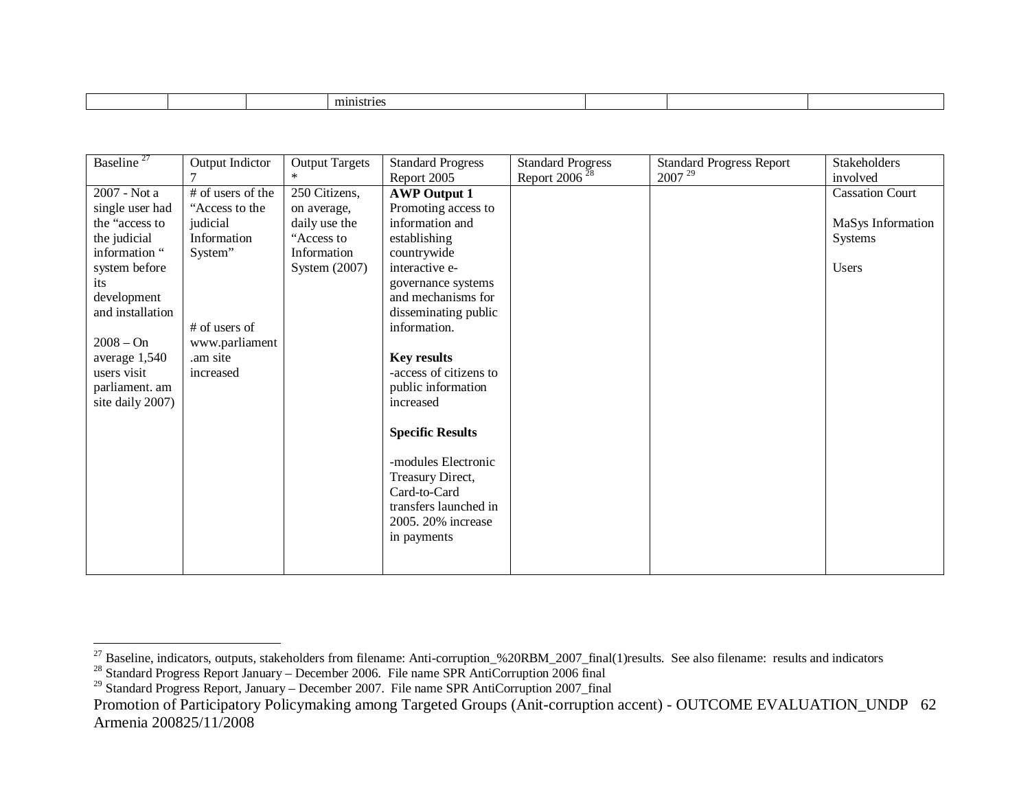| | | | ministries | | | |
|---|---|---|---|---|---|---|

| Baseline [27] | Output Indictor 7 | Output Targets * | Standard Progress Report 2005 | Standard Progress Report 2006 [28] | Standard Progress Report 2007 [29] | Stakeholders involved |
|---|---|---|---|---|---|---|
| 2007 - Not a single user had the “access to the judicial information “ system before its development and installation<br><br>2008 – On average 1,540 users visit parliament. am site daily 2007) | # of users of the “Access to the judicial Information System”<br><br># of users of www.parliament .am site increased | 250 Citizens, on average, daily use the “Access to Information System (2007) | **AWP Output 1**<br>Promoting access to information and establishing countrywide interactive e-governance systems and mechanisms for disseminating public information.<br><br>**Key results**<br>-access of citizens to public information increased<br><br>**Specific Results**<br><br>-modules Electronic Treasury Direct, Card-to-Card transfers launched in 2005. 20% increase in payments | | | Cassation Court<br><br>MaSys Information Systems<br><br>Users |

[27] Baseline, indicators, outputs, stakeholders from filename: Anti-corruption_%20RBM_2007_final(1)results. See also filename: results and indicators
[28] Standard Progress Report January – December 2006. File name SPR AntiCorruption 2006 final
[29] Standard Progress Report, January – December 2007. File name SPR AntiCorruption 2007_final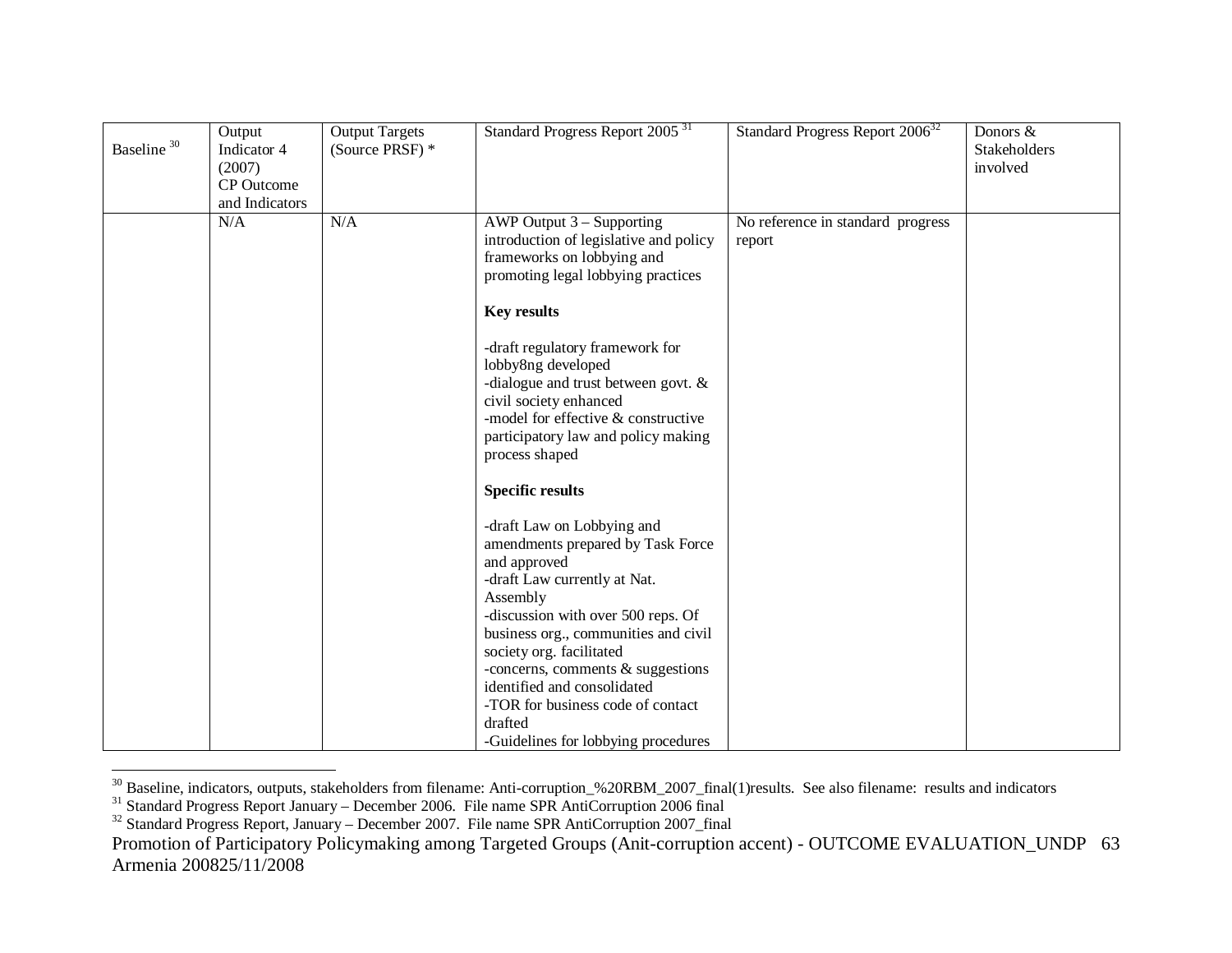| Baseline [30] | Output Indicator 4 (2007) CP Outcome and Indicators | Output Targets (Source PRSF) * | Standard Progress Report 2005 [31] | Standard Progress Report 2006[32] | Donors & Stakeholders involved |
|---|---|---|---|---|---|
| | N/A | N/A | AWP Output 3 – Supporting introduction of legislative and policy frameworks on lobbying and promoting legal lobbying practices<br><br>**Key results**<br><br>-draft regulatory framework for lobby8ng developed<br>-dialogue and trust between govt. & civil society enhanced<br>-model for effective & constructive participatory law and policy making process shaped<br><br>**Specific results**<br><br>-draft Law on Lobbying and amendments prepared by Task Force and approved<br>-draft Law currently at Nat. Assembly<br>-discussion with over 500 reps. Of business org., communities and civil society org. facilitated<br>-concerns, comments & suggestions identified and consolidated<br>-TOR for business code of contact drafted<br>-Guidelines for lobbying procedures | No reference in standard progress report | |

[30] Baseline, indicators, outputs, stakeholders from filename: Anti-corruption_%20RBM_2007_final(1)results. See also filename: results and indicators

[31] Standard Progress Report January – December 2006. File name SPR AntiCorruption 2006 final

[32] Standard Progress Report, January – December 2007. File name SPR AntiCorruption 2007_final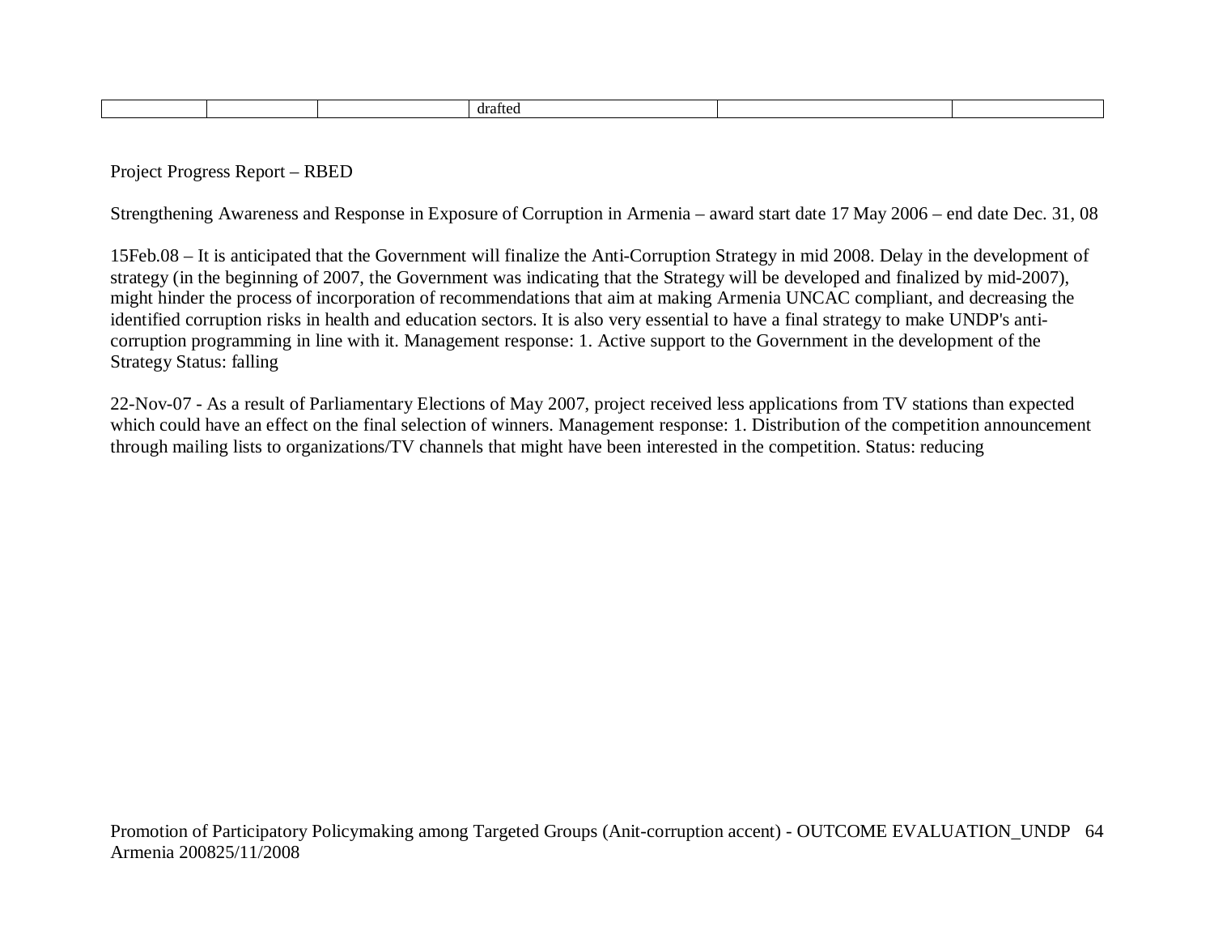| | | | | | |
|---|---|---|---|---|---|
| | | | drafted | | |

Project Progress Report – RBED

Strengthening Awareness and Response in Exposure of Corruption in Armenia – award start date 17 May 2006 – end date Dec. 31, 08

15Feb.08 – It is anticipated that the Government will finalize the Anti-Corruption Strategy in mid 2008. Delay in the development of strategy (in the beginning of 2007, the Government was indicating that the Strategy will be developed and finalized by mid-2007), might hinder the process of incorporation of recommendations that aim at making Armenia UNCAC compliant, and decreasing the identified corruption risks in health and education sectors. It is also very essential to have a final strategy to make UNDP's anti-corruption programming in line with it. Management response: 1. Active support to the Government in the development of the Strategy Status: falling

22-Nov-07 - As a result of Parliamentary Elections of May 2007, project received less applications from TV stations than expected which could have an effect on the final selection of winners. Management response: 1. Distribution of the competition announcement through mailing lists to organizations/TV channels that might have been interested in the competition. Status: reducing